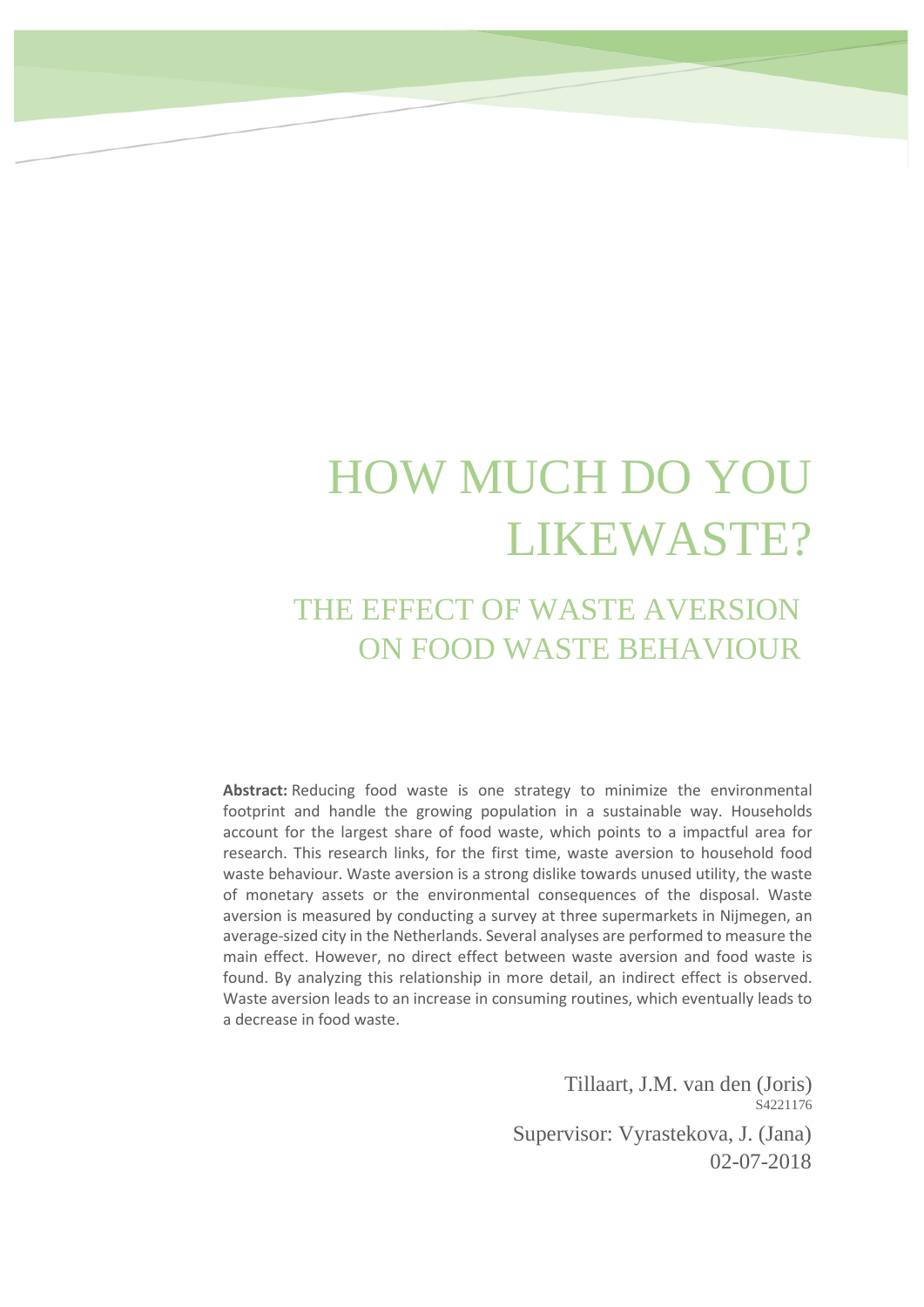# HOW MUCH DO YOU LIKEWASTE?

## THE EFFECT OF WASTE AVERSION ON FOOD WASTE BEHAVIOUR

**Abstract:** Reducing food waste is one strategy to minimize the environmental footprint and handle the growing population in a sustainable way. Households account for the largest share of food waste, which points to a impactful area for research. This research links, for the first time, waste aversion to household food waste behaviour. Waste aversion is a strong dislike towards unused utility, the waste of monetary assets or the environmental consequences of the disposal. Waste aversion is measured by conducting a survey at three supermarkets in Nijmegen, an average-sized city in the Netherlands. Several analyses are performed to measure the main effect. However, no direct effect between waste aversion and food waste is found. By analyzing this relationship in more detail, an indirect effect is observed. Waste aversion leads to an increase in consuming routines, which eventually leads to a decrease in food waste.

Tillaart, J.M. van den (Joris)
S4221176

Supervisor: Vyrastekova, J. (Jana)
02-07-2018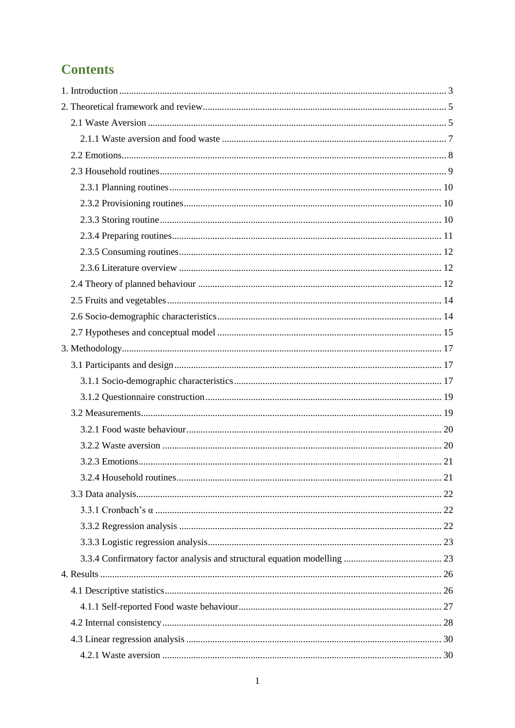# Contents

1. Introduction ........................................................................................................................ 3

2. Theoretical framework and review..................................................................................... 5

  2.1 Waste Aversion ............................................................................................................ 5

    2.1.1 Waste aversion and food waste .............................................................................. 7

  2.2 Emotions...................................................................................................................... 8

  2.3 Household routines...................................................................................................... 9

    2.3.1 Planning routines.................................................................................................. 10

    2.3.2 Provisioning routines............................................................................................ 10

    2.3.3 Storing routine ..................................................................................................... 10

    2.3.4 Preparing routines................................................................................................ 11

    2.3.5 Consuming routines.............................................................................................. 12

    2.3.6 Literature overview .............................................................................................. 12

  2.4 Theory of planned behaviour ..................................................................................... 12

  2.5 Fruits and vegetables.................................................................................................. 14

  2.6 Socio-demographic characteristics............................................................................. 14

  2.7 Hypotheses and conceptual model ............................................................................. 15

3. Methodology.................................................................................................................... 17

  3.1 Participants and design............................................................................................... 17

    3.1.1 Socio-demographic characteristics....................................................................... 17

    3.1.2 Questionnaire construction................................................................................... 19

  3.2 Measurements............................................................................................................. 19

    3.2.1 Food waste behaviour.......................................................................................... 20

    3.2.2 Waste aversion ..................................................................................................... 20

    3.2.3 Emotions.............................................................................................................. 21

    3.2.4 Household routines.............................................................................................. 21

  3.3 Data analysis............................................................................................................... 22

    3.3.1 Cronbach's α ....................................................................................................... 22

    3.3.2 Regression analysis ............................................................................................. 22

    3.3.3 Logistic regression analysis................................................................................. 23

    3.3.4 Confirmatory factor analysis and structural equation modelling ......................... 23

4. Results .............................................................................................................................. 26

  4.1 Descriptive statistics................................................................................................... 26

    4.1.1 Self-reported Food waste behaviour.................................................................... 27

  4.2 Internal consistency.................................................................................................... 28

  4.3 Linear regression analysis .......................................................................................... 30

    4.2.1 Waste aversion ..................................................................................................... 30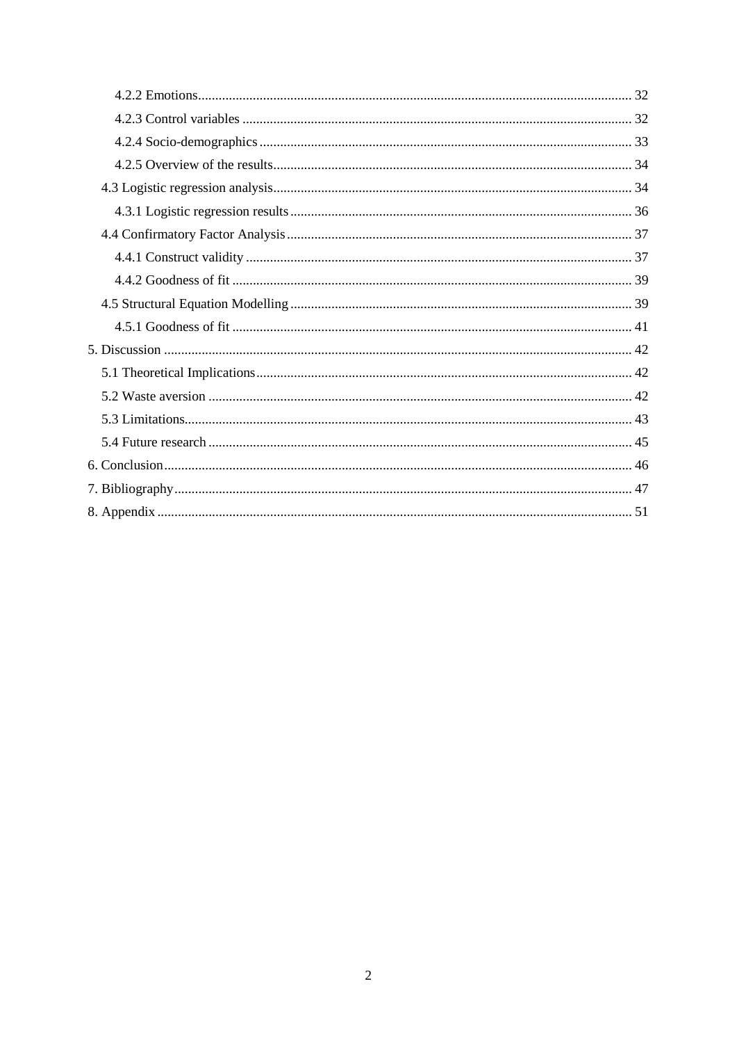4.2.2 Emotions ........................................................................................................................ 32

4.2.3 Control variables .............................................................................................................. 32

4.2.4 Socio-demographics .......................................................................................................... 33

4.2.5 Overview of the results ...................................................................................................... 34

4.3 Logistic regression analysis .................................................................................................. 34

4.3.1 Logistic regression results ................................................................................................. 36

4.4 Confirmatory Factor Analysis ................................................................................................ 37

4.4.1 Construct validity .............................................................................................................. 37

4.4.2 Goodness of fit .................................................................................................................. 39

4.5 Structural Equation Modelling ............................................................................................... 39

4.5.1 Goodness of fit .................................................................................................................. 41

5. Discussion ............................................................................................................................... 42

5.1 Theoretical Implications ......................................................................................................... 42

5.2 Waste aversion ....................................................................................................................... 42

5.3 Limitations .............................................................................................................................. 43

5.4 Future research ...................................................................................................................... 45

6. Conclusion ............................................................................................................................... 46

7. Bibliography ............................................................................................................................. 47

8. Appendix .................................................................................................................................. 51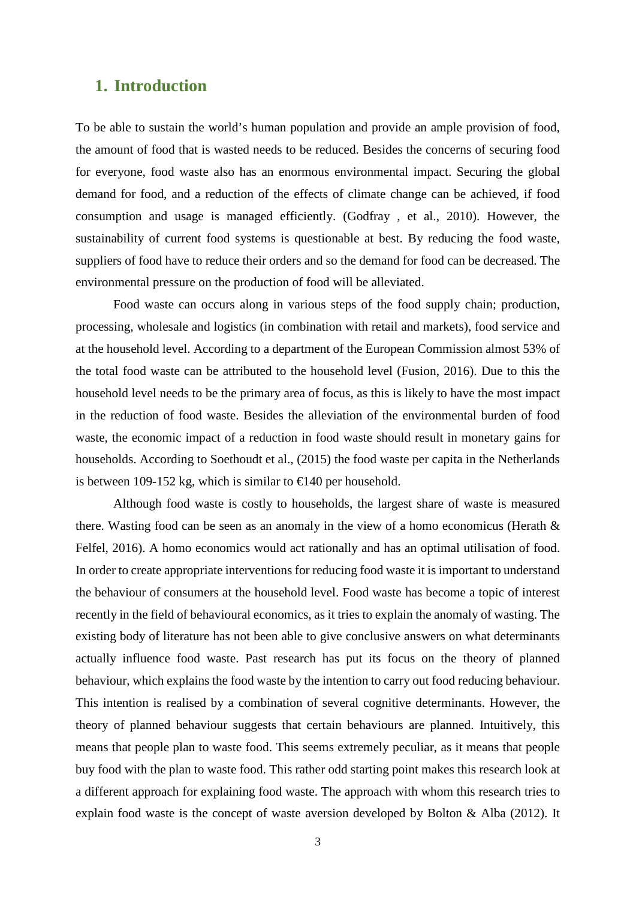# 1. Introduction

To be able to sustain the world's human population and provide an ample provision of food, the amount of food that is wasted needs to be reduced. Besides the concerns of securing food for everyone, food waste also has an enormous environmental impact. Securing the global demand for food, and a reduction of the effects of climate change can be achieved, if food consumption and usage is managed efficiently. (Godfray , et al., 2010). However, the sustainability of current food systems is questionable at best. By reducing the food waste, suppliers of food have to reduce their orders and so the demand for food can be decreased. The environmental pressure on the production of food will be alleviated.

Food waste can occurs along in various steps of the food supply chain; production, processing, wholesale and logistics (in combination with retail and markets), food service and at the household level. According to a department of the European Commission almost 53% of the total food waste can be attributed to the household level (Fusion, 2016). Due to this the household level needs to be the primary area of focus, as this is likely to have the most impact in the reduction of food waste. Besides the alleviation of the environmental burden of food waste, the economic impact of a reduction in food waste should result in monetary gains for households. According to Soethoudt et al., (2015) the food waste per capita in the Netherlands is between 109-152 kg, which is similar to €140 per household.

Although food waste is costly to households, the largest share of waste is measured there. Wasting food can be seen as an anomaly in the view of a homo economicus (Herath & Felfel, 2016). A homo economics would act rationally and has an optimal utilisation of food. In order to create appropriate interventions for reducing food waste it is important to understand the behaviour of consumers at the household level. Food waste has become a topic of interest recently in the field of behavioural economics, as it tries to explain the anomaly of wasting. The existing body of literature has not been able to give conclusive answers on what determinants actually influence food waste. Past research has put its focus on the theory of planned behaviour, which explains the food waste by the intention to carry out food reducing behaviour. This intention is realised by a combination of several cognitive determinants. However, the theory of planned behaviour suggests that certain behaviours are planned. Intuitively, this means that people plan to waste food. This seems extremely peculiar, as it means that people buy food with the plan to waste food. This rather odd starting point makes this research look at a different approach for explaining food waste. The approach with whom this research tries to explain food waste is the concept of waste aversion developed by Bolton & Alba (2012). It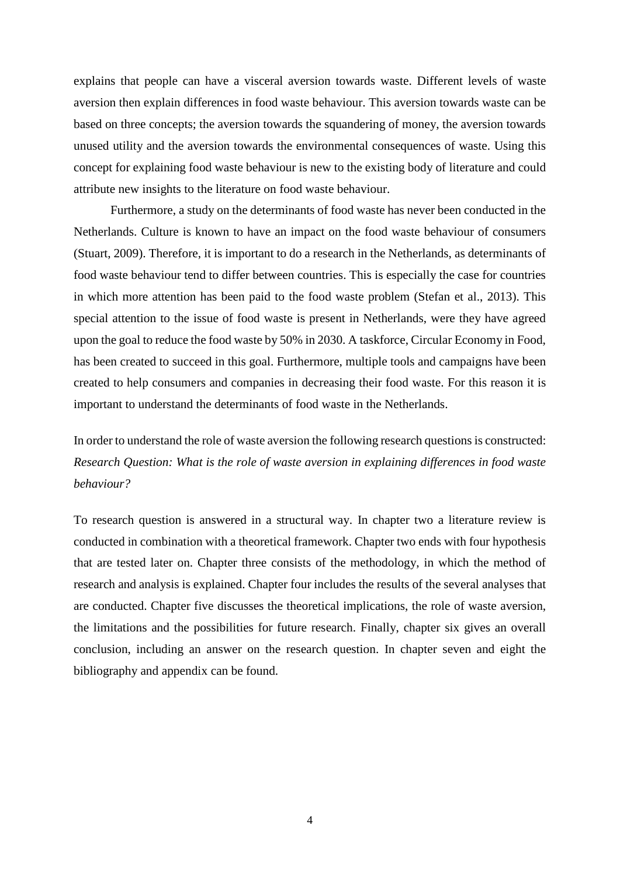explains that people can have a visceral aversion towards waste. Different levels of waste aversion then explain differences in food waste behaviour. This aversion towards waste can be based on three concepts; the aversion towards the squandering of money, the aversion towards unused utility and the aversion towards the environmental consequences of waste. Using this concept for explaining food waste behaviour is new to the existing body of literature and could attribute new insights to the literature on food waste behaviour.

Furthermore, a study on the determinants of food waste has never been conducted in the Netherlands. Culture is known to have an impact on the food waste behaviour of consumers (Stuart, 2009). Therefore, it is important to do a research in the Netherlands, as determinants of food waste behaviour tend to differ between countries. This is especially the case for countries in which more attention has been paid to the food waste problem (Stefan et al., 2013). This special attention to the issue of food waste is present in Netherlands, were they have agreed upon the goal to reduce the food waste by 50% in 2030. A taskforce, Circular Economy in Food, has been created to succeed in this goal. Furthermore, multiple tools and campaigns have been created to help consumers and companies in decreasing their food waste. For this reason it is important to understand the determinants of food waste in the Netherlands.

In order to understand the role of waste aversion the following research questions is constructed: *Research Question: What is the role of waste aversion in explaining differences in food waste behaviour?*

To research question is answered in a structural way. In chapter two a literature review is conducted in combination with a theoretical framework. Chapter two ends with four hypothesis that are tested later on. Chapter three consists of the methodology, in which the method of research and analysis is explained. Chapter four includes the results of the several analyses that are conducted. Chapter five discusses the theoretical implications, the role of waste aversion, the limitations and the possibilities for future research. Finally, chapter six gives an overall conclusion, including an answer on the research question. In chapter seven and eight the bibliography and appendix can be found.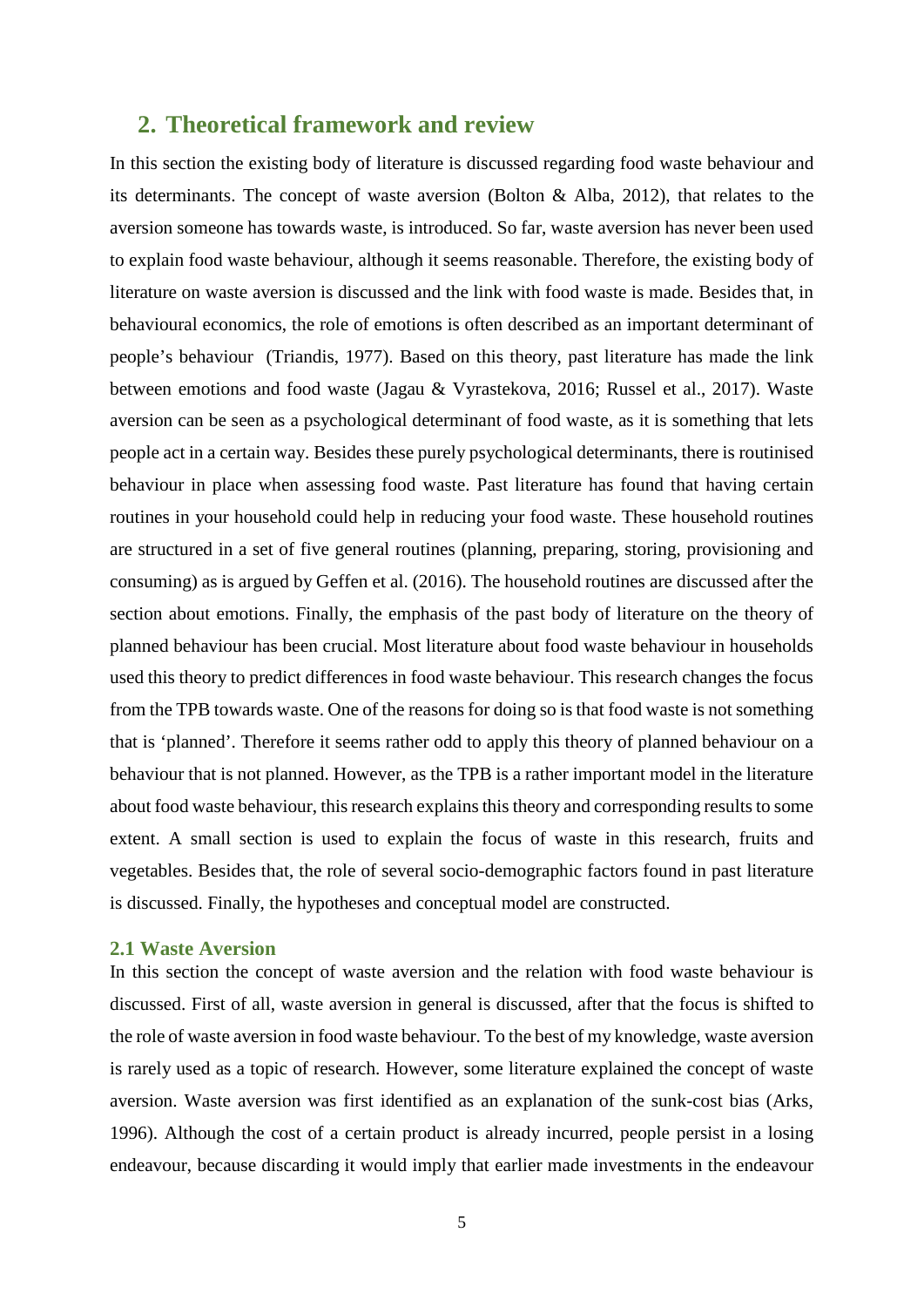## 2. Theoretical framework and review

In this section the existing body of literature is discussed regarding food waste behaviour and its determinants. The concept of waste aversion (Bolton & Alba, 2012), that relates to the aversion someone has towards waste, is introduced. So far, waste aversion has never been used to explain food waste behaviour, although it seems reasonable. Therefore, the existing body of literature on waste aversion is discussed and the link with food waste is made. Besides that, in behavioural economics, the role of emotions is often described as an important determinant of people's behaviour (Triandis, 1977). Based on this theory, past literature has made the link between emotions and food waste (Jagau & Vyrastekova, 2016; Russel et al., 2017). Waste aversion can be seen as a psychological determinant of food waste, as it is something that lets people act in a certain way. Besides these purely psychological determinants, there is routinised behaviour in place when assessing food waste. Past literature has found that having certain routines in your household could help in reducing your food waste. These household routines are structured in a set of five general routines (planning, preparing, storing, provisioning and consuming) as is argued by Geffen et al. (2016). The household routines are discussed after the section about emotions. Finally, the emphasis of the past body of literature on the theory of planned behaviour has been crucial. Most literature about food waste behaviour in households used this theory to predict differences in food waste behaviour. This research changes the focus from the TPB towards waste. One of the reasons for doing so is that food waste is not something that is 'planned'. Therefore it seems rather odd to apply this theory of planned behaviour on a behaviour that is not planned. However, as the TPB is a rather important model in the literature about food waste behaviour, this research explains this theory and corresponding results to some extent. A small section is used to explain the focus of waste in this research, fruits and vegetables. Besides that, the role of several socio-demographic factors found in past literature is discussed. Finally, the hypotheses and conceptual model are constructed.

### 2.1 Waste Aversion

In this section the concept of waste aversion and the relation with food waste behaviour is discussed. First of all, waste aversion in general is discussed, after that the focus is shifted to the role of waste aversion in food waste behaviour. To the best of my knowledge, waste aversion is rarely used as a topic of research. However, some literature explained the concept of waste aversion. Waste aversion was first identified as an explanation of the sunk-cost bias (Arks, 1996). Although the cost of a certain product is already incurred, people persist in a losing endeavour, because discarding it would imply that earlier made investments in the endeavour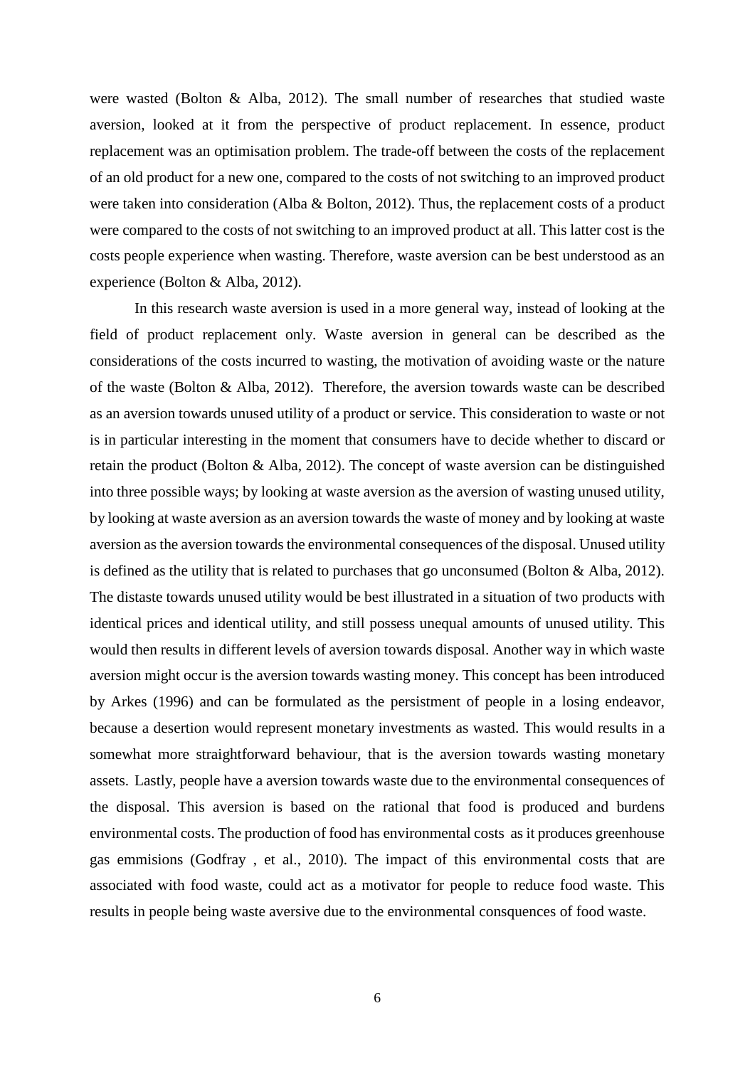were wasted (Bolton & Alba, 2012). The small number of researches that studied waste aversion, looked at it from the perspective of product replacement. In essence, product replacement was an optimisation problem. The trade-off between the costs of the replacement of an old product for a new one, compared to the costs of not switching to an improved product were taken into consideration (Alba & Bolton, 2012). Thus, the replacement costs of a product were compared to the costs of not switching to an improved product at all. This latter cost is the costs people experience when wasting. Therefore, waste aversion can be best understood as an experience (Bolton & Alba, 2012).

In this research waste aversion is used in a more general way, instead of looking at the field of product replacement only. Waste aversion in general can be described as the considerations of the costs incurred to wasting, the motivation of avoiding waste or the nature of the waste (Bolton & Alba, 2012). Therefore, the aversion towards waste can be described as an aversion towards unused utility of a product or service. This consideration to waste or not is in particular interesting in the moment that consumers have to decide whether to discard or retain the product (Bolton & Alba, 2012). The concept of waste aversion can be distinguished into three possible ways; by looking at waste aversion as the aversion of wasting unused utility, by looking at waste aversion as an aversion towards the waste of money and by looking at waste aversion as the aversion towards the environmental consequences of the disposal. Unused utility is defined as the utility that is related to purchases that go unconsumed (Bolton & Alba, 2012). The distaste towards unused utility would be best illustrated in a situation of two products with identical prices and identical utility, and still possess unequal amounts of unused utility. This would then results in different levels of aversion towards disposal. Another way in which waste aversion might occur is the aversion towards wasting money. This concept has been introduced by Arkes (1996) and can be formulated as the persistment of people in a losing endeavor, because a desertion would represent monetary investments as wasted. This would results in a somewhat more straightforward behaviour, that is the aversion towards wasting monetary assets. Lastly, people have a aversion towards waste due to the environmental consequences of the disposal. This aversion is based on the rational that food is produced and burdens environmental costs. The production of food has environmental costs as it produces greenhouse gas emmisions (Godfray , et al., 2010). The impact of this environmental costs that are associated with food waste, could act as a motivator for people to reduce food waste. This results in people being waste aversive due to the environmental consquences of food waste.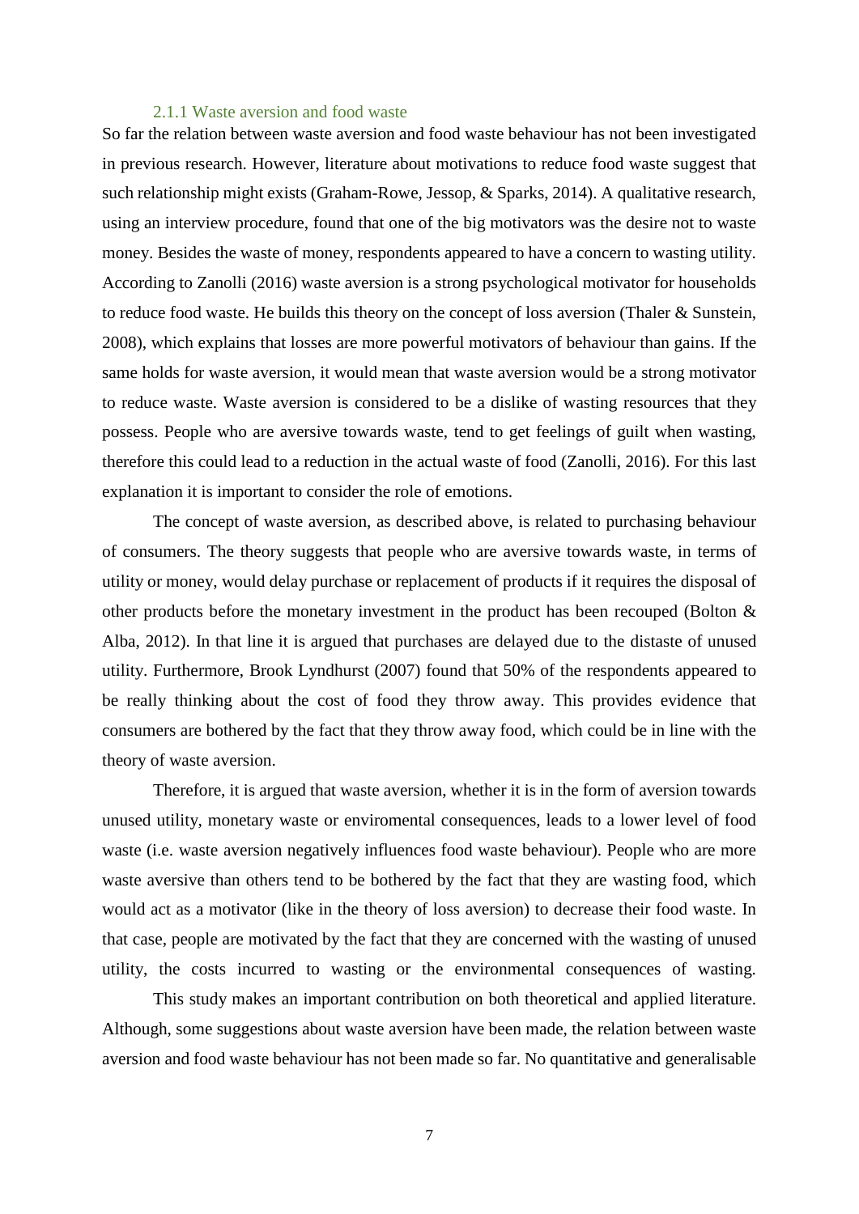### 2.1.1 Waste aversion and food waste

So far the relation between waste aversion and food waste behaviour has not been investigated in previous research. However, literature about motivations to reduce food waste suggest that such relationship might exists (Graham-Rowe, Jessop, & Sparks, 2014). A qualitative research, using an interview procedure, found that one of the big motivators was the desire not to waste money. Besides the waste of money, respondents appeared to have a concern to wasting utility. According to Zanolli (2016) waste aversion is a strong psychological motivator for households to reduce food waste. He builds this theory on the concept of loss aversion (Thaler & Sunstein, 2008), which explains that losses are more powerful motivators of behaviour than gains. If the same holds for waste aversion, it would mean that waste aversion would be a strong motivator to reduce waste. Waste aversion is considered to be a dislike of wasting resources that they possess. People who are aversive towards waste, tend to get feelings of guilt when wasting, therefore this could lead to a reduction in the actual waste of food (Zanolli, 2016). For this last explanation it is important to consider the role of emotions.

The concept of waste aversion, as described above, is related to purchasing behaviour of consumers. The theory suggests that people who are aversive towards waste, in terms of utility or money, would delay purchase or replacement of products if it requires the disposal of other products before the monetary investment in the product has been recouped (Bolton & Alba, 2012). In that line it is argued that purchases are delayed due to the distaste of unused utility. Furthermore, Brook Lyndhurst (2007) found that 50% of the respondents appeared to be really thinking about the cost of food they throw away. This provides evidence that consumers are bothered by the fact that they throw away food, which could be in line with the theory of waste aversion.

Therefore, it is argued that waste aversion, whether it is in the form of aversion towards unused utility, monetary waste or enviromental consequences, leads to a lower level of food waste (i.e. waste aversion negatively influences food waste behaviour). People who are more waste aversive than others tend to be bothered by the fact that they are wasting food, which would act as a motivator (like in the theory of loss aversion) to decrease their food waste. In that case, people are motivated by the fact that they are concerned with the wasting of unused utility, the costs incurred to wasting or the environmental consequences of wasting.

This study makes an important contribution on both theoretical and applied literature. Although, some suggestions about waste aversion have been made, the relation between waste aversion and food waste behaviour has not been made so far. No quantitative and generalisable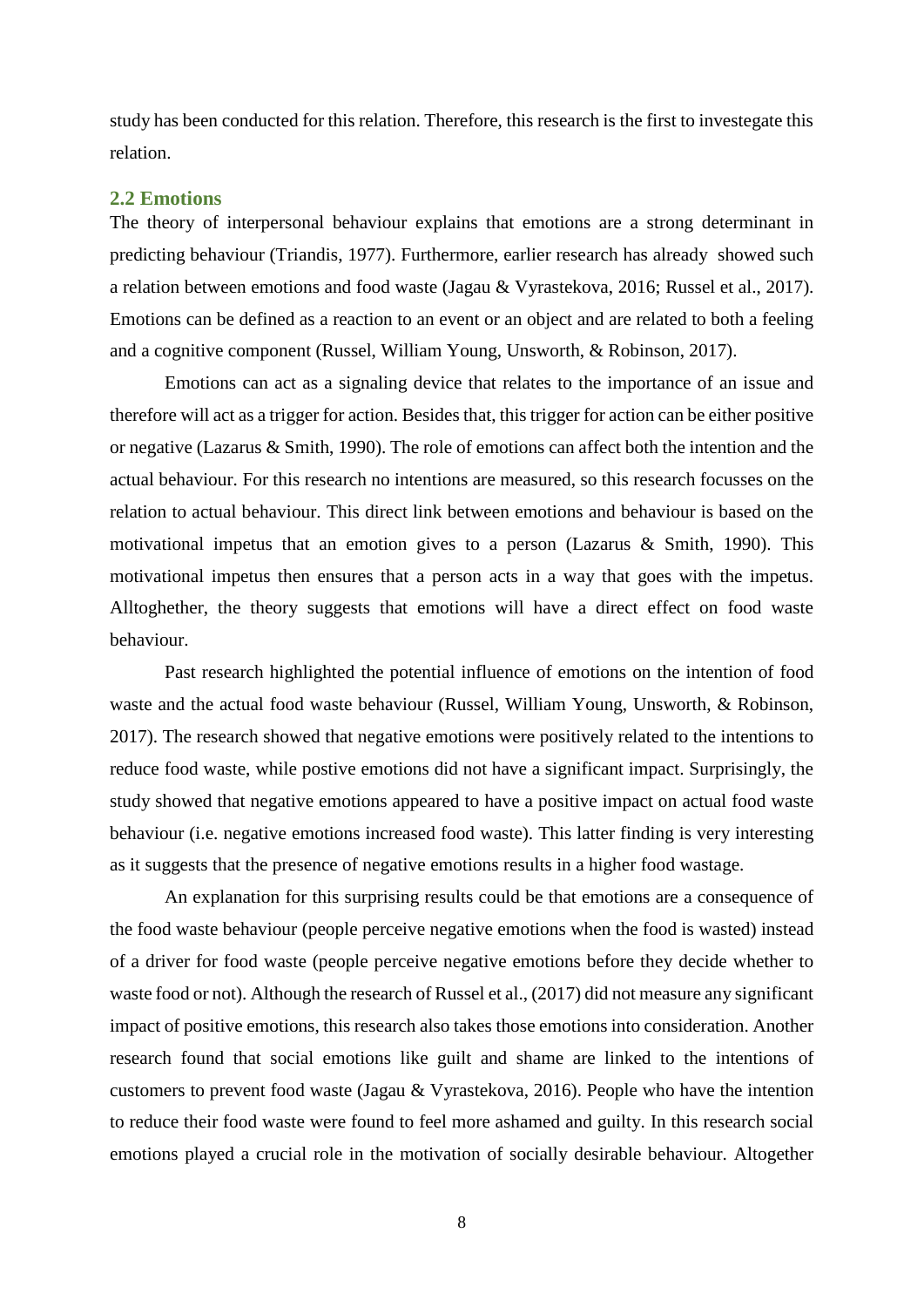study has been conducted for this relation. Therefore, this research is the first to investegate this relation.

## 2.2 Emotions

The theory of interpersonal behaviour explains that emotions are a strong determinant in predicting behaviour (Triandis, 1977). Furthermore, earlier research has already showed such a relation between emotions and food waste (Jagau & Vyrastekova, 2016; Russel et al., 2017). Emotions can be defined as a reaction to an event or an object and are related to both a feeling and a cognitive component (Russel, William Young, Unsworth, & Robinson, 2017).

Emotions can act as a signaling device that relates to the importance of an issue and therefore will act as a trigger for action. Besides that, this trigger for action can be either positive or negative (Lazarus & Smith, 1990). The role of emotions can affect both the intention and the actual behaviour. For this research no intentions are measured, so this research focusses on the relation to actual behaviour. This direct link between emotions and behaviour is based on the motivational impetus that an emotion gives to a person (Lazarus & Smith, 1990). This motivational impetus then ensures that a person acts in a way that goes with the impetus. Alltoghether, the theory suggests that emotions will have a direct effect on food waste behaviour.

Past research highlighted the potential influence of emotions on the intention of food waste and the actual food waste behaviour (Russel, William Young, Unsworth, & Robinson, 2017). The research showed that negative emotions were positively related to the intentions to reduce food waste, while postive emotions did not have a significant impact. Surprisingly, the study showed that negative emotions appeared to have a positive impact on actual food waste behaviour (i.e. negative emotions increased food waste). This latter finding is very interesting as it suggests that the presence of negative emotions results in a higher food wastage.

An explanation for this surprising results could be that emotions are a consequence of the food waste behaviour (people perceive negative emotions when the food is wasted) instead of a driver for food waste (people perceive negative emotions before they decide whether to waste food or not). Although the research of Russel et al., (2017) did not measure any significant impact of positive emotions, this research also takes those emotions into consideration. Another research found that social emotions like guilt and shame are linked to the intentions of customers to prevent food waste (Jagau & Vyrastekova, 2016). People who have the intention to reduce their food waste were found to feel more ashamed and guilty. In this research social emotions played a crucial role in the motivation of socially desirable behaviour. Altogether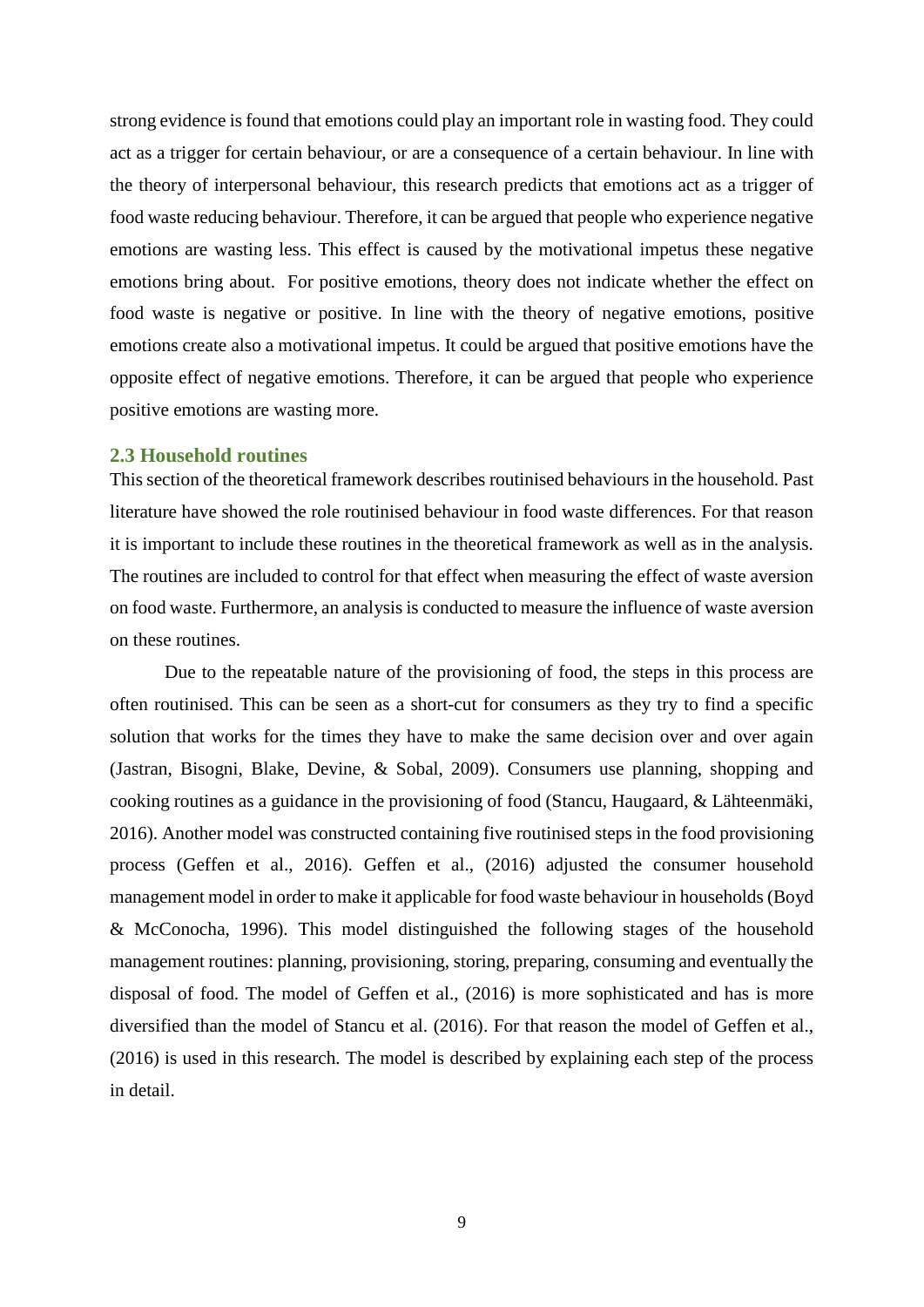strong evidence is found that emotions could play an important role in wasting food. They could act as a trigger for certain behaviour, or are a consequence of a certain behaviour. In line with the theory of interpersonal behaviour, this research predicts that emotions act as a trigger of food waste reducing behaviour. Therefore, it can be argued that people who experience negative emotions are wasting less. This effect is caused by the motivational impetus these negative emotions bring about. For positive emotions, theory does not indicate whether the effect on food waste is negative or positive. In line with the theory of negative emotions, positive emotions create also a motivational impetus. It could be argued that positive emotions have the opposite effect of negative emotions. Therefore, it can be argued that people who experience positive emotions are wasting more.

### 2.3 Household routines

This section of the theoretical framework describes routinised behaviours in the household. Past literature have showed the role routinised behaviour in food waste differences. For that reason it is important to include these routines in the theoretical framework as well as in the analysis. The routines are included to control for that effect when measuring the effect of waste aversion on food waste. Furthermore, an analysis is conducted to measure the influence of waste aversion on these routines.

Due to the repeatable nature of the provisioning of food, the steps in this process are often routinised. This can be seen as a short-cut for consumers as they try to find a specific solution that works for the times they have to make the same decision over and over again (Jastran, Bisogni, Blake, Devine, & Sobal, 2009). Consumers use planning, shopping and cooking routines as a guidance in the provisioning of food (Stancu, Haugaard, & Lähteenmäki, 2016). Another model was constructed containing five routinised steps in the food provisioning process (Geffen et al., 2016). Geffen et al., (2016) adjusted the consumer household management model in order to make it applicable for food waste behaviour in households (Boyd & McConocha, 1996). This model distinguished the following stages of the household management routines: planning, provisioning, storing, preparing, consuming and eventually the disposal of food. The model of Geffen et al., (2016) is more sophisticated and has is more diversified than the model of Stancu et al. (2016). For that reason the model of Geffen et al., (2016) is used in this research. The model is described by explaining each step of the process in detail.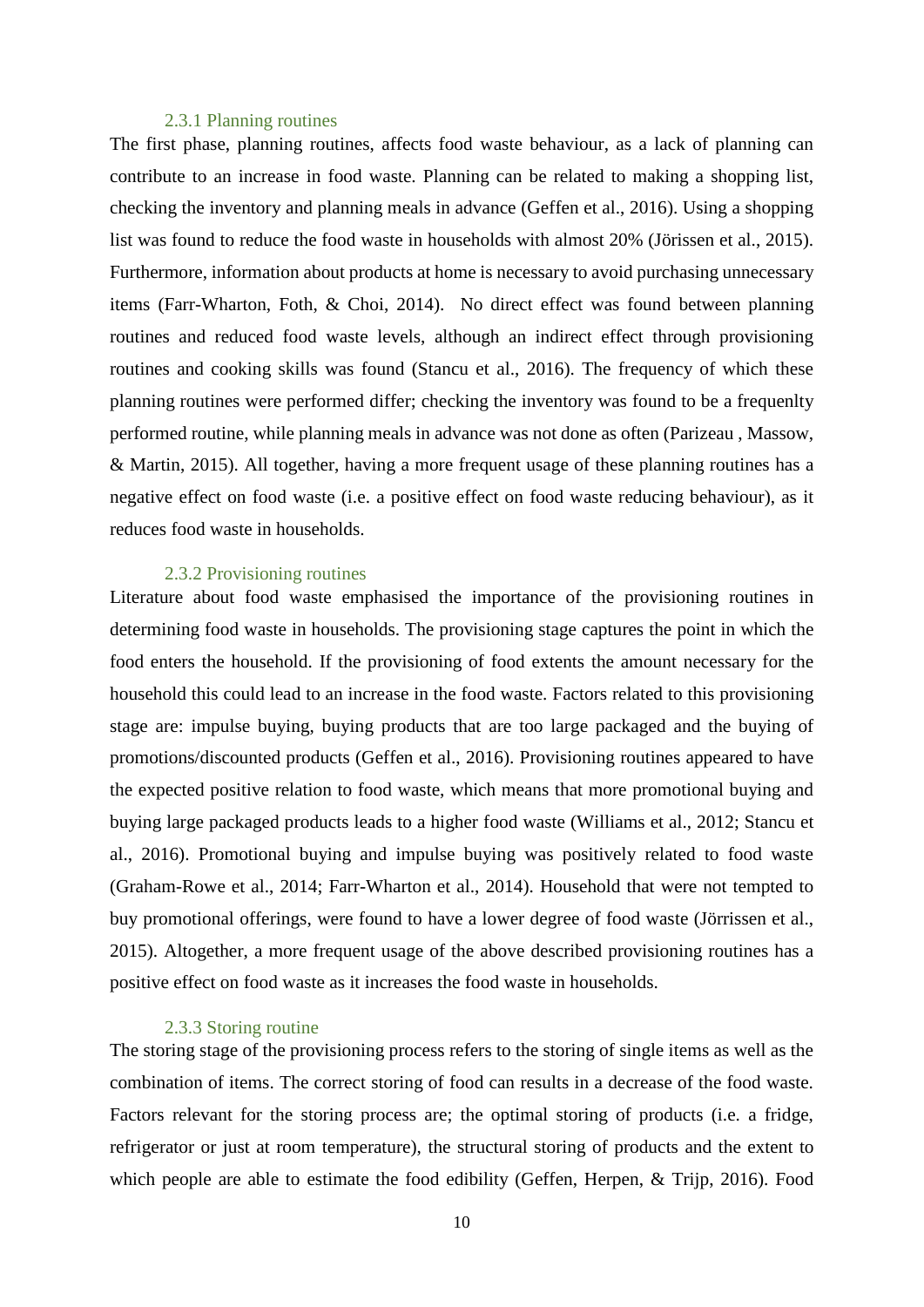### 2.3.1 Planning routines

The first phase, planning routines, affects food waste behaviour, as a lack of planning can contribute to an increase in food waste. Planning can be related to making a shopping list, checking the inventory and planning meals in advance (Geffen et al., 2016). Using a shopping list was found to reduce the food waste in households with almost 20% (Jörissen et al., 2015). Furthermore, information about products at home is necessary to avoid purchasing unnecessary items (Farr-Wharton, Foth, & Choi, 2014). No direct effect was found between planning routines and reduced food waste levels, although an indirect effect through provisioning routines and cooking skills was found (Stancu et al., 2016). The frequency of which these planning routines were performed differ; checking the inventory was found to be a frequenlty performed routine, while planning meals in advance was not done as often (Parizeau , Massow, & Martin, 2015). All together, having a more frequent usage of these planning routines has a negative effect on food waste (i.e. a positive effect on food waste reducing behaviour), as it reduces food waste in households.

### 2.3.2 Provisioning routines

Literature about food waste emphasised the importance of the provisioning routines in determining food waste in households. The provisioning stage captures the point in which the food enters the household. If the provisioning of food extents the amount necessary for the household this could lead to an increase in the food waste. Factors related to this provisioning stage are: impulse buying, buying products that are too large packaged and the buying of promotions/discounted products (Geffen et al., 2016). Provisioning routines appeared to have the expected positive relation to food waste, which means that more promotional buying and buying large packaged products leads to a higher food waste (Williams et al., 2012; Stancu et al., 2016). Promotional buying and impulse buying was positively related to food waste (Graham-Rowe et al., 2014; Farr-Wharton et al., 2014). Household that were not tempted to buy promotional offerings, were found to have a lower degree of food waste (Jörrissen et al., 2015). Altogether, a more frequent usage of the above described provisioning routines has a positive effect on food waste as it increases the food waste in households.

### 2.3.3 Storing routine

The storing stage of the provisioning process refers to the storing of single items as well as the combination of items. The correct storing of food can results in a decrease of the food waste. Factors relevant for the storing process are; the optimal storing of products (i.e. a fridge, refrigerator or just at room temperature), the structural storing of products and the extent to which people are able to estimate the food edibility (Geffen, Herpen, & Trijp, 2016). Food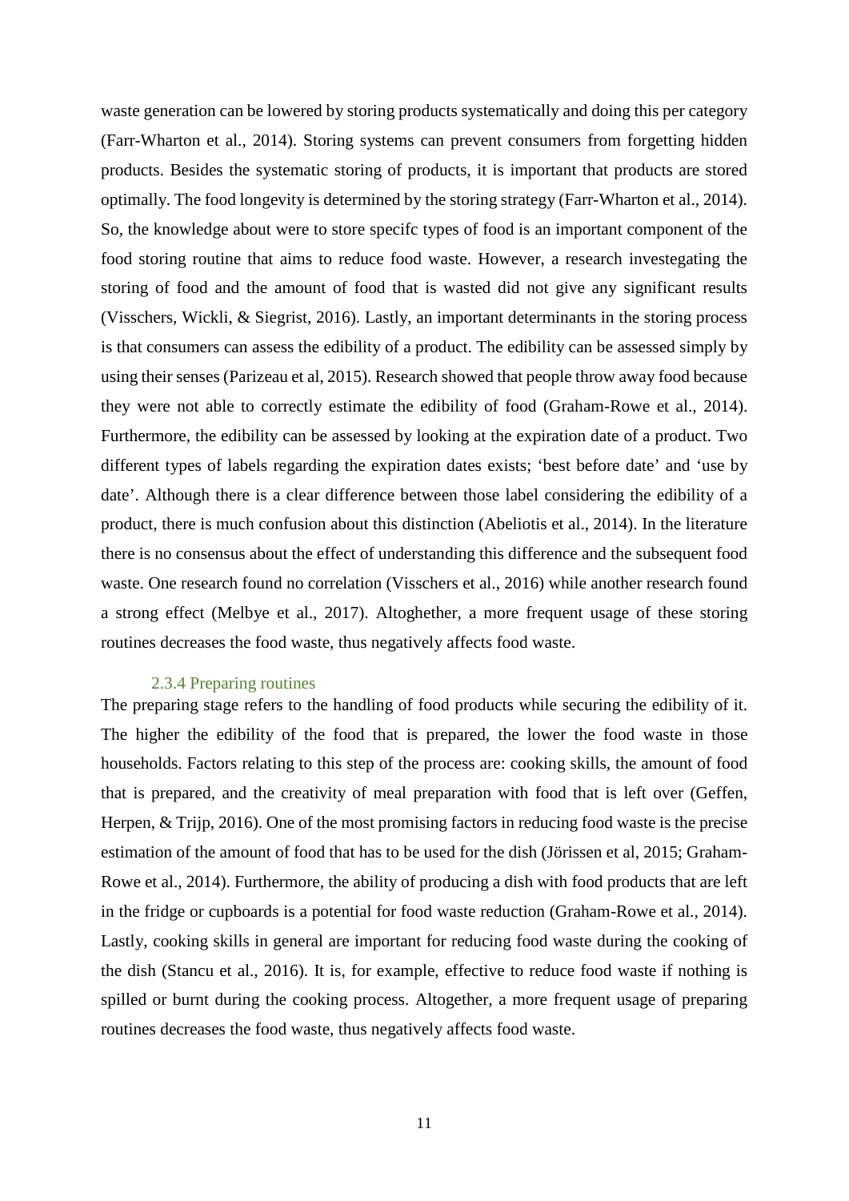waste generation can be lowered by storing products systematically and doing this per category (Farr-Wharton et al., 2014). Storing systems can prevent consumers from forgetting hidden products. Besides the systematic storing of products, it is important that products are stored optimally. The food longevity is determined by the storing strategy (Farr-Wharton et al., 2014). So, the knowledge about were to store specifc types of food is an important component of the food storing routine that aims to reduce food waste. However, a research investegating the storing of food and the amount of food that is wasted did not give any significant results (Visschers, Wickli, & Siegrist, 2016). Lastly, an important determinants in the storing process is that consumers can assess the edibility of a product. The edibility can be assessed simply by using their senses (Parizeau et al, 2015). Research showed that people throw away food because they were not able to correctly estimate the edibility of food (Graham-Rowe et al., 2014). Furthermore, the edibility can be assessed by looking at the expiration date of a product. Two different types of labels regarding the expiration dates exists; 'best before date' and 'use by date'. Although there is a clear difference between those label considering the edibility of a product, there is much confusion about this distinction (Abeliotis et al., 2014). In the literature there is no consensus about the effect of understanding this difference and the subsequent food waste. One research found no correlation (Visschers et al., 2016) while another research found a strong effect (Melbye et al., 2017). Altoghether, a more frequent usage of these storing routines decreases the food waste, thus negatively affects food waste.

### 2.3.4 Preparing routines

The preparing stage refers to the handling of food products while securing the edibility of it. The higher the edibility of the food that is prepared, the lower the food waste in those households. Factors relating to this step of the process are: cooking skills, the amount of food that is prepared, and the creativity of meal preparation with food that is left over (Geffen, Herpen, & Trijp, 2016). One of the most promising factors in reducing food waste is the precise estimation of the amount of food that has to be used for the dish (Jörissen et al, 2015; Graham-Rowe et al., 2014). Furthermore, the ability of producing a dish with food products that are left in the fridge or cupboards is a potential for food waste reduction (Graham-Rowe et al., 2014). Lastly, cooking skills in general are important for reducing food waste during the cooking of the dish (Stancu et al., 2016). It is, for example, effective to reduce food waste if nothing is spilled or burnt during the cooking process. Altogether, a more frequent usage of preparing routines decreases the food waste, thus negatively affects food waste.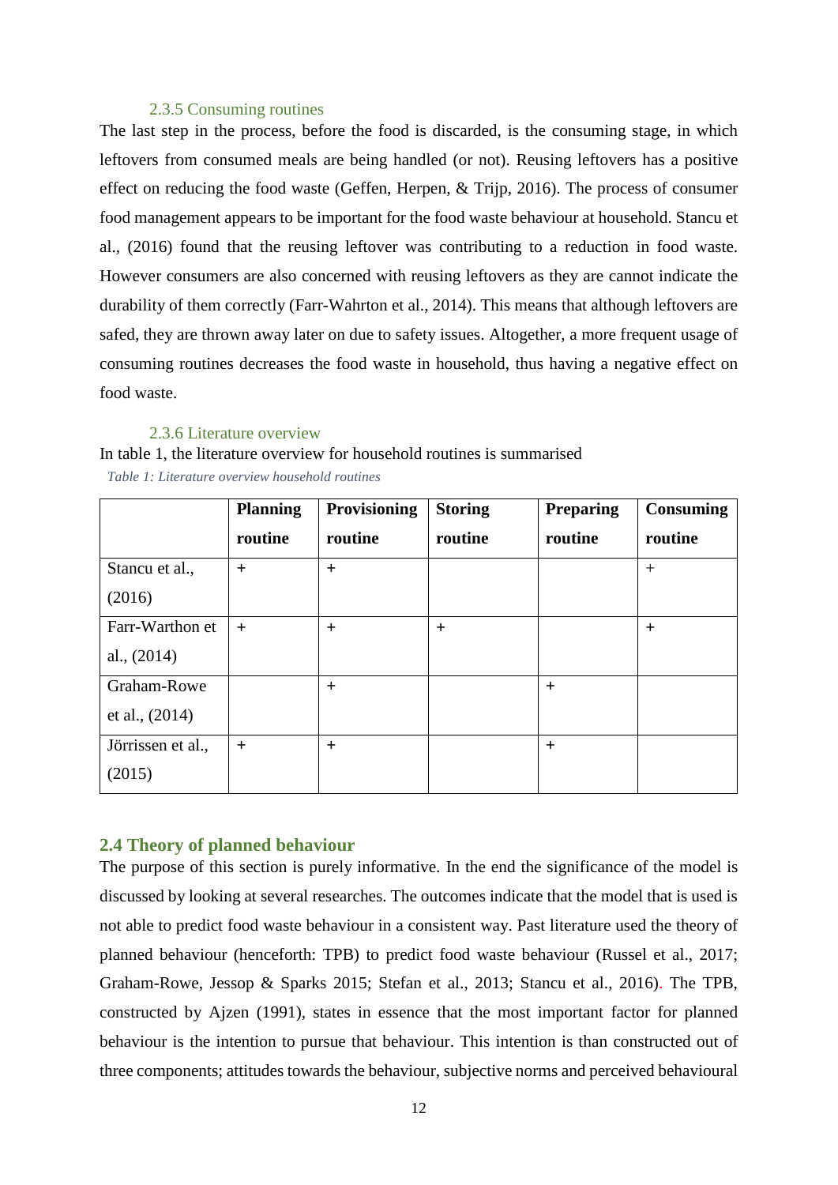### 2.3.5 Consuming routines

The last step in the process, before the food is discarded, is the consuming stage, in which leftovers from consumed meals are being handled (or not). Reusing leftovers has a positive effect on reducing the food waste (Geffen, Herpen, & Trijp, 2016). The process of consumer food management appears to be important for the food waste behaviour at household. Stancu et al., (2016) found that the reusing leftover was contributing to a reduction in food waste. However consumers are also concerned with reusing leftovers as they are cannot indicate the durability of them correctly (Farr-Wahrton et al., 2014). This means that although leftovers are safed, they are thrown away later on due to safety issues. Altogether, a more frequent usage of consuming routines decreases the food waste in household, thus having a negative effect on food waste.

### 2.3.6 Literature overview

In table 1, the literature overview for household routines is summarised

*Table 1: Literature overview household routines*

| | Planning routine | Provisioning routine | Storing routine | Preparing routine | Consuming routine |
|---|---|---|---|---|---|
| Stancu et al., (2016) | + | + | | | + |
| Farr-Warthon et al., (2014) | + | + | + | | + |
| Graham-Rowe et al., (2014) | | + | | + | |
| Jörrissen et al., (2015) | + | + | | + | |

## 2.4 Theory of planned behaviour

The purpose of this section is purely informative. In the end the significance of the model is discussed by looking at several researches. The outcomes indicate that the model that is used is not able to predict food waste behaviour in a consistent way. Past literature used the theory of planned behaviour (henceforth: TPB) to predict food waste behaviour (Russel et al., 2017; Graham-Rowe, Jessop & Sparks 2015; Stefan et al., 2013; Stancu et al., 2016). The TPB, constructed by Ajzen (1991), states in essence that the most important factor for planned behaviour is the intention to pursue that behaviour. This intention is than constructed out of three components; attitudes towards the behaviour, subjective norms and perceived behavioural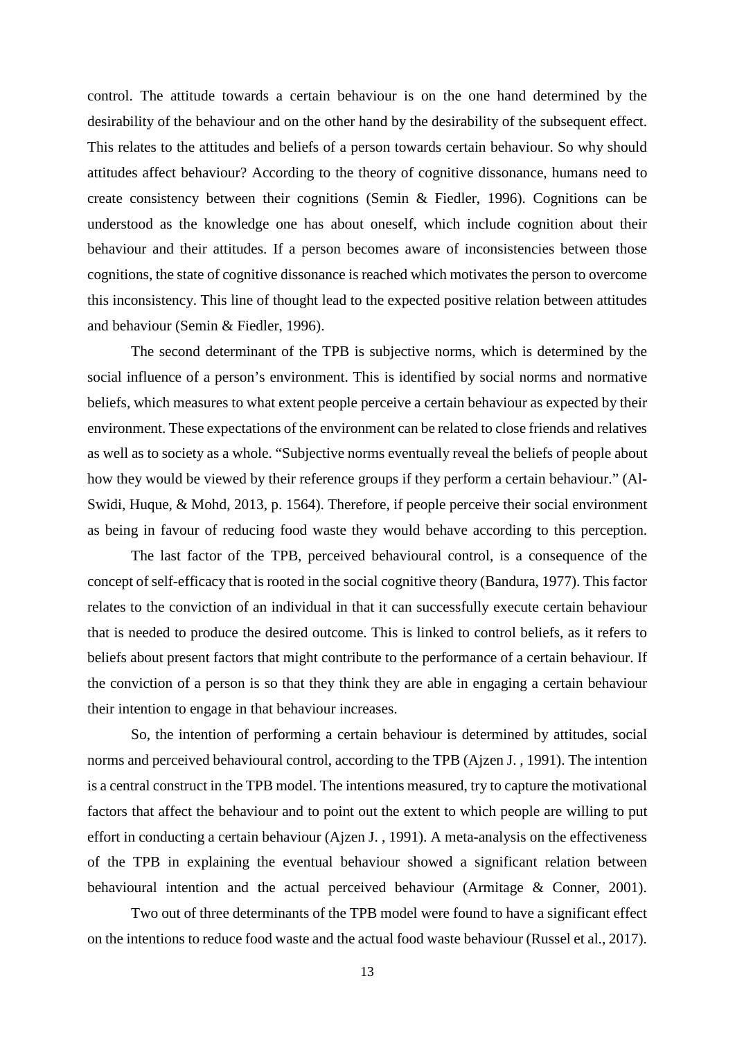control. The attitude towards a certain behaviour is on the one hand determined by the desirability of the behaviour and on the other hand by the desirability of the subsequent effect. This relates to the attitudes and beliefs of a person towards certain behaviour. So why should attitudes affect behaviour? According to the theory of cognitive dissonance, humans need to create consistency between their cognitions (Semin & Fiedler, 1996). Cognitions can be understood as the knowledge one has about oneself, which include cognition about their behaviour and their attitudes. If a person becomes aware of inconsistencies between those cognitions, the state of cognitive dissonance is reached which motivates the person to overcome this inconsistency. This line of thought lead to the expected positive relation between attitudes and behaviour (Semin & Fiedler, 1996).

The second determinant of the TPB is subjective norms, which is determined by the social influence of a person's environment. This is identified by social norms and normative beliefs, which measures to what extent people perceive a certain behaviour as expected by their environment. These expectations of the environment can be related to close friends and relatives as well as to society as a whole. "Subjective norms eventually reveal the beliefs of people about how they would be viewed by their reference groups if they perform a certain behaviour." (Al-Swidi, Huque, & Mohd, 2013, p. 1564). Therefore, if people perceive their social environment as being in favour of reducing food waste they would behave according to this perception.

The last factor of the TPB, perceived behavioural control, is a consequence of the concept of self-efficacy that is rooted in the social cognitive theory (Bandura, 1977). This factor relates to the conviction of an individual in that it can successfully execute certain behaviour that is needed to produce the desired outcome. This is linked to control beliefs, as it refers to beliefs about present factors that might contribute to the performance of a certain behaviour. If the conviction of a person is so that they think they are able in engaging a certain behaviour their intention to engage in that behaviour increases.

So, the intention of performing a certain behaviour is determined by attitudes, social norms and perceived behavioural control, according to the TPB (Ajzen J. , 1991). The intention is a central construct in the TPB model. The intentions measured, try to capture the motivational factors that affect the behaviour and to point out the extent to which people are willing to put effort in conducting a certain behaviour (Ajzen J. , 1991). A meta-analysis on the effectiveness of the TPB in explaining the eventual behaviour showed a significant relation between behavioural intention and the actual perceived behaviour (Armitage & Conner, 2001).

Two out of three determinants of the TPB model were found to have a significant effect on the intentions to reduce food waste and the actual food waste behaviour (Russel et al., 2017).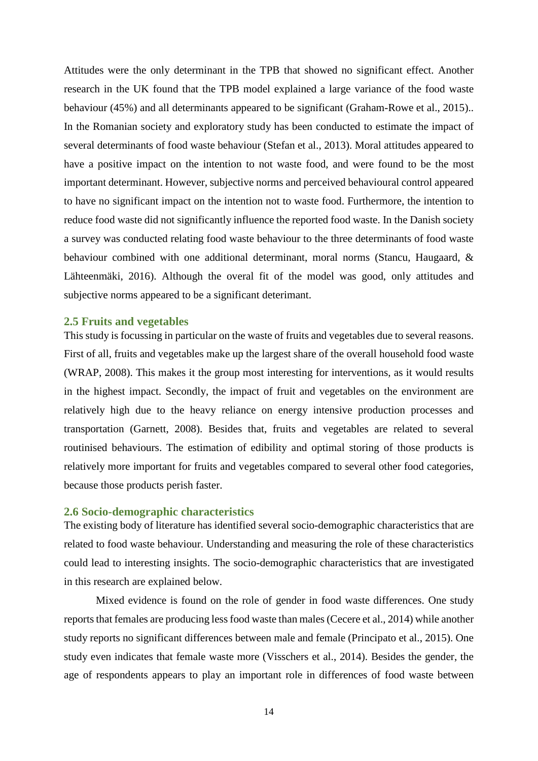Attitudes were the only determinant in the TPB that showed no significant effect. Another research in the UK found that the TPB model explained a large variance of the food waste behaviour (45%) and all determinants appeared to be significant (Graham-Rowe et al., 2015).. In the Romanian society and exploratory study has been conducted to estimate the impact of several determinants of food waste behaviour (Stefan et al., 2013). Moral attitudes appeared to have a positive impact on the intention to not waste food, and were found to be the most important determinant. However, subjective norms and perceived behavioural control appeared to have no significant impact on the intention not to waste food. Furthermore, the intention to reduce food waste did not significantly influence the reported food waste. In the Danish society a survey was conducted relating food waste behaviour to the three determinants of food waste behaviour combined with one additional determinant, moral norms (Stancu, Haugaard, & Lähteenmäki, 2016). Although the overal fit of the model was good, only attitudes and subjective norms appeared to be a significant deterimant.

## 2.5 Fruits and vegetables

This study is focussing in particular on the waste of fruits and vegetables due to several reasons. First of all, fruits and vegetables make up the largest share of the overall household food waste (WRAP, 2008). This makes it the group most interesting for interventions, as it would results in the highest impact. Secondly, the impact of fruit and vegetables on the environment are relatively high due to the heavy reliance on energy intensive production processes and transportation (Garnett, 2008). Besides that, fruits and vegetables are related to several routinised behaviours. The estimation of edibility and optimal storing of those products is relatively more important for fruits and vegetables compared to several other food categories, because those products perish faster.

## 2.6 Socio-demographic characteristics

The existing body of literature has identified several socio-demographic characteristics that are related to food waste behaviour. Understanding and measuring the role of these characteristics could lead to interesting insights. The socio-demographic characteristics that are investigated in this research are explained below.

Mixed evidence is found on the role of gender in food waste differences. One study reports that females are producing less food waste than males (Cecere et al., 2014) while another study reports no significant differences between male and female (Principato et al., 2015). One study even indicates that female waste more (Visschers et al., 2014). Besides the gender, the age of respondents appears to play an important role in differences of food waste between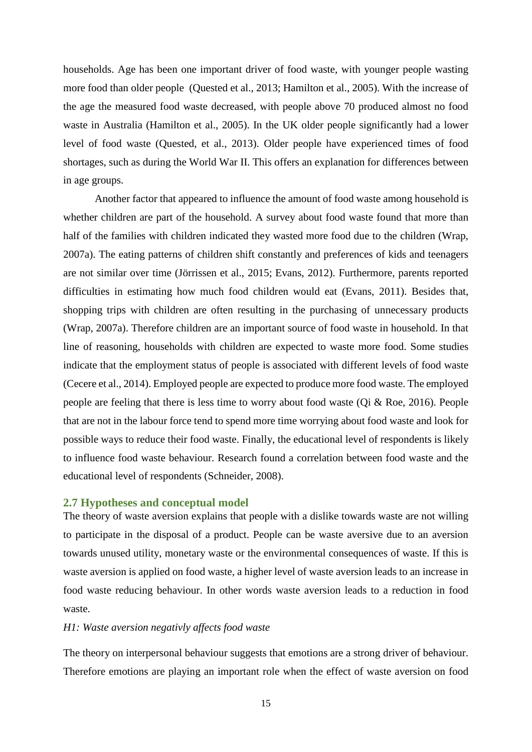households. Age has been one important driver of food waste, with younger people wasting more food than older people (Quested et al., 2013; Hamilton et al., 2005). With the increase of the age the measured food waste decreased, with people above 70 produced almost no food waste in Australia (Hamilton et al., 2005). In the UK older people significantly had a lower level of food waste (Quested, et al., 2013). Older people have experienced times of food shortages, such as during the World War II. This offers an explanation for differences between in age groups.

Another factor that appeared to influence the amount of food waste among household is whether children are part of the household. A survey about food waste found that more than half of the families with children indicated they wasted more food due to the children (Wrap, 2007a). The eating patterns of children shift constantly and preferences of kids and teenagers are not similar over time (Jörrissen et al., 2015; Evans, 2012). Furthermore, parents reported difficulties in estimating how much food children would eat (Evans, 2011). Besides that, shopping trips with children are often resulting in the purchasing of unnecessary products (Wrap, 2007a). Therefore children are an important source of food waste in household. In that line of reasoning, households with children are expected to waste more food. Some studies indicate that the employment status of people is associated with different levels of food waste (Cecere et al., 2014). Employed people are expected to produce more food waste. The employed people are feeling that there is less time to worry about food waste (Qi & Roe, 2016). People that are not in the labour force tend to spend more time worrying about food waste and look for possible ways to reduce their food waste. Finally, the educational level of respondents is likely to influence food waste behaviour. Research found a correlation between food waste and the educational level of respondents (Schneider, 2008).

## 2.7 Hypotheses and conceptual model

The theory of waste aversion explains that people with a dislike towards waste are not willing to participate in the disposal of a product. People can be waste aversive due to an aversion towards unused utility, monetary waste or the environmental consequences of waste. If this is waste aversion is applied on food waste, a higher level of waste aversion leads to an increase in food waste reducing behaviour. In other words waste aversion leads to a reduction in food waste.

*H1: Waste aversion negativly affects food waste*

The theory on interpersonal behaviour suggests that emotions are a strong driver of behaviour. Therefore emotions are playing an important role when the effect of waste aversion on food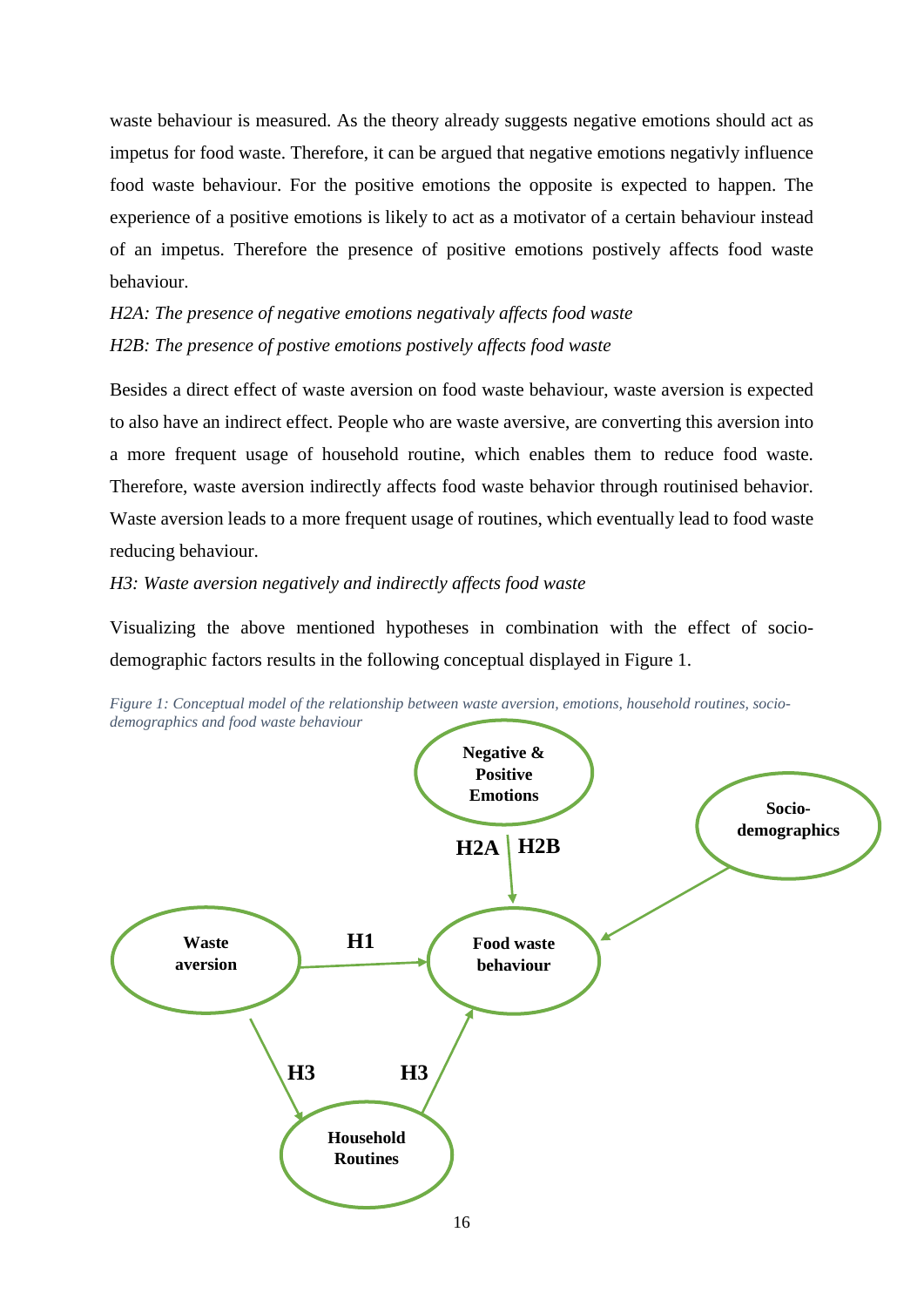waste behaviour is measured. As the theory already suggests negative emotions should act as impetus for food waste. Therefore, it can be argued that negative emotions negativly influence food waste behaviour. For the positive emotions the opposite is expected to happen. The experience of a positive emotions is likely to act as a motivator of a certain behaviour instead of an impetus. Therefore the presence of positive emotions postively affects food waste behaviour.

*H2A: The presence of negative emotions negativaly affects food waste*

*H2B: The presence of postive emotions postively affects food waste*

Besides a direct effect of waste aversion on food waste behaviour, waste aversion is expected to also have an indirect effect. People who are waste aversive, are converting this aversion into a more frequent usage of household routine, which enables them to reduce food waste. Therefore, waste aversion indirectly affects food waste behavior through routinised behavior. Waste aversion leads to a more frequent usage of routines, which eventually lead to food waste reducing behaviour.

*H3: Waste aversion negatively and indirectly affects food waste*

Visualizing the above mentioned hypotheses in combination with the effect of socio-demographic factors results in the following conceptual displayed in Figure 1.

*Figure 1: Conceptual model of the relationship between waste aversion, emotions, household routines, socio-demographics and food waste behaviour*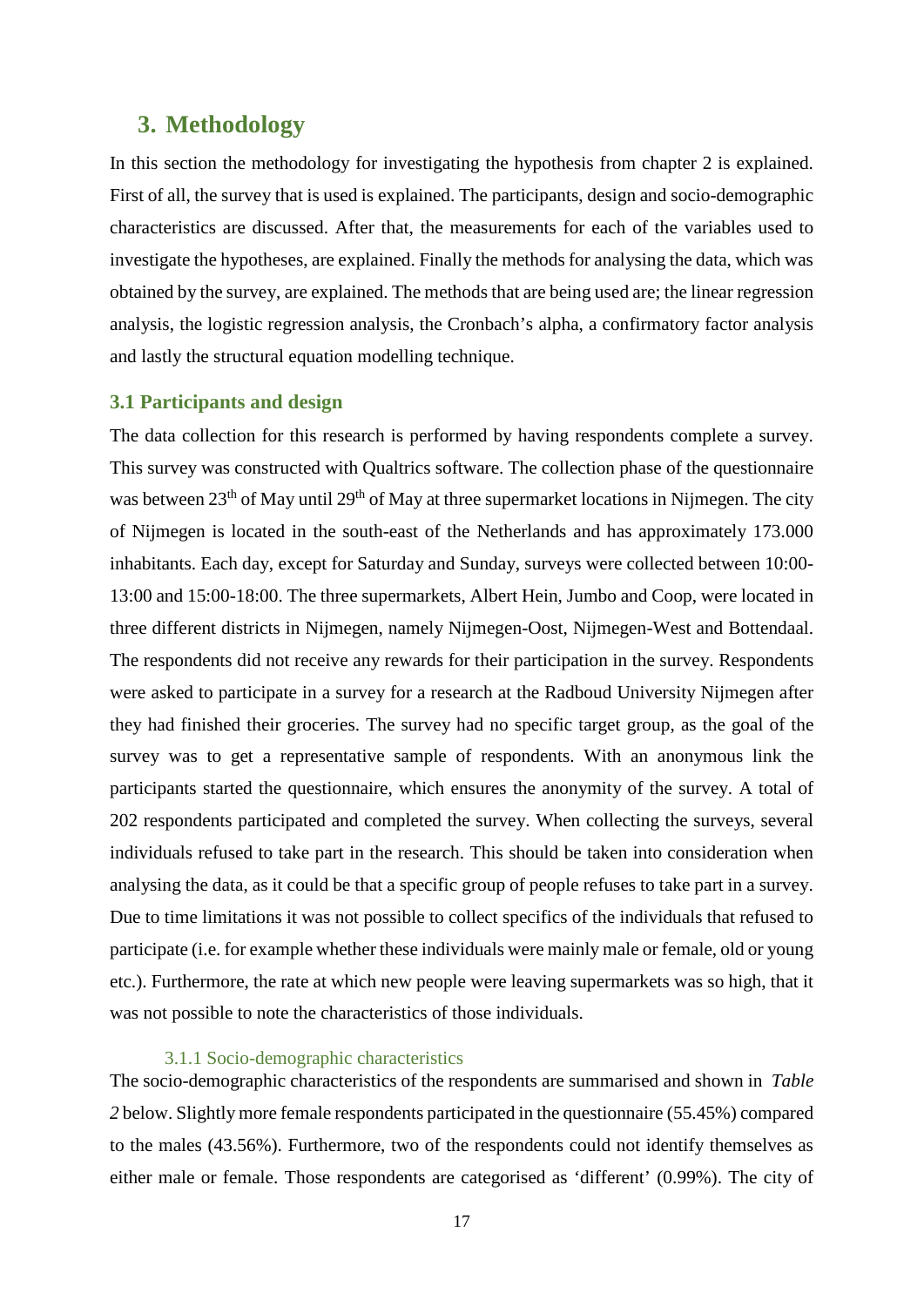# 3. Methodology

In this section the methodology for investigating the hypothesis from chapter 2 is explained. First of all, the survey that is used is explained. The participants, design and socio-demographic characteristics are discussed. After that, the measurements for each of the variables used to investigate the hypotheses, are explained. Finally the methods for analysing the data, which was obtained by the survey, are explained. The methods that are being used are; the linear regression analysis, the logistic regression analysis, the Cronbach's alpha, a confirmatory factor analysis and lastly the structural equation modelling technique.

## 3.1 Participants and design

The data collection for this research is performed by having respondents complete a survey. This survey was constructed with Qualtrics software. The collection phase of the questionnaire was between 23th of May until 29th of May at three supermarket locations in Nijmegen. The city of Nijmegen is located in the south-east of the Netherlands and has approximately 173.000 inhabitants. Each day, except for Saturday and Sunday, surveys were collected between 10:00-13:00 and 15:00-18:00. The three supermarkets, Albert Hein, Jumbo and Coop, were located in three different districts in Nijmegen, namely Nijmegen-Oost, Nijmegen-West and Bottendaal. The respondents did not receive any rewards for their participation in the survey. Respondents were asked to participate in a survey for a research at the Radboud University Nijmegen after they had finished their groceries. The survey had no specific target group, as the goal of the survey was to get a representative sample of respondents. With an anonymous link the participants started the questionnaire, which ensures the anonymity of the survey. A total of 202 respondents participated and completed the survey. When collecting the surveys, several individuals refused to take part in the research. This should be taken into consideration when analysing the data, as it could be that a specific group of people refuses to take part in a survey. Due to time limitations it was not possible to collect specifics of the individuals that refused to participate (i.e. for example whether these individuals were mainly male or female, old or young etc.). Furthermore, the rate at which new people were leaving supermarkets was so high, that it was not possible to note the characteristics of those individuals.

### 3.1.1 Socio-demographic characteristics

The socio-demographic characteristics of the respondents are summarised and shown in *Table 2* below. Slightly more female respondents participated in the questionnaire (55.45%) compared to the males (43.56%). Furthermore, two of the respondents could not identify themselves as either male or female. Those respondents are categorised as 'different' (0.99%). The city of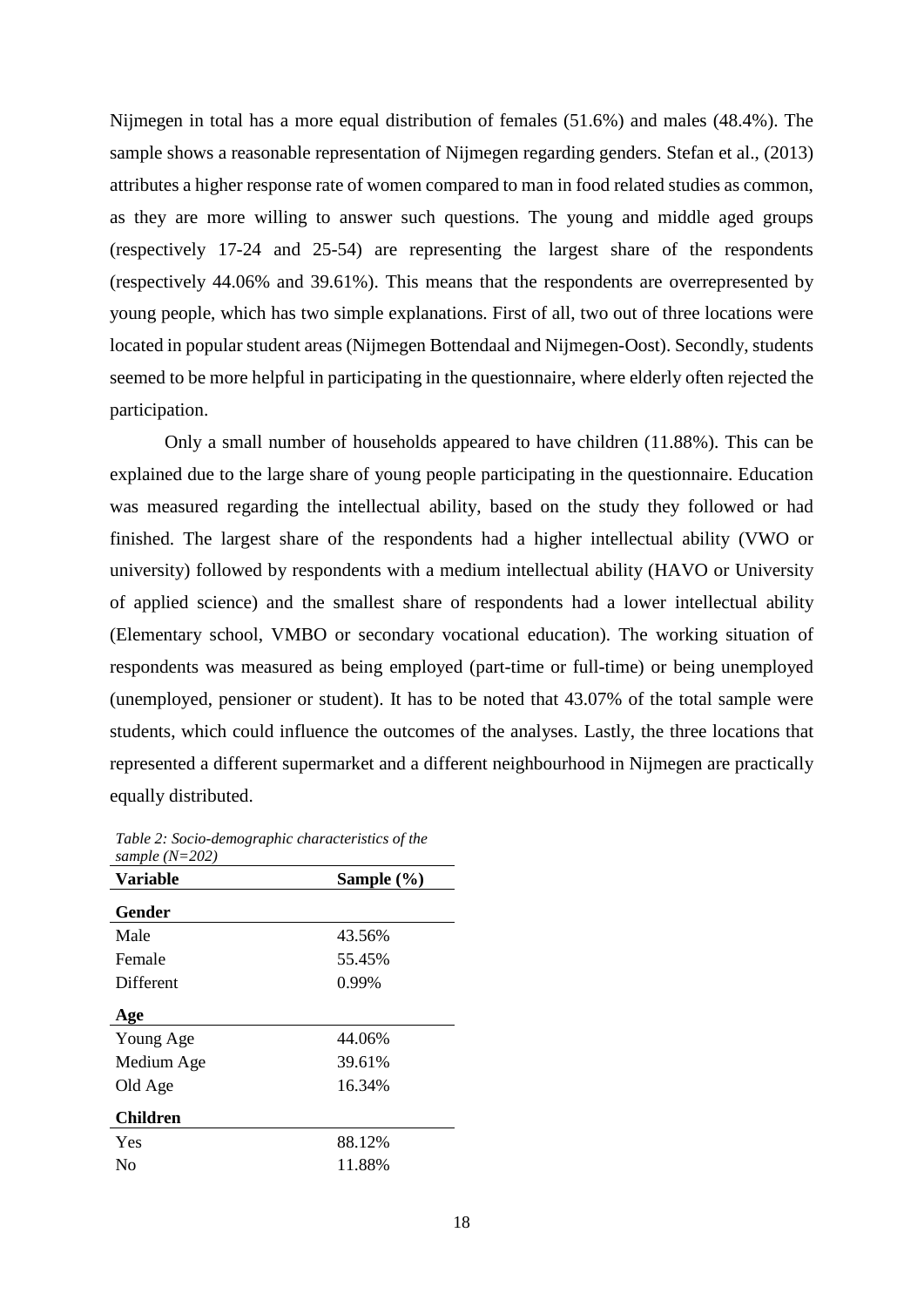Nijmegen in total has a more equal distribution of females (51.6%) and males (48.4%). The sample shows a reasonable representation of Nijmegen regarding genders. Stefan et al., (2013) attributes a higher response rate of women compared to man in food related studies as common, as they are more willing to answer such questions. The young and middle aged groups (respectively 17-24 and 25-54) are representing the largest share of the respondents (respectively 44.06% and 39.61%). This means that the respondents are overrepresented by young people, which has two simple explanations. First of all, two out of three locations were located in popular student areas (Nijmegen Bottendaal and Nijmegen-Oost). Secondly, students seemed to be more helpful in participating in the questionnaire, where elderly often rejected the participation.

Only a small number of households appeared to have children (11.88%). This can be explained due to the large share of young people participating in the questionnaire. Education was measured regarding the intellectual ability, based on the study they followed or had finished. The largest share of the respondents had a higher intellectual ability (VWO or university) followed by respondents with a medium intellectual ability (HAVO or University of applied science) and the smallest share of respondents had a lower intellectual ability (Elementary school, VMBO or secondary vocational education). The working situation of respondents was measured as being employed (part-time or full-time) or being unemployed (unemployed, pensioner or student). It has to be noted that 43.07% of the total sample were students, which could influence the outcomes of the analyses. Lastly, the three locations that represented a different supermarket and a different neighbourhood in Nijmegen are practically equally distributed.

*Table 2: Socio-demographic characteristics of the sample (N=202)*

| **Variable** | **Sample (%)** |
|---|---|
| **Gender** | |
| Male | 43.56% |
| Female | 55.45% |
| Different | 0.99% |
| **Age** | |
| Young Age | 44.06% |
| Medium Age | 39.61% |
| Old Age | 16.34% |
| **Children** | |
| Yes | 88.12% |
| No | 11.88% |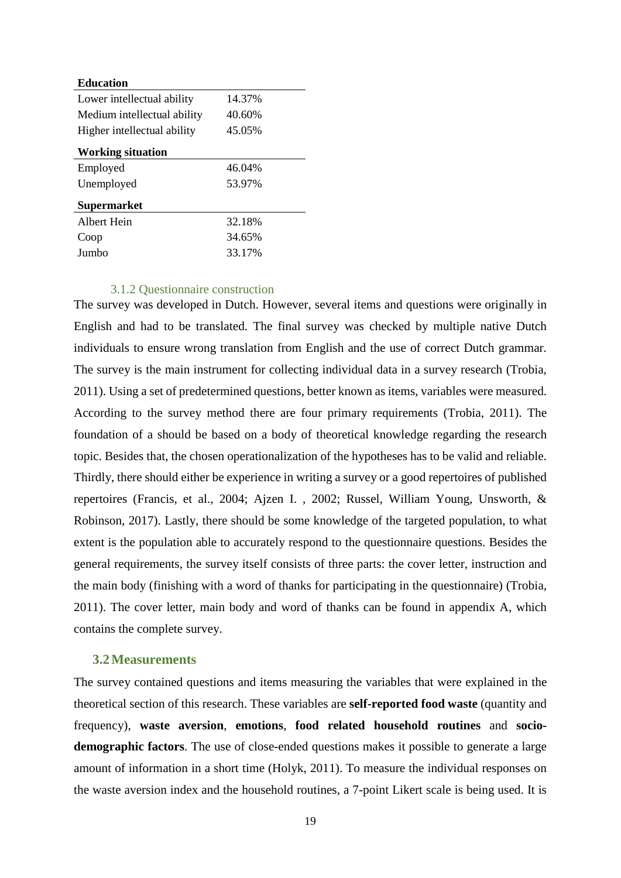| **Education** | |
|---|---|
| Lower intellectual ability | 14.37% |
| Medium intellectual ability | 40.60% |
| Higher intellectual ability | 45.05% |
| **Working situation** | |
| Employed | 46.04% |
| Unemployed | 53.97% |
| **Supermarket** | |
| Albert Hein | 32.18% |
| Coop | 34.65% |
| Jumbo | 33.17% |

#### 3.1.2 Questionnaire construction

The survey was developed in Dutch. However, several items and questions were originally in English and had to be translated. The final survey was checked by multiple native Dutch individuals to ensure wrong translation from English and the use of correct Dutch grammar. The survey is the main instrument for collecting individual data in a survey research (Trobia, 2011). Using a set of predetermined questions, better known as items, variables were measured. According to the survey method there are four primary requirements (Trobia, 2011). The foundation of a should be based on a body of theoretical knowledge regarding the research topic. Besides that, the chosen operationalization of the hypotheses has to be valid and reliable. Thirdly, there should either be experience in writing a survey or a good repertoires of published repertoires (Francis, et al., 2004; Ajzen I. , 2002; Russel, William Young, Unsworth, & Robinson, 2017). Lastly, there should be some knowledge of the targeted population, to what extent is the population able to accurately respond to the questionnaire questions. Besides the general requirements, the survey itself consists of three parts: the cover letter, instruction and the main body (finishing with a word of thanks for participating in the questionnaire) (Trobia, 2011). The cover letter, main body and word of thanks can be found in appendix A, which contains the complete survey.

### 3.2 Measurements

The survey contained questions and items measuring the variables that were explained in the theoretical section of this research. These variables are **self-reported food waste** (quantity and frequency), **waste aversion**, **emotions**, **food related household routines** and **socio-demographic factors**. The use of close-ended questions makes it possible to generate a large amount of information in a short time (Holyk, 2011). To measure the individual responses on the waste aversion index and the household routines, a 7-point Likert scale is being used. It is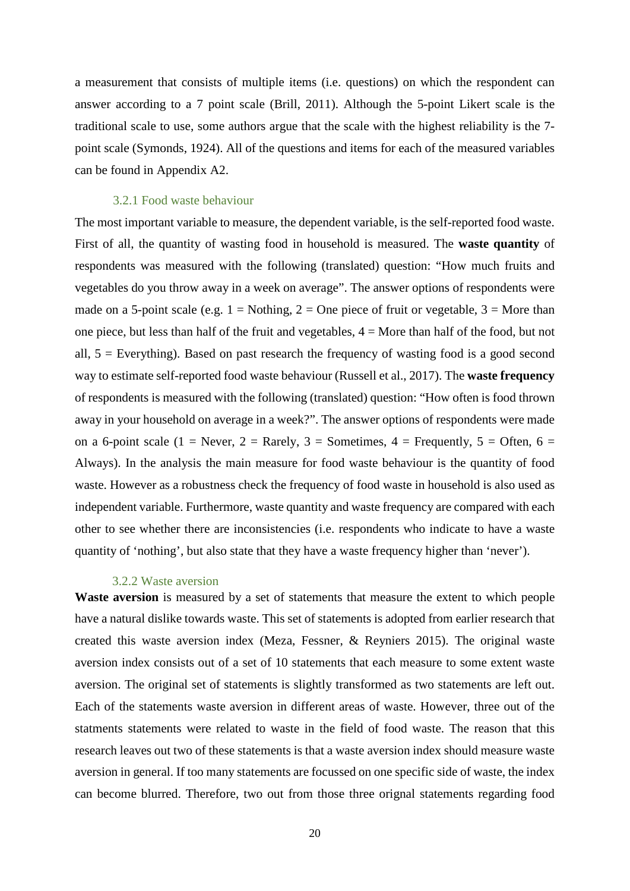a measurement that consists of multiple items (i.e. questions) on which the respondent can answer according to a 7 point scale (Brill, 2011). Although the 5-point Likert scale is the traditional scale to use, some authors argue that the scale with the highest reliability is the 7-point scale (Symonds, 1924). All of the questions and items for each of the measured variables can be found in Appendix A2.

### 3.2.1 Food waste behaviour

The most important variable to measure, the dependent variable, is the self-reported food waste. First of all, the quantity of wasting food in household is measured. The **waste quantity** of respondents was measured with the following (translated) question: "How much fruits and vegetables do you throw away in a week on average". The answer options of respondents were made on a 5-point scale (e.g. 1 = Nothing, 2 = One piece of fruit or vegetable, 3 = More than one piece, but less than half of the fruit and vegetables, 4 = More than half of the food, but not all, 5 = Everything). Based on past research the frequency of wasting food is a good second way to estimate self-reported food waste behaviour (Russell et al., 2017). The **waste frequency** of respondents is measured with the following (translated) question: "How often is food thrown away in your household on average in a week?". The answer options of respondents were made on a 6-point scale (1 = Never, 2 = Rarely, 3 = Sometimes, 4 = Frequently, 5 = Often, 6 = Always). In the analysis the main measure for food waste behaviour is the quantity of food waste. However as a robustness check the frequency of food waste in household is also used as independent variable. Furthermore, waste quantity and waste frequency are compared with each other to see whether there are inconsistencies (i.e. respondents who indicate to have a waste quantity of 'nothing', but also state that they have a waste frequency higher than 'never').

### 3.2.2 Waste aversion

**Waste aversion** is measured by a set of statements that measure the extent to which people have a natural dislike towards waste. This set of statements is adopted from earlier research that created this waste aversion index (Meza, Fessner, & Reyniers 2015). The original waste aversion index consists out of a set of 10 statements that each measure to some extent waste aversion. The original set of statements is slightly transformed as two statements are left out. Each of the statements waste aversion in different areas of waste. However, three out of the statments statements were related to waste in the field of food waste. The reason that this research leaves out two of these statements is that a waste aversion index should measure waste aversion in general. If too many statements are focussed on one specific side of waste, the index can become blurred. Therefore, two out from those three orignal statements regarding food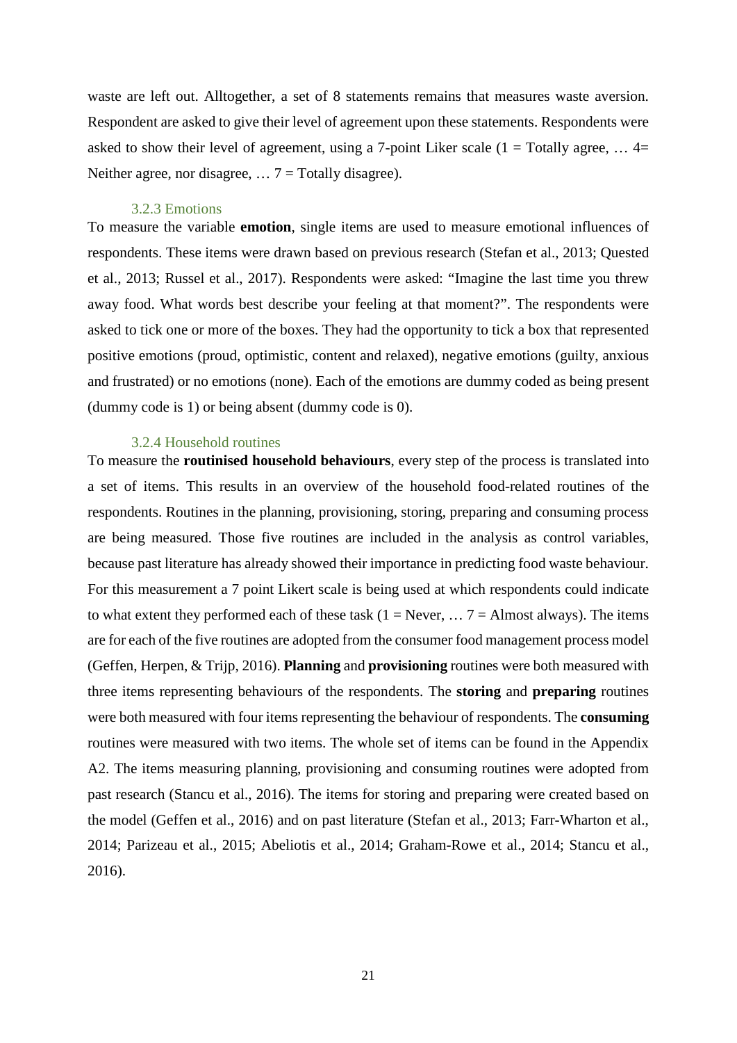waste are left out. Alltogether, a set of 8 statements remains that measures waste aversion. Respondent are asked to give their level of agreement upon these statements. Respondents were asked to show their level of agreement, using a 7-point Liker scale (1 = Totally agree, … 4= Neither agree, nor disagree, … 7 = Totally disagree).

### 3.2.3 Emotions

To measure the variable **emotion**, single items are used to measure emotional influences of respondents. These items were drawn based on previous research (Stefan et al., 2013; Quested et al., 2013; Russel et al., 2017). Respondents were asked: "Imagine the last time you threw away food. What words best describe your feeling at that moment?". The respondents were asked to tick one or more of the boxes. They had the opportunity to tick a box that represented positive emotions (proud, optimistic, content and relaxed), negative emotions (guilty, anxious and frustrated) or no emotions (none). Each of the emotions are dummy coded as being present (dummy code is 1) or being absent (dummy code is 0).

### 3.2.4 Household routines

To measure the **routinised household behaviours**, every step of the process is translated into a set of items. This results in an overview of the household food-related routines of the respondents. Routines in the planning, provisioning, storing, preparing and consuming process are being measured. Those five routines are included in the analysis as control variables, because past literature has already showed their importance in predicting food waste behaviour. For this measurement a 7 point Likert scale is being used at which respondents could indicate to what extent they performed each of these task (1 = Never, … 7 = Almost always). The items are for each of the five routines are adopted from the consumer food management process model (Geffen, Herpen, & Trijp, 2016). **Planning** and **provisioning** routines were both measured with three items representing behaviours of the respondents. The **storing** and **preparing** routines were both measured with four items representing the behaviour of respondents. The **consuming** routines were measured with two items. The whole set of items can be found in the Appendix A2. The items measuring planning, provisioning and consuming routines were adopted from past research (Stancu et al., 2016). The items for storing and preparing were created based on the model (Geffen et al., 2016) and on past literature (Stefan et al., 2013; Farr-Wharton et al., 2014; Parizeau et al., 2015; Abeliotis et al., 2014; Graham-Rowe et al., 2014; Stancu et al., 2016).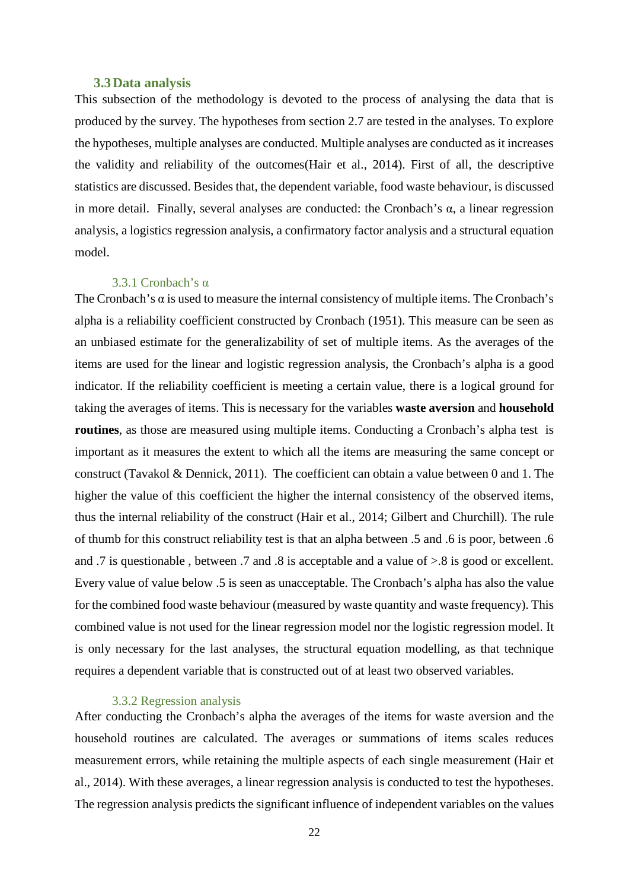## 3.3 Data analysis

This subsection of the methodology is devoted to the process of analysing the data that is produced by the survey. The hypotheses from section 2.7 are tested in the analyses. To explore the hypotheses, multiple analyses are conducted. Multiple analyses are conducted as it increases the validity and reliability of the outcomes(Hair et al., 2014). First of all, the descriptive statistics are discussed. Besides that, the dependent variable, food waste behaviour, is discussed in more detail. Finally, several analyses are conducted: the Cronbach's α, a linear regression analysis, a logistics regression analysis, a confirmatory factor analysis and a structural equation model.

### 3.3.1 Cronbach's α

The Cronbach's α is used to measure the internal consistency of multiple items. The Cronbach's alpha is a reliability coefficient constructed by Cronbach (1951). This measure can be seen as an unbiased estimate for the generalizability of set of multiple items. As the averages of the items are used for the linear and logistic regression analysis, the Cronbach's alpha is a good indicator. If the reliability coefficient is meeting a certain value, there is a logical ground for taking the averages of items. This is necessary for the variables **waste aversion** and **household routines**, as those are measured using multiple items. Conducting a Cronbach's alpha test is important as it measures the extent to which all the items are measuring the same concept or construct (Tavakol & Dennick, 2011). The coefficient can obtain a value between 0 and 1. The higher the value of this coefficient the higher the internal consistency of the observed items, thus the internal reliability of the construct (Hair et al., 2014; Gilbert and Churchill). The rule of thumb for this construct reliability test is that an alpha between .5 and .6 is poor, between .6 and .7 is questionable , between .7 and .8 is acceptable and a value of >.8 is good or excellent. Every value of value below .5 is seen as unacceptable. The Cronbach's alpha has also the value for the combined food waste behaviour (measured by waste quantity and waste frequency). This combined value is not used for the linear regression model nor the logistic regression model. It is only necessary for the last analyses, the structural equation modelling, as that technique requires a dependent variable that is constructed out of at least two observed variables.

### 3.3.2 Regression analysis

After conducting the Cronbach's alpha the averages of the items for waste aversion and the household routines are calculated. The averages or summations of items scales reduces measurement errors, while retaining the multiple aspects of each single measurement (Hair et al., 2014). With these averages, a linear regression analysis is conducted to test the hypotheses. The regression analysis predicts the significant influence of independent variables on the values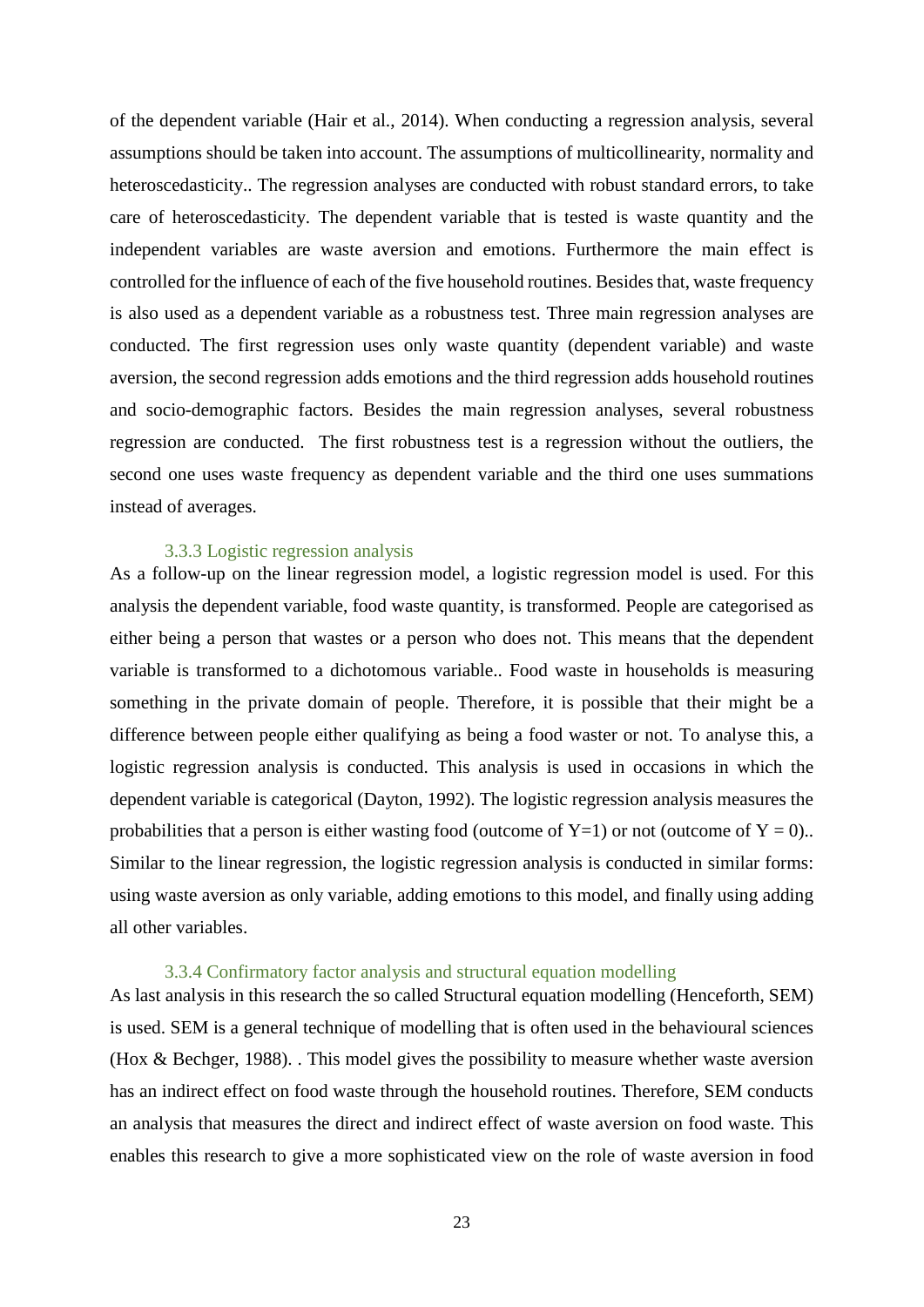of the dependent variable (Hair et al., 2014). When conducting a regression analysis, several assumptions should be taken into account. The assumptions of multicollinearity, normality and heteroscedasticity.. The regression analyses are conducted with robust standard errors, to take care of heteroscedasticity. The dependent variable that is tested is waste quantity and the independent variables are waste aversion and emotions. Furthermore the main effect is controlled for the influence of each of the five household routines. Besides that, waste frequency is also used as a dependent variable as a robustness test. Three main regression analyses are conducted. The first regression uses only waste quantity (dependent variable) and waste aversion, the second regression adds emotions and the third regression adds household routines and socio-demographic factors. Besides the main regression analyses, several robustness regression are conducted. The first robustness test is a regression without the outliers, the second one uses waste frequency as dependent variable and the third one uses summations instead of averages.

### 3.3.3 Logistic regression analysis

As a follow-up on the linear regression model, a logistic regression model is used. For this analysis the dependent variable, food waste quantity, is transformed. People are categorised as either being a person that wastes or a person who does not. This means that the dependent variable is transformed to a dichotomous variable.. Food waste in households is measuring something in the private domain of people. Therefore, it is possible that their might be a difference between people either qualifying as being a food waster or not. To analyse this, a logistic regression analysis is conducted. This analysis is used in occasions in which the dependent variable is categorical (Dayton, 1992). The logistic regression analysis measures the probabilities that a person is either wasting food (outcome of $Y=1$) or not (outcome of $Y = 0$).. Similar to the linear regression, the logistic regression analysis is conducted in similar forms: using waste aversion as only variable, adding emotions to this model, and finally using adding all other variables.

### 3.3.4 Confirmatory factor analysis and structural equation modelling

As last analysis in this research the so called Structural equation modelling (Henceforth, SEM) is used. SEM is a general technique of modelling that is often used in the behavioural sciences (Hox & Bechger, 1988). . This model gives the possibility to measure whether waste aversion has an indirect effect on food waste through the household routines. Therefore, SEM conducts an analysis that measures the direct and indirect effect of waste aversion on food waste. This enables this research to give a more sophisticated view on the role of waste aversion in food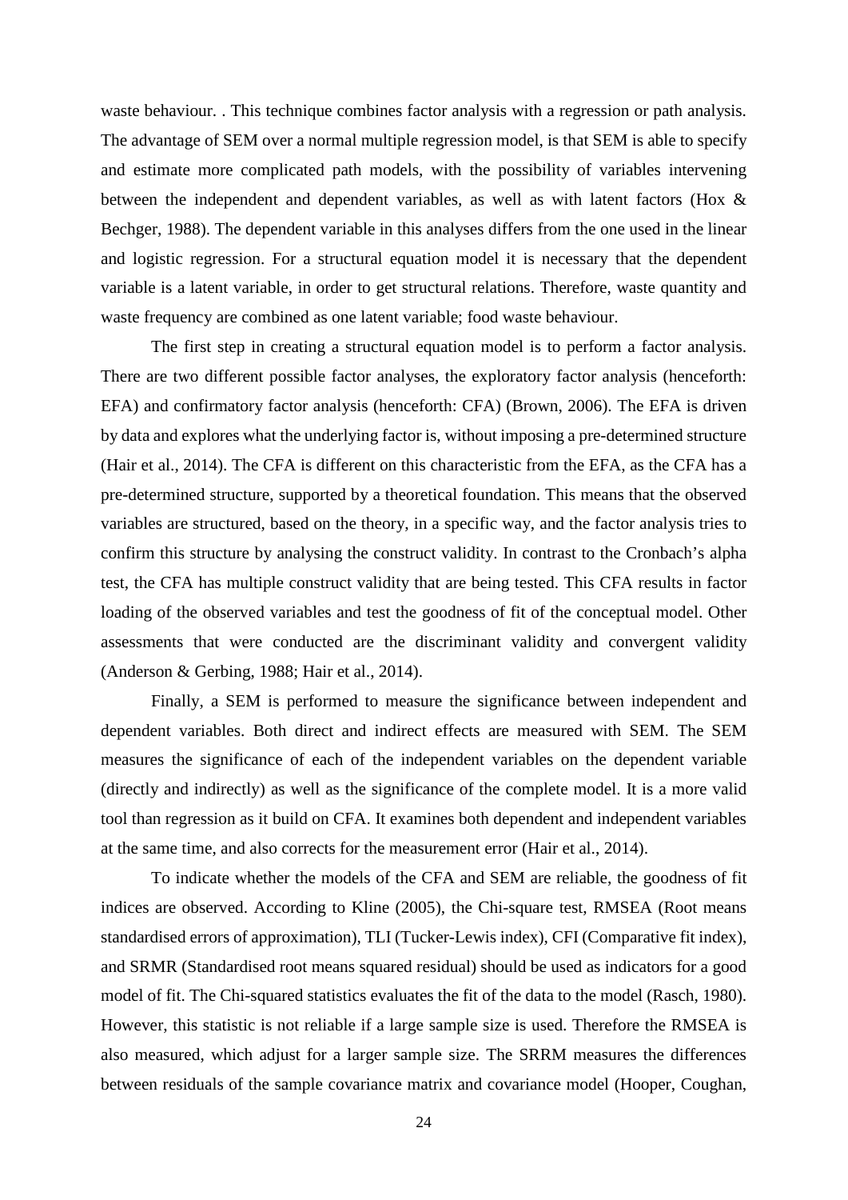waste behaviour. . This technique combines factor analysis with a regression or path analysis. The advantage of SEM over a normal multiple regression model, is that SEM is able to specify and estimate more complicated path models, with the possibility of variables intervening between the independent and dependent variables, as well as with latent factors (Hox & Bechger, 1988). The dependent variable in this analyses differs from the one used in the linear and logistic regression. For a structural equation model it is necessary that the dependent variable is a latent variable, in order to get structural relations. Therefore, waste quantity and waste frequency are combined as one latent variable; food waste behaviour.

The first step in creating a structural equation model is to perform a factor analysis. There are two different possible factor analyses, the exploratory factor analysis (henceforth: EFA) and confirmatory factor analysis (henceforth: CFA) (Brown, 2006). The EFA is driven by data and explores what the underlying factor is, without imposing a pre-determined structure (Hair et al., 2014). The CFA is different on this characteristic from the EFA, as the CFA has a pre-determined structure, supported by a theoretical foundation. This means that the observed variables are structured, based on the theory, in a specific way, and the factor analysis tries to confirm this structure by analysing the construct validity. In contrast to the Cronbach's alpha test, the CFA has multiple construct validity that are being tested. This CFA results in factor loading of the observed variables and test the goodness of fit of the conceptual model. Other assessments that were conducted are the discriminant validity and convergent validity (Anderson & Gerbing, 1988; Hair et al., 2014).

Finally, a SEM is performed to measure the significance between independent and dependent variables. Both direct and indirect effects are measured with SEM. The SEM measures the significance of each of the independent variables on the dependent variable (directly and indirectly) as well as the significance of the complete model. It is a more valid tool than regression as it build on CFA. It examines both dependent and independent variables at the same time, and also corrects for the measurement error (Hair et al., 2014).

To indicate whether the models of the CFA and SEM are reliable, the goodness of fit indices are observed. According to Kline (2005), the Chi-square test, RMSEA (Root means standardised errors of approximation), TLI (Tucker-Lewis index), CFI (Comparative fit index), and SRMR (Standardised root means squared residual) should be used as indicators for a good model of fit. The Chi-squared statistics evaluates the fit of the data to the model (Rasch, 1980). However, this statistic is not reliable if a large sample size is used. Therefore the RMSEA is also measured, which adjust for a larger sample size. The SRRM measures the differences between residuals of the sample covariance matrix and covariance model (Hooper, Coughan,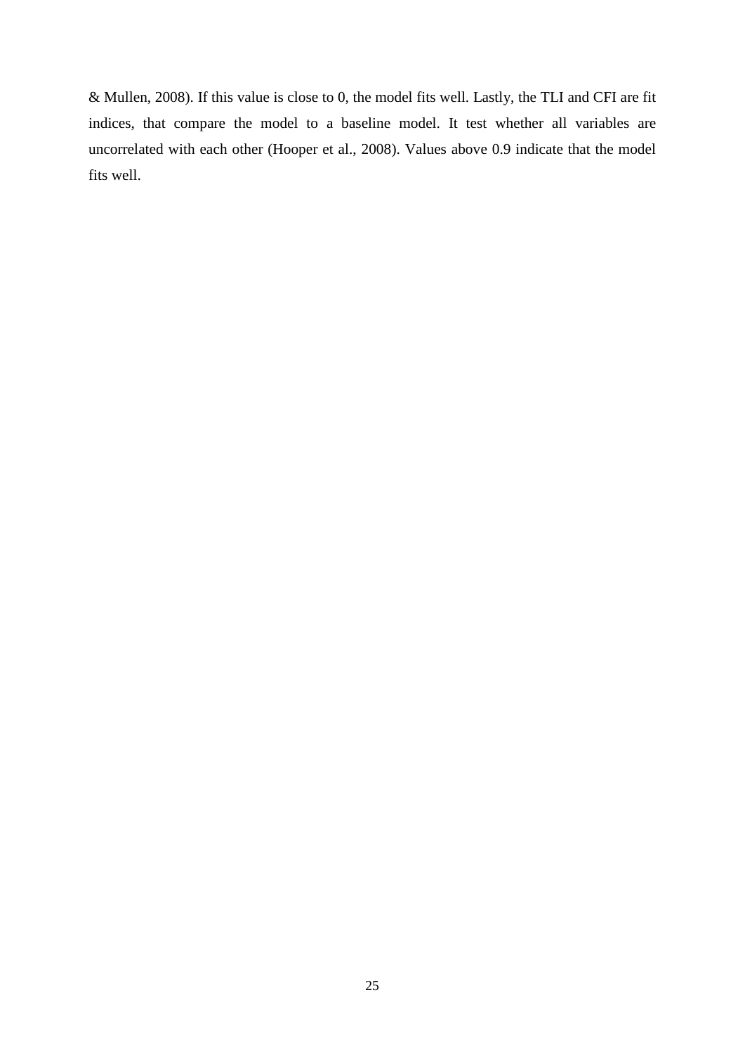& Mullen, 2008). If this value is close to 0, the model fits well. Lastly, the TLI and CFI are fit indices, that compare the model to a baseline model. It test whether all variables are uncorrelated with each other (Hooper et al., 2008). Values above 0.9 indicate that the model fits well.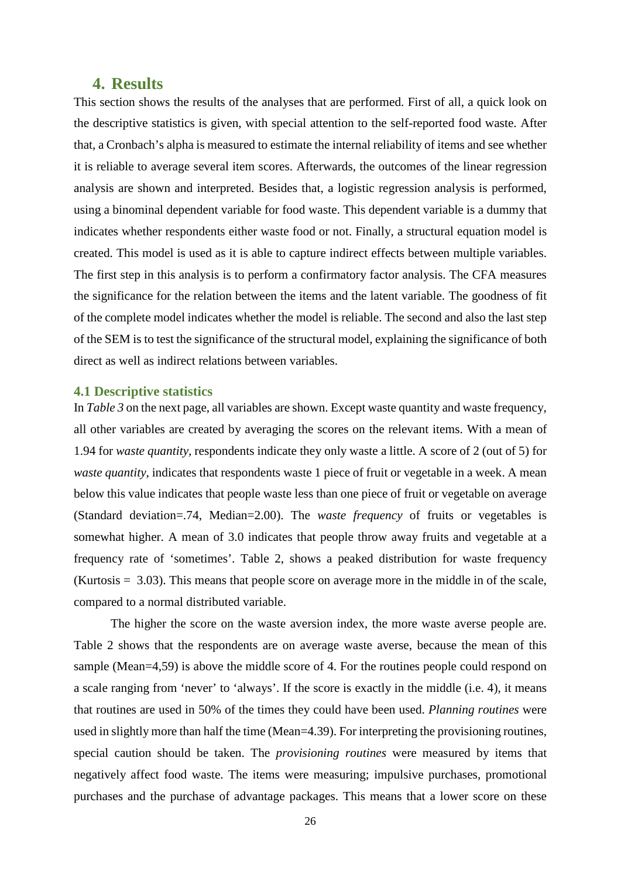# 4. Results

This section shows the results of the analyses that are performed. First of all, a quick look on the descriptive statistics is given, with special attention to the self-reported food waste. After that, a Cronbach's alpha is measured to estimate the internal reliability of items and see whether it is reliable to average several item scores. Afterwards, the outcomes of the linear regression analysis are shown and interpreted. Besides that, a logistic regression analysis is performed, using a binominal dependent variable for food waste. This dependent variable is a dummy that indicates whether respondents either waste food or not. Finally, a structural equation model is created. This model is used as it is able to capture indirect effects between multiple variables. The first step in this analysis is to perform a confirmatory factor analysis. The CFA measures the significance for the relation between the items and the latent variable. The goodness of fit of the complete model indicates whether the model is reliable. The second and also the last step of the SEM is to test the significance of the structural model, explaining the significance of both direct as well as indirect relations between variables.

## 4.1 Descriptive statistics

In *Table 3* on the next page, all variables are shown. Except waste quantity and waste frequency, all other variables are created by averaging the scores on the relevant items. With a mean of 1.94 for *waste quantity*, respondents indicate they only waste a little. A score of 2 (out of 5) for *waste quantity*, indicates that respondents waste 1 piece of fruit or vegetable in a week. A mean below this value indicates that people waste less than one piece of fruit or vegetable on average (Standard deviation=.74, Median=2.00). The *waste frequency* of fruits or vegetables is somewhat higher. A mean of 3.0 indicates that people throw away fruits and vegetable at a frequency rate of 'sometimes'. Table 2, shows a peaked distribution for waste frequency (Kurtosis = 3.03). This means that people score on average more in the middle in of the scale, compared to a normal distributed variable.

The higher the score on the waste aversion index, the more waste averse people are. Table 2 shows that the respondents are on average waste averse, because the mean of this sample (Mean=4,59) is above the middle score of 4. For the routines people could respond on a scale ranging from 'never' to 'always'. If the score is exactly in the middle (i.e. 4), it means that routines are used in 50% of the times they could have been used. *Planning routines* were used in slightly more than half the time (Mean=4.39). For interpreting the provisioning routines, special caution should be taken. The *provisioning routines* were measured by items that negatively affect food waste. The items were measuring; impulsive purchases, promotional purchases and the purchase of advantage packages. This means that a lower score on these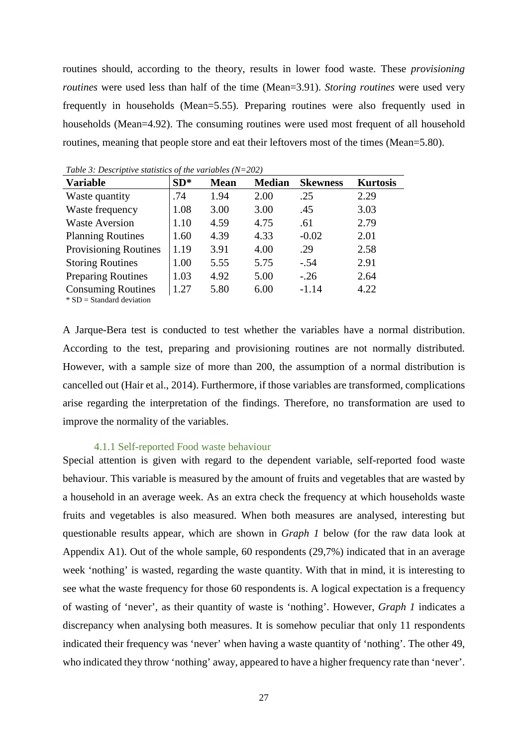routines should, according to the theory, results in lower food waste. These *provisioning routines* were used less than half of the time (Mean=3.91). *Storing routines* were used very frequently in households (Mean=5.55). Preparing routines were also frequently used in households (Mean=4.92). The consuming routines were used most frequent of all household routines, meaning that people store and eat their leftovers most of the times (Mean=5.80).

*Table 3: Descriptive statistics of the variables (N=202)*

| Variable | SD* | Mean | Median | Skewness | Kurtosis |
|---|---|---|---|---|---|
| Waste quantity | .74 | 1.94 | 2.00 | .25 | 2.29 |
| Waste frequency | 1.08 | 3.00 | 3.00 | .45 | 3.03 |
| Waste Aversion | 1.10 | 4.59 | 4.75 | .61 | 2.79 |
| Planning Routines | 1.60 | 4.39 | 4.33 | -0.02 | 2.01 |
| Provisioning Routines | 1.19 | 3.91 | 4.00 | .29 | 2.58 |
| Storing Routines | 1.00 | 5.55 | 5.75 | -.54 | 2.91 |
| Preparing Routines | 1.03 | 4.92 | 5.00 | -.26 | 2.64 |
| Consuming Routines | 1.27 | 5.80 | 6.00 | -1.14 | 4.22 |

\* SD = Standard deviation

A Jarque-Bera test is conducted to test whether the variables have a normal distribution. According to the test, preparing and provisioning routines are not normally distributed. However, with a sample size of more than 200, the assumption of a normal distribution is cancelled out (Hair et al., 2014). Furthermore, if those variables are transformed, complications arise regarding the interpretation of the findings. Therefore, no transformation are used to improve the normality of the variables.

### 4.1.1 Self-reported Food waste behaviour

Special attention is given with regard to the dependent variable, self-reported food waste behaviour. This variable is measured by the amount of fruits and vegetables that are wasted by a household in an average week. As an extra check the frequency at which households waste fruits and vegetables is also measured. When both measures are analysed, interesting but questionable results appear, which are shown in *Graph 1* below (for the raw data look at Appendix A1). Out of the whole sample, 60 respondents (29,7%) indicated that in an average week 'nothing' is wasted, regarding the waste quantity. With that in mind, it is interesting to see what the waste frequency for those 60 respondents is. A logical expectation is a frequency of wasting of 'never', as their quantity of waste is 'nothing'. However, *Graph 1* indicates a discrepancy when analysing both measures. It is somehow peculiar that only 11 respondents indicated their frequency was 'never' when having a waste quantity of 'nothing'. The other 49, who indicated they throw 'nothing' away, appeared to have a higher frequency rate than 'never'.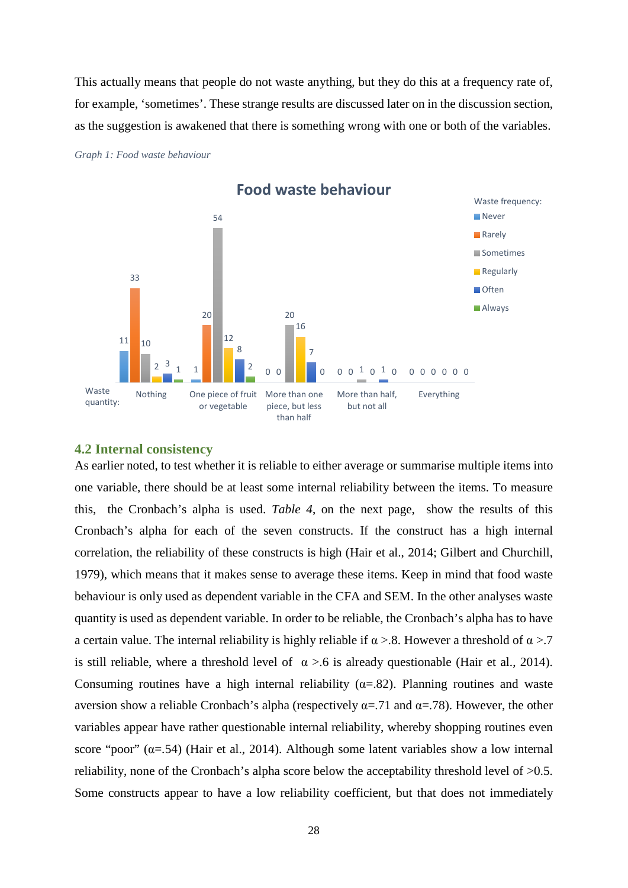This actually means that people do not waste anything, but they do this at a frequency rate of, for example, 'sometimes'. These strange results are discussed later on in the discussion section, as the suggestion is awakened that there is something wrong with one or both of the variables.

*Graph 1: Food waste behaviour*

**Food waste behaviour**

| Waste quantity: | Never | Rarely | Sometimes | Regularly | Often | Always |
|---|---|---|---|---|---|---|
| Nothing | 11 | 33 | 10 | 2 | 3 | 1 |
| One piece of fruit or vegetable | 1 | 20 | 54 | 12 | 8 | 2 |
| More than one piece, but less than half | 0 | 0 | 20 | 16 | 7 | 0 |
| More than half, but not all | 0 | 0 | 1 | 0 | 1 | 0 |
| Everything | 0 | 0 | 0 | 0 | 0 | 0 |

(Columns: Waste frequency)

## 4.2 Internal consistency

As earlier noted, to test whether it is reliable to either average or summarise multiple items into one variable, there should be at least some internal reliability between the items. To measure this, the Cronbach's alpha is used. *Table 4*, on the next page, show the results of this Cronbach's alpha for each of the seven constructs. If the construct has a high internal correlation, the reliability of these constructs is high (Hair et al., 2014; Gilbert and Churchill, 1979), which means that it makes sense to average these items. Keep in mind that food waste behaviour is only used as dependent variable in the CFA and SEM. In the other analyses waste quantity is used as dependent variable. In order to be reliable, the Cronbach's alpha has to have a certain value. The internal reliability is highly reliable if $\alpha > .8$. However a threshold of $\alpha > .7$ is still reliable, where a threshold level of $\alpha > .6$ is already questionable (Hair et al., 2014). Consuming routines have a high internal reliability ($\alpha = .82$). Planning routines and waste aversion show a reliable Cronbach's alpha (respectively $\alpha = .71$ and $\alpha = .78$). However, the other variables appear have rather questionable internal reliability, whereby shopping routines even score "poor" ($\alpha = .54$) (Hair et al., 2014). Although some latent variables show a low internal reliability, none of the Cronbach's alpha score below the acceptability threshold level of $>0.5$. Some constructs appear to have a low reliability coefficient, but that does not immediately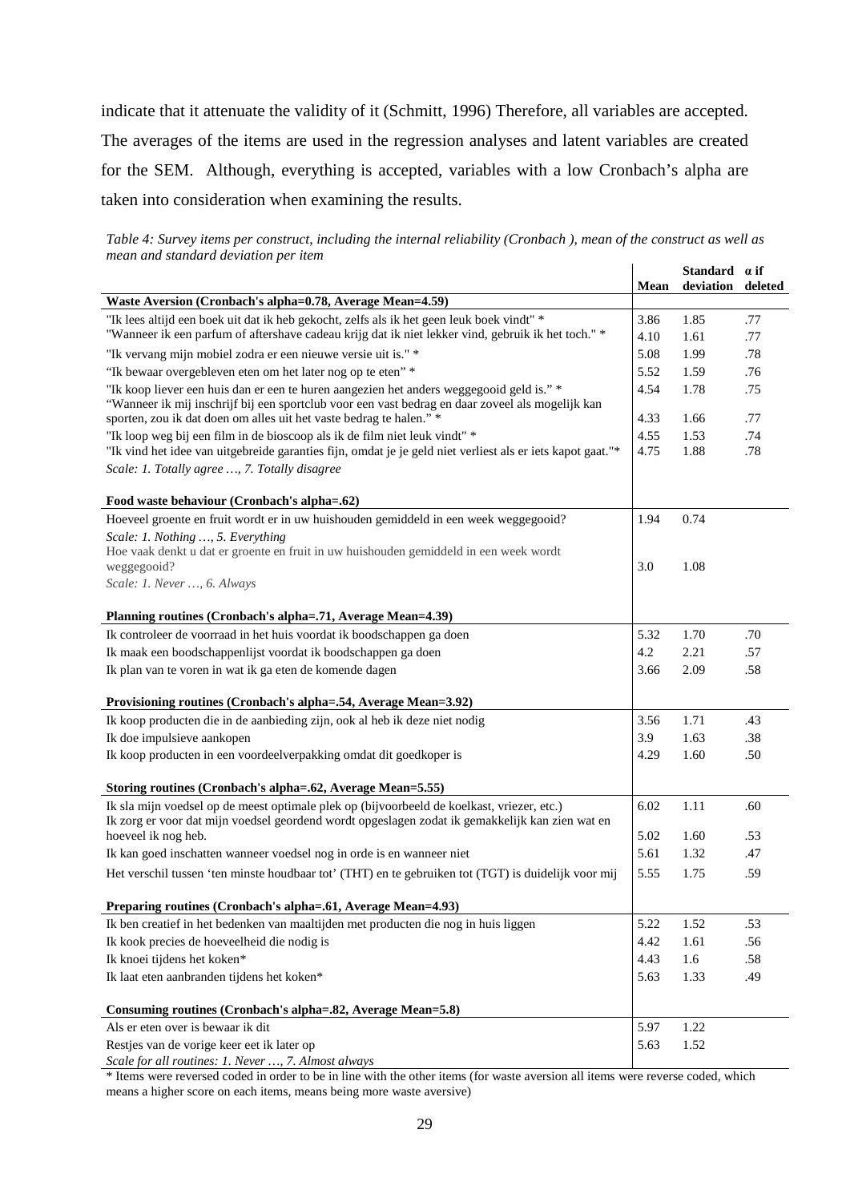indicate that it attenuate the validity of it (Schmitt, 1996) Therefore, all variables are accepted. The averages of the items are used in the regression analyses and latent variables are created for the SEM. Although, everything is accepted, variables with a low Cronbach's alpha are taken into consideration when examining the results.

*Table 4: Survey items per construct, including the internal reliability (Cronbach ), mean of the construct as well as mean and standard deviation per item*

| | Mean | Standard deviation | α if deleted |
|---|---|---|---|
| **Waste Aversion (Cronbach's alpha=0.78, Average Mean=4.59)** | | | |
| "Ik lees altijd een boek uit dat ik heb gekocht, zelfs als ik het geen leuk boek vindt" * | 3.86 | 1.85 | .77 |
| "Wanneer ik een parfum of aftershave cadeau krijg dat ik niet lekker vind, gebruik ik het toch." * | 4.10 | 1.61 | .77 |
| "Ik vervang mijn mobiel zodra er een nieuwe versie uit is." * | 5.08 | 1.99 | .78 |
| "Ik bewaar overgebleven eten om het later nog op te eten" * | 5.52 | 1.59 | .76 |
| "Ik koop liever een huis dan er een te huren aangezien het anders weggegooid geld is." * | 4.54 | 1.78 | .75 |
| "Wanneer ik mij inschrijf bij een sportclub voor een vast bedrag en daar zoveel als mogelijk kan sporten, zou ik dat doen om alles uit het vaste bedrag te halen." * | 4.33 | 1.66 | .77 |
| "Ik loop weg bij een film in de bioscoop als ik de film niet leuk vindt" * | 4.55 | 1.53 | .74 |
| "Ik vind het idee van uitgebreide garanties fijn, omdat je je geld niet verliest als er iets kapot gaat."* | 4.75 | 1.88 | .78 |
| *Scale: 1. Totally agree …, 7. Totally disagree* | | | |
| **Food waste behaviour (Cronbach's alpha=.62)** | | | |
| Hoeveel groente en fruit wordt er in uw huishouden gemiddeld in een week weggegooid? | 1.94 | 0.74 | |
| *Scale: 1. Nothing …, 5. Everything* | | | |
| Hoe vaak denkt u dat er groente en fruit in uw huishouden gemiddeld in een week wordt weggegooid? | 3.0 | 1.08 | |
| *Scale: 1. Never …, 6. Always* | | | |
| **Planning routines (Cronbach's alpha=.71, Average Mean=4.39)** | | | |
| Ik controleer de voorraad in het huis voordat ik boodschappen ga doen | 5.32 | 1.70 | .70 |
| Ik maak een boodschappenlijst voordat ik boodschappen ga doen | 4.2 | 2.21 | .57 |
| Ik plan van te voren in wat ik ga eten de komende dagen | 3.66 | 2.09 | .58 |
| **Provisioning routines (Cronbach's alpha=.54, Average Mean=3.92)** | | | |
| Ik koop producten die in de aanbieding zijn, ook al heb ik deze niet nodig | 3.56 | 1.71 | .43 |
| Ik doe impulsieve aankopen | 3.9 | 1.63 | .38 |
| Ik koop producten in een voordeelverpakking omdat dit goedkoper is | 4.29 | 1.60 | .50 |
| **Storing routines (Cronbach's alpha=.62, Average Mean=5.55)** | | | |
| Ik sla mijn voedsel op de meest optimale plek op (bijvoorbeeld de koelkast, vriezer, etc.) | 6.02 | 1.11 | .60 |
| Ik zorg er voor dat mijn voedsel geordend wordt opgeslagen zodat ik gemakkelijk kan zien wat en hoeveel ik nog heb. | 5.02 | 1.60 | .53 |
| Ik kan goed inschatten wanneer voedsel nog in orde is en wanneer niet | 5.61 | 1.32 | .47 |
| Het verschil tussen 'ten minste houdbaar tot' (THT) en te gebruiken tot (TGT) is duidelijk voor mij | 5.55 | 1.75 | .59 |
| **Preparing routines (Cronbach's alpha=.61, Average Mean=4.93)** | | | |
| Ik ben creatief in het bedenken van maaltijden met producten die nog in huis liggen | 5.22 | 1.52 | .53 |
| Ik kook precies de hoeveelheid die nodig is | 4.42 | 1.61 | .56 |
| Ik knoei tijdens het koken* | 4.43 | 1.6 | .58 |
| Ik laat eten aanbranden tijdens het koken* | 5.63 | 1.33 | .49 |
| **Consuming routines (Cronbach's alpha=.82, Average Mean=5.8)** | | | |
| Als er eten over is bewaar ik dit | 5.97 | 1.22 | |
| Restjes van de vorige keer eet ik later op | 5.63 | 1.52 | |
| *Scale for all routines: 1. Never …, 7. Almost always* | | | |

\* Items were reversed coded in order to be in line with the other items (for waste aversion all items were reverse coded, which means a higher score on each items, means being more waste aversive)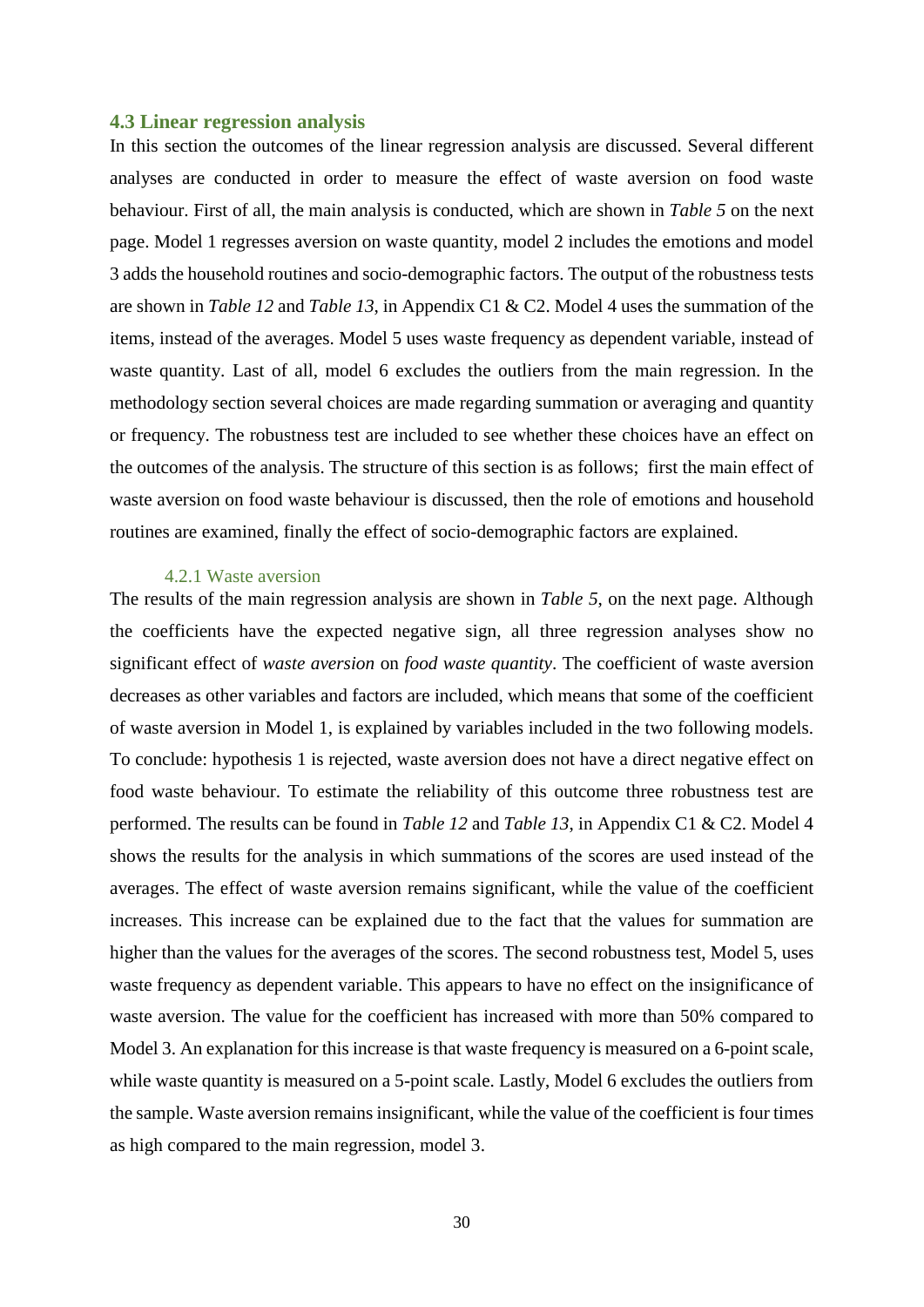## 4.3 Linear regression analysis

In this section the outcomes of the linear regression analysis are discussed. Several different analyses are conducted in order to measure the effect of waste aversion on food waste behaviour. First of all, the main analysis is conducted, which are shown in *Table 5* on the next page. Model 1 regresses aversion on waste quantity, model 2 includes the emotions and model 3 adds the household routines and socio-demographic factors. The output of the robustness tests are shown in *Table 12* and *Table 13*, in Appendix C1 & C2. Model 4 uses the summation of the items, instead of the averages. Model 5 uses waste frequency as dependent variable, instead of waste quantity. Last of all, model 6 excludes the outliers from the main regression. In the methodology section several choices are made regarding summation or averaging and quantity or frequency. The robustness test are included to see whether these choices have an effect on the outcomes of the analysis. The structure of this section is as follows; first the main effect of waste aversion on food waste behaviour is discussed, then the role of emotions and household routines are examined, finally the effect of socio-demographic factors are explained.

### 4.2.1 Waste aversion

The results of the main regression analysis are shown in *Table 5*, on the next page. Although the coefficients have the expected negative sign, all three regression analyses show no significant effect of *waste aversion* on *food waste quantity*. The coefficient of waste aversion decreases as other variables and factors are included, which means that some of the coefficient of waste aversion in Model 1, is explained by variables included in the two following models. To conclude: hypothesis 1 is rejected, waste aversion does not have a direct negative effect on food waste behaviour. To estimate the reliability of this outcome three robustness test are performed. The results can be found in *Table 12* and *Table 13*, in Appendix C1 & C2. Model 4 shows the results for the analysis in which summations of the scores are used instead of the averages. The effect of waste aversion remains significant, while the value of the coefficient increases. This increase can be explained due to the fact that the values for summation are higher than the values for the averages of the scores. The second robustness test, Model 5, uses waste frequency as dependent variable. This appears to have no effect on the insignificance of waste aversion. The value for the coefficient has increased with more than 50% compared to Model 3. An explanation for this increase is that waste frequency is measured on a 6-point scale, while waste quantity is measured on a 5-point scale. Lastly, Model 6 excludes the outliers from the sample. Waste aversion remains insignificant, while the value of the coefficient is four times as high compared to the main regression, model 3.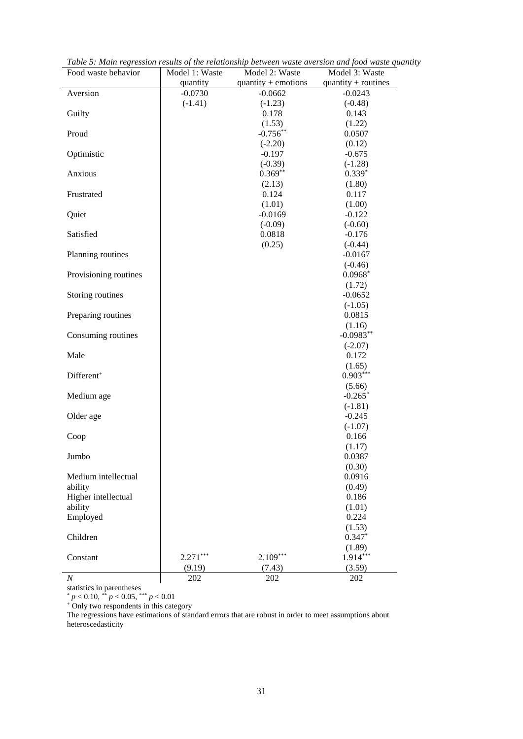*Table 5: Main regression results of the relationship between waste aversion and food waste quantity*

| Food waste behavior | Model 1: Waste quantity | Model 2: Waste quantity + emotions | Model 3: Waste quantity + routines |
|---|---|---|---|
| Aversion | -0.0730 | -0.0662 | -0.0243 |
| | (-1.41) | (-1.23) | (-0.48) |
| Guilty | | 0.178 | 0.143 |
| | | (1.53) | (1.22) |
| Proud | | $-0.756^{**}$ | 0.0507 |
| | | (-2.20) | (0.12) |
| Optimistic | | -0.197 | -0.675 |
| | | (-0.39) | (-1.28) |
| Anxious | | $0.369^{**}$ | $0.339^{*}$ |
| | | (2.13) | (1.80) |
| Frustrated | | 0.124 | 0.117 |
| | | (1.01) | (1.00) |
| Quiet | | -0.0169 | -0.122 |
| | | (-0.09) | (-0.60) |
| Satisfied | | 0.0818 | -0.176 |
| | | (0.25) | (-0.44) |
| Planning routines | | | -0.0167 |
| | | | (-0.46) |
| Provisioning routines | | | $0.0968^{*}$ |
| | | | (1.72) |
| Storing routines | | | -0.0652 |
| | | | (-1.05) |
| Preparing routines | | | 0.0815 |
| | | | (1.16) |
| Consuming routines | | | $-0.0983^{**}$ |
| | | | (-2.07) |
| Male | | | 0.172 |
| | | | (1.65) |
| Different$^{+}$ | | | $0.903^{***}$ |
| | | | (5.66) |
| Medium age | | | $-0.265^{*}$ |
| | | | (-1.81) |
| Older age | | | -0.245 |
| | | | (-1.07) |
| Coop | | | 0.166 |
| | | | (1.17) |
| Jumbo | | | 0.0387 |
| | | | (0.30) |
| Medium intellectual ability | | | 0.0916 |
| | | | (0.49) |
| Higher intellectual ability | | | 0.186 |
| | | | (1.01) |
| Employed | | | 0.224 |
| | | | (1.53) |
| Children | | | $0.347^{*}$ |
| | | | (1.89) |
| Constant | $2.271^{***}$ | $2.109^{***}$ | $1.914^{***}$ |
| | (9.19) | (7.43) | (3.59) |
| *N* | 202 | 202 | 202 |

statistics in parentheses

$^{*}$ $p < 0.10$, $^{**}$ $p < 0.05$, $^{***}$ $p < 0.01$

$^{+}$ Only two respondents in this category

The regressions have estimations of standard errors that are robust in order to meet assumptions about heteroscedasticity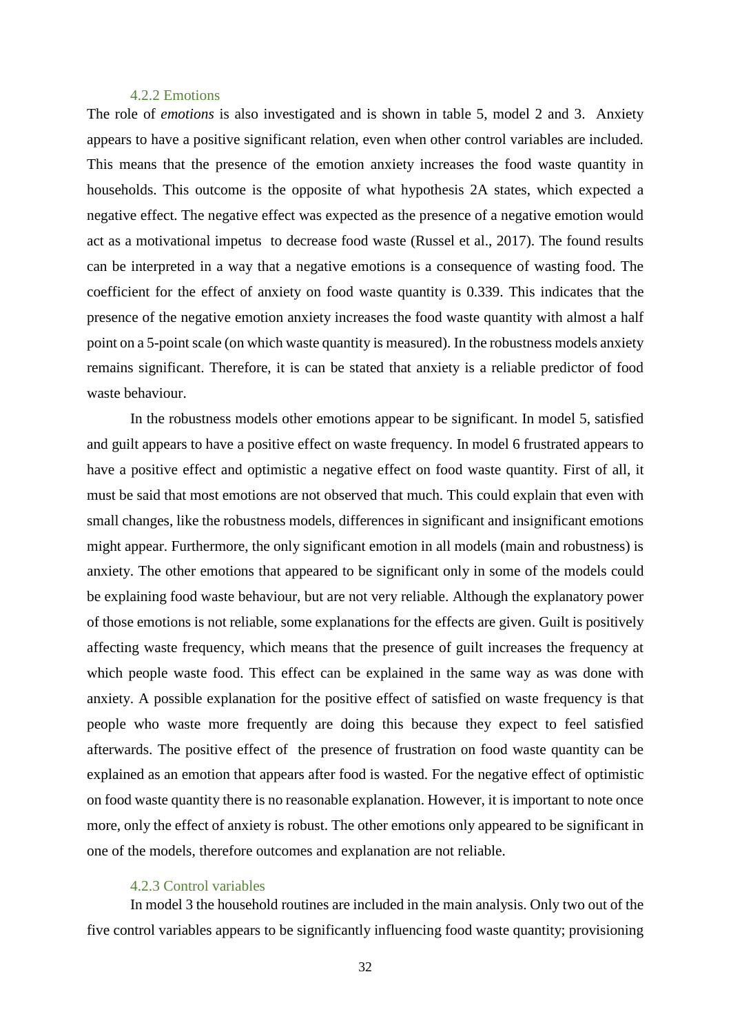### 4.2.2 Emotions

The role of *emotions* is also investigated and is shown in table 5, model 2 and 3. Anxiety appears to have a positive significant relation, even when other control variables are included. This means that the presence of the emotion anxiety increases the food waste quantity in households. This outcome is the opposite of what hypothesis 2A states, which expected a negative effect. The negative effect was expected as the presence of a negative emotion would act as a motivational impetus to decrease food waste (Russel et al., 2017). The found results can be interpreted in a way that a negative emotions is a consequence of wasting food. The coefficient for the effect of anxiety on food waste quantity is 0.339. This indicates that the presence of the negative emotion anxiety increases the food waste quantity with almost a half point on a 5-point scale (on which waste quantity is measured). In the robustness models anxiety remains significant. Therefore, it is can be stated that anxiety is a reliable predictor of food waste behaviour.

In the robustness models other emotions appear to be significant. In model 5, satisfied and guilt appears to have a positive effect on waste frequency. In model 6 frustrated appears to have a positive effect and optimistic a negative effect on food waste quantity. First of all, it must be said that most emotions are not observed that much. This could explain that even with small changes, like the robustness models, differences in significant and insignificant emotions might appear. Furthermore, the only significant emotion in all models (main and robustness) is anxiety. The other emotions that appeared to be significant only in some of the models could be explaining food waste behaviour, but are not very reliable. Although the explanatory power of those emotions is not reliable, some explanations for the effects are given. Guilt is positively affecting waste frequency, which means that the presence of guilt increases the frequency at which people waste food. This effect can be explained in the same way as was done with anxiety. A possible explanation for the positive effect of satisfied on waste frequency is that people who waste more frequently are doing this because they expect to feel satisfied afterwards. The positive effect of the presence of frustration on food waste quantity can be explained as an emotion that appears after food is wasted. For the negative effect of optimistic on food waste quantity there is no reasonable explanation. However, it is important to note once more, only the effect of anxiety is robust. The other emotions only appeared to be significant in one of the models, therefore outcomes and explanation are not reliable.

### 4.2.3 Control variables

In model 3 the household routines are included in the main analysis. Only two out of the five control variables appears to be significantly influencing food waste quantity; provisioning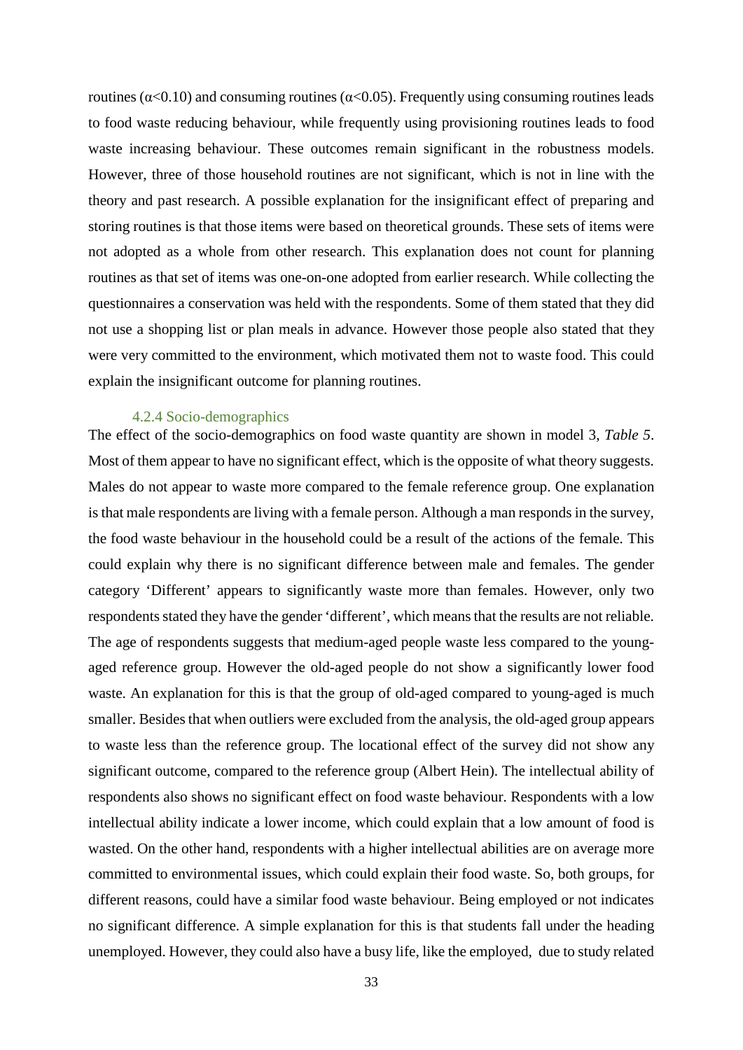routines ($\alpha<0.10$) and consuming routines ($\alpha<0.05$). Frequently using consuming routines leads to food waste reducing behaviour, while frequently using provisioning routines leads to food waste increasing behaviour. These outcomes remain significant in the robustness models. However, three of those household routines are not significant, which is not in line with the theory and past research. A possible explanation for the insignificant effect of preparing and storing routines is that those items were based on theoretical grounds. These sets of items were not adopted as a whole from other research. This explanation does not count for planning routines as that set of items was one-on-one adopted from earlier research. While collecting the questionnaires a conservation was held with the respondents. Some of them stated that they did not use a shopping list or plan meals in advance. However those people also stated that they were very committed to the environment, which motivated them not to waste food. This could explain the insignificant outcome for planning routines.

#### 4.2.4 Socio-demographics

The effect of the socio-demographics on food waste quantity are shown in model 3, *Table 5*. Most of them appear to have no significant effect, which is the opposite of what theory suggests. Males do not appear to waste more compared to the female reference group. One explanation is that male respondents are living with a female person. Although a man responds in the survey, the food waste behaviour in the household could be a result of the actions of the female. This could explain why there is no significant difference between male and females. The gender category 'Different' appears to significantly waste more than females. However, only two respondents stated they have the gender 'different', which means that the results are not reliable. The age of respondents suggests that medium-aged people waste less compared to the young-aged reference group. However the old-aged people do not show a significantly lower food waste. An explanation for this is that the group of old-aged compared to young-aged is much smaller. Besides that when outliers were excluded from the analysis, the old-aged group appears to waste less than the reference group. The locational effect of the survey did not show any significant outcome, compared to the reference group (Albert Hein). The intellectual ability of respondents also shows no significant effect on food waste behaviour. Respondents with a low intellectual ability indicate a lower income, which could explain that a low amount of food is wasted. On the other hand, respondents with a higher intellectual abilities are on average more committed to environmental issues, which could explain their food waste. So, both groups, for different reasons, could have a similar food waste behaviour. Being employed or not indicates no significant difference. A simple explanation for this is that students fall under the heading unemployed. However, they could also have a busy life, like the employed, due to study related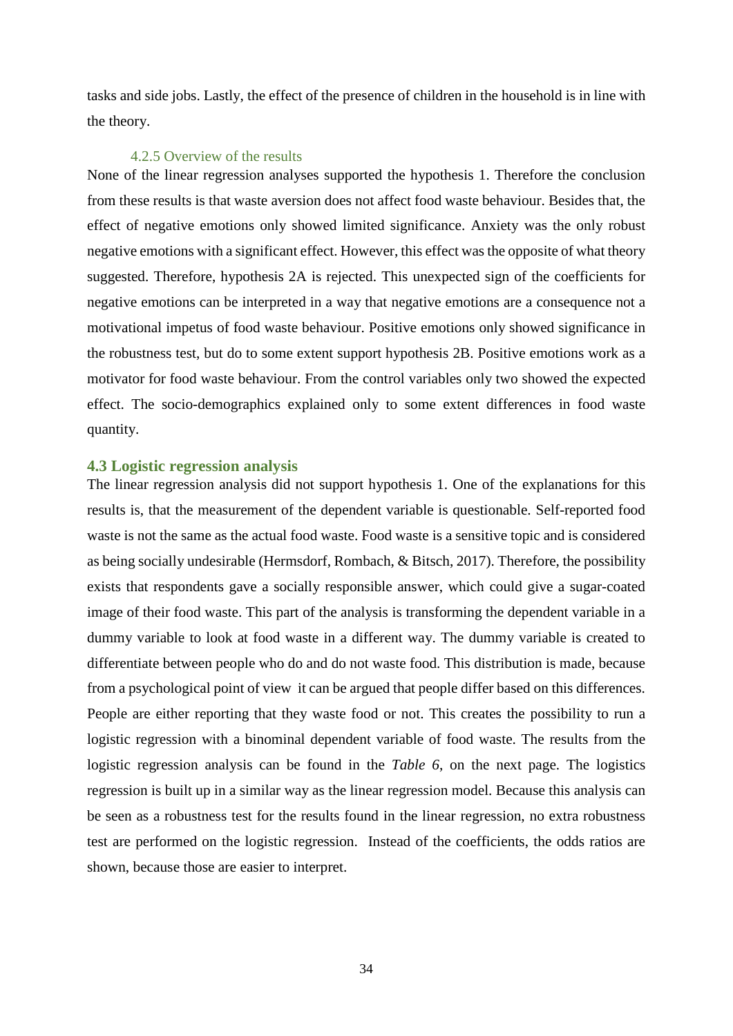tasks and side jobs. Lastly, the effect of the presence of children in the household is in line with the theory.

#### 4.2.5 Overview of the results

None of the linear regression analyses supported the hypothesis 1. Therefore the conclusion from these results is that waste aversion does not affect food waste behaviour. Besides that, the effect of negative emotions only showed limited significance. Anxiety was the only robust negative emotions with a significant effect. However, this effect was the opposite of what theory suggested. Therefore, hypothesis 2A is rejected. This unexpected sign of the coefficients for negative emotions can be interpreted in a way that negative emotions are a consequence not a motivational impetus of food waste behaviour. Positive emotions only showed significance in the robustness test, but do to some extent support hypothesis 2B. Positive emotions work as a motivator for food waste behaviour. From the control variables only two showed the expected effect. The socio-demographics explained only to some extent differences in food waste quantity.

### 4.3 Logistic regression analysis

The linear regression analysis did not support hypothesis 1. One of the explanations for this results is, that the measurement of the dependent variable is questionable. Self-reported food waste is not the same as the actual food waste. Food waste is a sensitive topic and is considered as being socially undesirable (Hermsdorf, Rombach, & Bitsch, 2017). Therefore, the possibility exists that respondents gave a socially responsible answer, which could give a sugar-coated image of their food waste. This part of the analysis is transforming the dependent variable in a dummy variable to look at food waste in a different way. The dummy variable is created to differentiate between people who do and do not waste food. This distribution is made, because from a psychological point of view it can be argued that people differ based on this differences. People are either reporting that they waste food or not. This creates the possibility to run a logistic regression with a binominal dependent variable of food waste. The results from the logistic regression analysis can be found in the *Table 6*, on the next page. The logistics regression is built up in a similar way as the linear regression model. Because this analysis can be seen as a robustness test for the results found in the linear regression, no extra robustness test are performed on the logistic regression. Instead of the coefficients, the odds ratios are shown, because those are easier to interpret.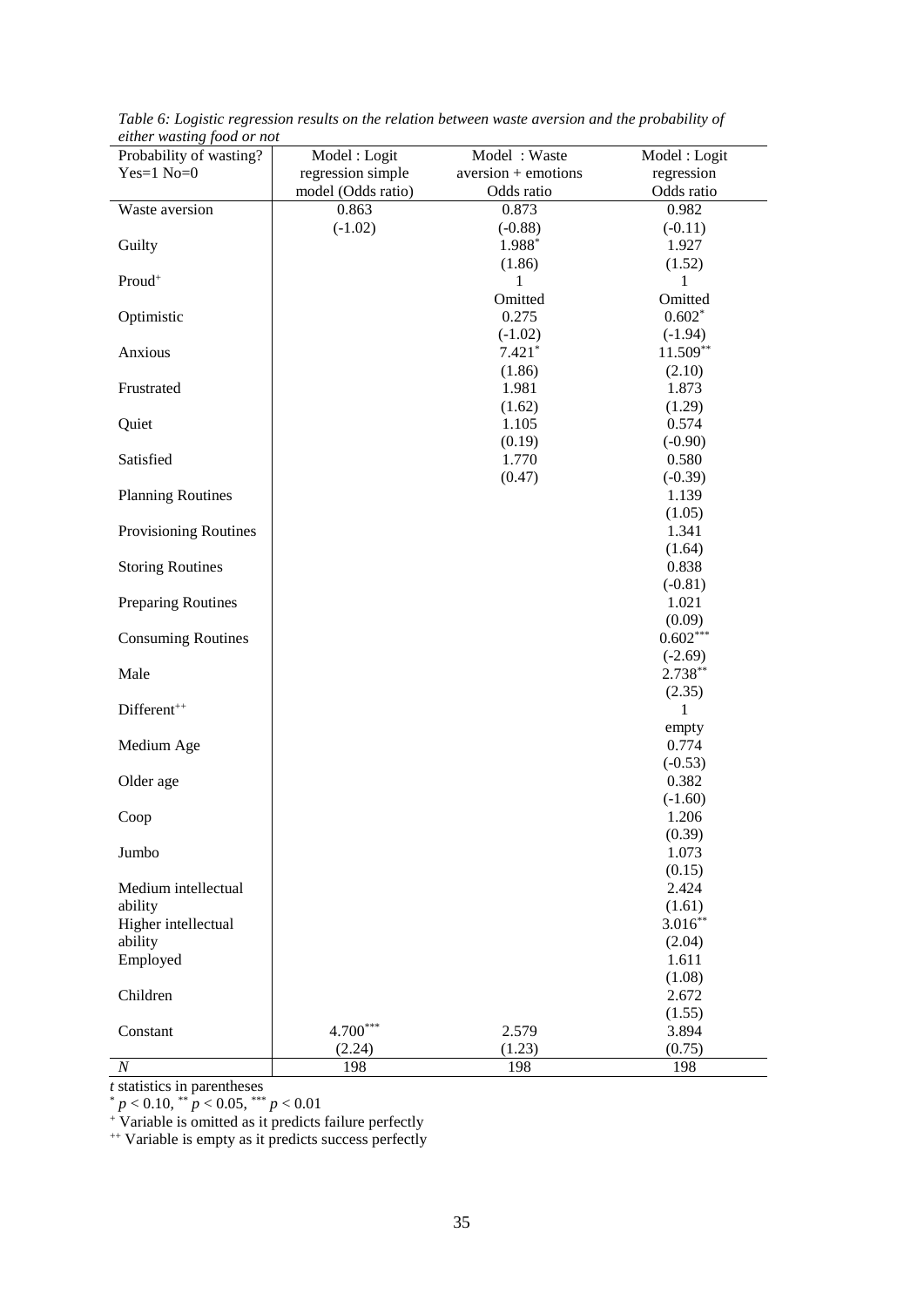*Table 6: Logistic regression results on the relation between waste aversion and the probability of either wasting food or not*

| Probability of wasting? Yes=1 No=0 | Model : Logit regression simple model (Odds ratio) | Model : Waste aversion + emotions Odds ratio | Model : Logit regression Odds ratio |
|---|---|---|---|
| Waste aversion | 0.863 | 0.873 | 0.982 |
| | (-1.02) | (-0.88) | (-0.11) |
| Guilty | | 1.988* | 1.927 |
| | | (1.86) | (1.52) |
| Proud⁺ | | 1 | 1 |
| | | Omitted | Omitted |
| Optimistic | | 0.275 | 0.602* |
| | | (-1.02) | (-1.94) |
| Anxious | | 7.421* | 11.509** |
| | | (1.86) | (2.10) |
| Frustrated | | 1.981 | 1.873 |
| | | (1.62) | (1.29) |
| Quiet | | 1.105 | 0.574 |
| | | (0.19) | (-0.90) |
| Satisfied | | 1.770 | 0.580 |
| | | (0.47) | (-0.39) |
| Planning Routines | | | 1.139 |
| | | | (1.05) |
| Provisioning Routines | | | 1.341 |
| | | | (1.64) |
| Storing Routines | | | 0.838 |
| | | | (-0.81) |
| Preparing Routines | | | 1.021 |
| | | | (0.09) |
| Consuming Routines | | | 0.602*** |
| | | | (-2.69) |
| Male | | | 2.738** |
| | | | (2.35) |
| Different⁺⁺ | | | 1 |
| | | | empty |
| Medium Age | | | 0.774 |
| | | | (-0.53) |
| Older age | | | 0.382 |
| | | | (-1.60) |
| Coop | | | 1.206 |
| | | | (0.39) |
| Jumbo | | | 1.073 |
| | | | (0.15) |
| Medium intellectual ability | | | 2.424 |
| | | | (1.61) |
| Higher intellectual ability | | | 3.016** |
| | | | (2.04) |
| Employed | | | 1.611 |
| | | | (1.08) |
| Children | | | 2.672 |
| | | | (1.55) |
| Constant | 4.700*** | 2.579 | 3.894 |
| | (2.24) | (1.23) | (0.75) |
| *N* | 198 | 198 | 198 |

*t* statistics in parentheses

* $p < 0.10$, ** $p < 0.05$, *** $p < 0.01$

⁺ Variable is omitted as it predicts failure perfectly

⁺⁺ Variable is empty as it predicts success perfectly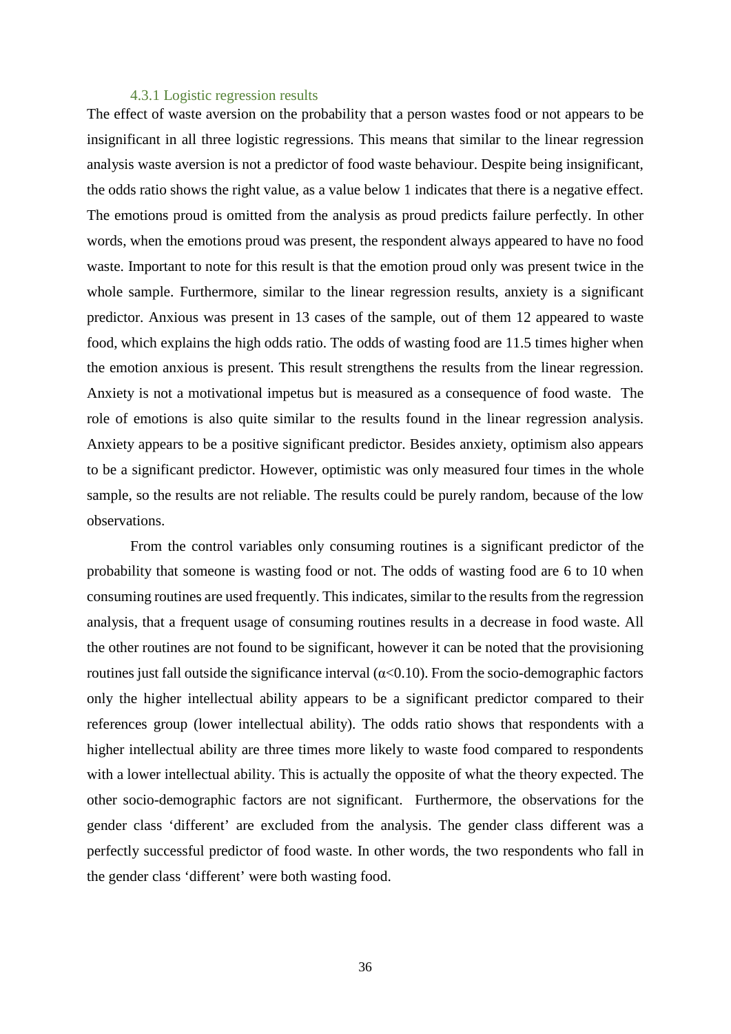### 4.3.1 Logistic regression results

The effect of waste aversion on the probability that a person wastes food or not appears to be insignificant in all three logistic regressions. This means that similar to the linear regression analysis waste aversion is not a predictor of food waste behaviour. Despite being insignificant, the odds ratio shows the right value, as a value below 1 indicates that there is a negative effect. The emotions proud is omitted from the analysis as proud predicts failure perfectly. In other words, when the emotions proud was present, the respondent always appeared to have no food waste. Important to note for this result is that the emotion proud only was present twice in the whole sample. Furthermore, similar to the linear regression results, anxiety is a significant predictor. Anxious was present in 13 cases of the sample, out of them 12 appeared to waste food, which explains the high odds ratio. The odds of wasting food are 11.5 times higher when the emotion anxious is present. This result strengthens the results from the linear regression. Anxiety is not a motivational impetus but is measured as a consequence of food waste. The role of emotions is also quite similar to the results found in the linear regression analysis. Anxiety appears to be a positive significant predictor. Besides anxiety, optimism also appears to be a significant predictor. However, optimistic was only measured four times in the whole sample, so the results are not reliable. The results could be purely random, because of the low observations.

From the control variables only consuming routines is a significant predictor of the probability that someone is wasting food or not. The odds of wasting food are 6 to 10 when consuming routines are used frequently. This indicates, similar to the results from the regression analysis, that a frequent usage of consuming routines results in a decrease in food waste. All the other routines are not found to be significant, however it can be noted that the provisioning routines just fall outside the significance interval ($\alpha<0.10$). From the socio-demographic factors only the higher intellectual ability appears to be a significant predictor compared to their references group (lower intellectual ability). The odds ratio shows that respondents with a higher intellectual ability are three times more likely to waste food compared to respondents with a lower intellectual ability. This is actually the opposite of what the theory expected. The other socio-demographic factors are not significant. Furthermore, the observations for the gender class 'different' are excluded from the analysis. The gender class different was a perfectly successful predictor of food waste. In other words, the two respondents who fall in the gender class 'different' were both wasting food.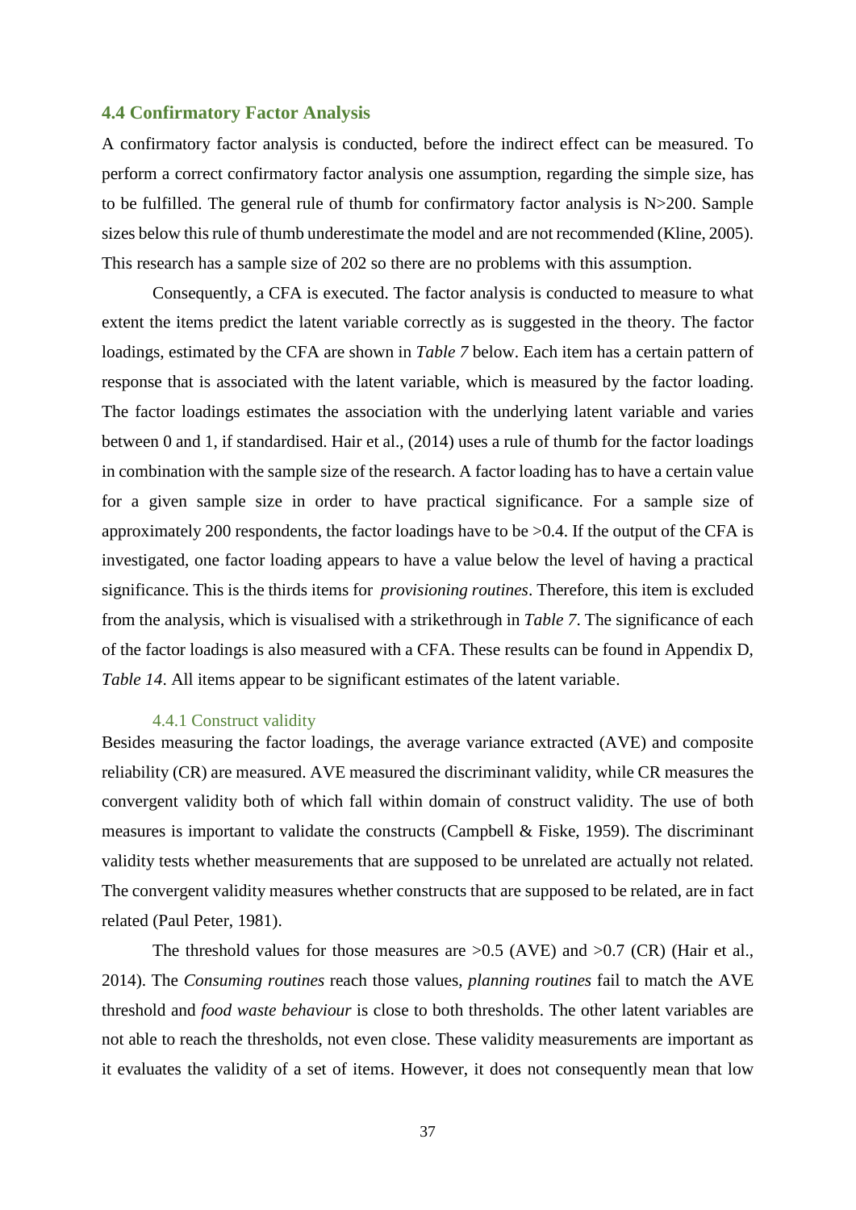## 4.4 Confirmatory Factor Analysis

A confirmatory factor analysis is conducted, before the indirect effect can be measured. To perform a correct confirmatory factor analysis one assumption, regarding the simple size, has to be fulfilled. The general rule of thumb for confirmatory factor analysis is N>200. Sample sizes below this rule of thumb underestimate the model and are not recommended (Kline, 2005). This research has a sample size of 202 so there are no problems with this assumption.

Consequently, a CFA is executed. The factor analysis is conducted to measure to what extent the items predict the latent variable correctly as is suggested in the theory. The factor loadings, estimated by the CFA are shown in *Table 7* below. Each item has a certain pattern of response that is associated with the latent variable, which is measured by the factor loading. The factor loadings estimates the association with the underlying latent variable and varies between 0 and 1, if standardised. Hair et al., (2014) uses a rule of thumb for the factor loadings in combination with the sample size of the research. A factor loading has to have a certain value for a given sample size in order to have practical significance. For a sample size of approximately 200 respondents, the factor loadings have to be >0.4. If the output of the CFA is investigated, one factor loading appears to have a value below the level of having a practical significance. This is the thirds items for *provisioning routines*. Therefore, this item is excluded from the analysis, which is visualised with a strikethrough in *Table 7*. The significance of each of the factor loadings is also measured with a CFA. These results can be found in Appendix D, *Table 14*. All items appear to be significant estimates of the latent variable.

### 4.4.1 Construct validity

Besides measuring the factor loadings, the average variance extracted (AVE) and composite reliability (CR) are measured. AVE measured the discriminant validity, while CR measures the convergent validity both of which fall within domain of construct validity. The use of both measures is important to validate the constructs (Campbell & Fiske, 1959). The discriminant validity tests whether measurements that are supposed to be unrelated are actually not related. The convergent validity measures whether constructs that are supposed to be related, are in fact related (Paul Peter, 1981).

The threshold values for those measures are >0.5 (AVE) and >0.7 (CR) (Hair et al., 2014). The *Consuming routines* reach those values, *planning routines* fail to match the AVE threshold and *food waste behaviour* is close to both thresholds. The other latent variables are not able to reach the thresholds, not even close. These validity measurements are important as it evaluates the validity of a set of items. However, it does not consequently mean that low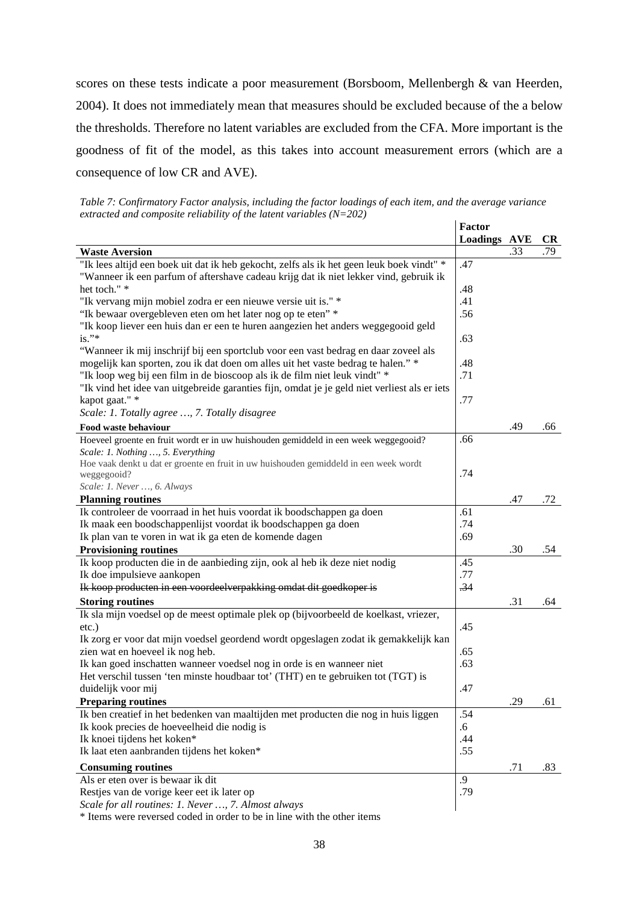scores on these tests indicate a poor measurement (Borsboom, Mellenbergh & van Heerden, 2004). It does not immediately mean that measures should be excluded because of the a below the thresholds. Therefore no latent variables are excluded from the CFA. More important is the goodness of fit of the model, as this takes into account measurement errors (which are a consequence of low CR and AVE).

*Table 7: Confirmatory Factor analysis, including the factor loadings of each item, and the average variance extracted and composite reliability of the latent variables (N=202)*

| | Factor Loadings | AVE | CR |
|---|---|---|---|
| **Waste Aversion** | | .33 | .79 |
| "Ik lees altijd een boek uit dat ik heb gekocht, zelfs als ik het geen leuk boek vindt" * | .47 | | |
| "Wanneer ik een parfum of aftershave cadeau krijg dat ik niet lekker vind, gebruik ik het toch." * | .48 | | |
| "Ik vervang mijn mobiel zodra er een nieuwe versie uit is." * | .41 | | |
| "Ik bewaar overgebleven eten om het later nog op te eten" * | .56 | | |
| "Ik koop liever een huis dan er een te huren aangezien het anders weggegooid geld is."* | .63 | | |
| "Wanneer ik mij inschrijf bij een sportclub voor een vast bedrag en daar zoveel als mogelijk kan sporten, zou ik dat doen om alles uit het vaste bedrag te halen." * | .48 | | |
| "Ik loop weg bij een film in de bioscoop als ik de film niet leuk vindt" * | .71 | | |
| "Ik vind het idee van uitgebreide garanties fijn, omdat je je geld niet verliest als er iets kapot gaat." * | .77 | | |
| *Scale: 1. Totally agree …, 7. Totally disagree* | | | |
| **Food waste behaviour** | | .49 | .66 |
| Hoeveel groente en fruit wordt er in uw huishouden gemiddeld in een week weggegooid? *Scale: 1. Nothing …, 5. Everything* | .66 | | |
| Hoe vaak denkt u dat er groente en fruit in uw huishouden gemiddeld in een week wordt weggegooid? *Scale: 1. Never …, 6. Always* | .74 | | |
| **Planning routines** | | .47 | .72 |
| Ik controleer de voorraad in het huis voordat ik boodschappen ga doen | .61 | | |
| Ik maak een boodschappenlijst voordat ik boodschappen ga doen | .74 | | |
| Ik plan van te voren in wat ik ga eten de komende dagen | .69 | | |
| **Provisioning routines** | | .30 | .54 |
| Ik koop producten die in de aanbieding zijn, ook al heb ik deze niet nodig | .45 | | |
| Ik doe impulsieve aankopen | .77 | | |
| ~~Ik koop producten in een voordeelverpakking omdat dit goedkoper is~~ | ~~.34~~ | | |
| **Storing routines** | | .31 | .64 |
| Ik sla mijn voedsel op de meest optimale plek op (bijvoorbeeld de koelkast, vriezer, etc.) | .45 | | |
| Ik zorg er voor dat mijn voedsel geordend wordt opgeslagen zodat ik gemakkelijk kan zien wat en hoeveel ik nog heb. | .65 | | |
| Ik kan goed inschatten wanneer voedsel nog in orde is en wanneer niet | .63 | | |
| Het verschil tussen 'ten minste houdbaar tot' (THT) en te gebruiken tot (TGT) is duidelijk voor mij | .47 | | |
| **Preparing routines** | | .29 | .61 |
| Ik ben creatief in het bedenken van maaltijden met producten die nog in huis liggen | .54 | | |
| Ik kook precies de hoeveelheid die nodig is | .6 | | |
| Ik knoei tijdens het koken* | .44 | | |
| Ik laat eten aanbranden tijdens het koken* | .55 | | |
| **Consuming routines** | | .71 | .83 |
| Als er eten over is bewaar ik dit | .9 | | |
| Restjes van de vorige keer eet ik later op | .79 | | |
| *Scale for all routines: 1. Never …, 7. Almost always* | | | |

\* Items were reversed coded in order to be in line with the other items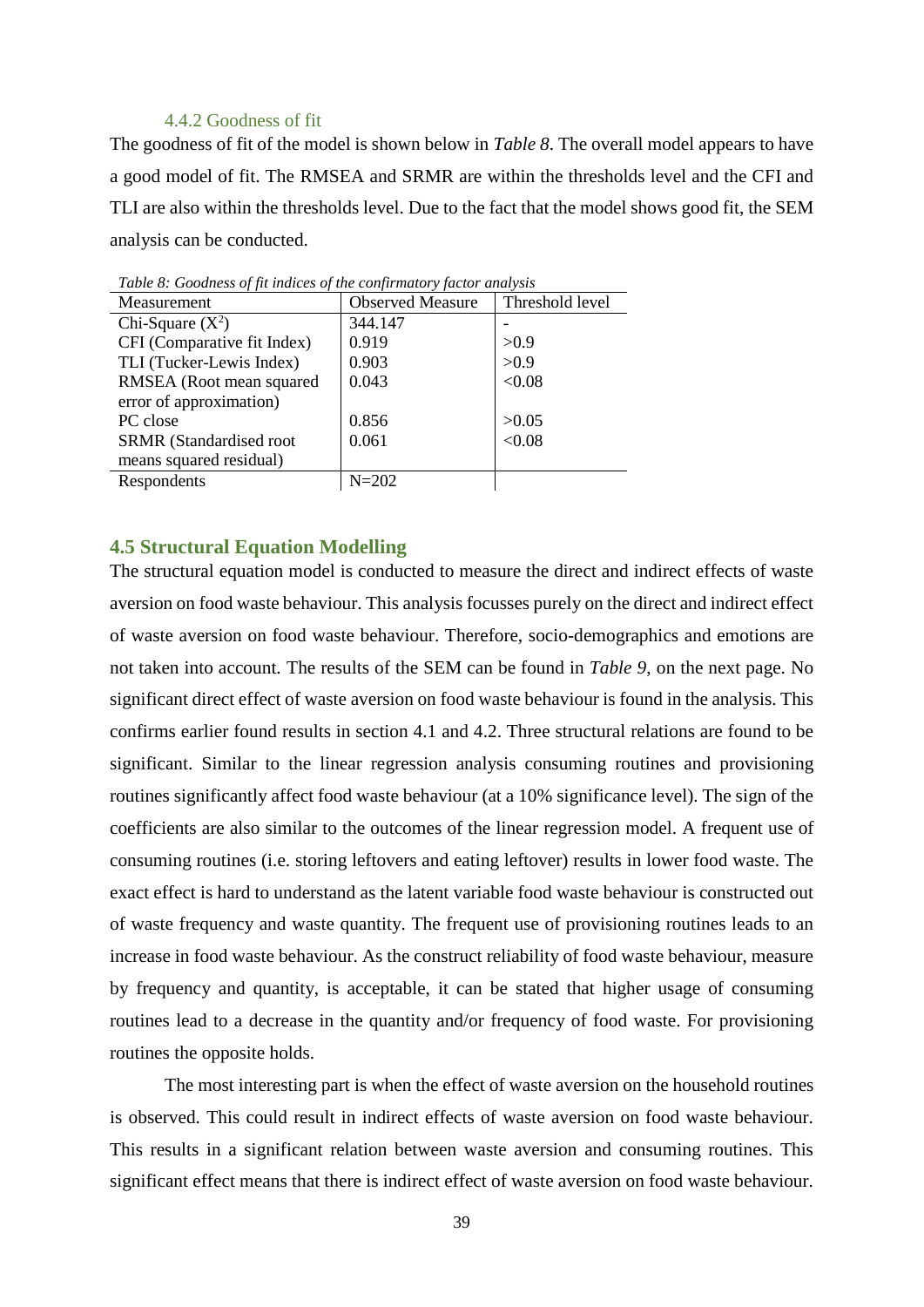### 4.4.2 Goodness of fit

The goodness of fit of the model is shown below in *Table 8*. The overall model appears to have a good model of fit. The RMSEA and SRMR are within the thresholds level and the CFI and TLI are also within the thresholds level. Due to the fact that the model shows good fit, the SEM analysis can be conducted.

*Table 8: Goodness of fit indices of the confirmatory factor analysis*

| Measurement | Observed Measure | Threshold level |
|---|---|---|
| Chi-Square ($X^2$) | 344.147 | - |
| CFI (Comparative fit Index) | 0.919 | >0.9 |
| TLI (Tucker-Lewis Index) | 0.903 | >0.9 |
| RMSEA (Root mean squared error of approximation) | 0.043 | <0.08 |
| PC close | 0.856 | >0.05 |
| SRMR (Standardised root means squared residual) | 0.061 | <0.08 |
| Respondents | N=202 | |

## 4.5 Structural Equation Modelling

The structural equation model is conducted to measure the direct and indirect effects of waste aversion on food waste behaviour. This analysis focusses purely on the direct and indirect effect of waste aversion on food waste behaviour. Therefore, socio-demographics and emotions are not taken into account. The results of the SEM can be found in *Table 9*, on the next page. No significant direct effect of waste aversion on food waste behaviour is found in the analysis. This confirms earlier found results in section 4.1 and 4.2. Three structural relations are found to be significant. Similar to the linear regression analysis consuming routines and provisioning routines significantly affect food waste behaviour (at a 10% significance level). The sign of the coefficients are also similar to the outcomes of the linear regression model. A frequent use of consuming routines (i.e. storing leftovers and eating leftover) results in lower food waste. The exact effect is hard to understand as the latent variable food waste behaviour is constructed out of waste frequency and waste quantity. The frequent use of provisioning routines leads to an increase in food waste behaviour. As the construct reliability of food waste behaviour, measure by frequency and quantity, is acceptable, it can be stated that higher usage of consuming routines lead to a decrease in the quantity and/or frequency of food waste. For provisioning routines the opposite holds.

The most interesting part is when the effect of waste aversion on the household routines is observed. This could result in indirect effects of waste aversion on food waste behaviour. This results in a significant relation between waste aversion and consuming routines. This significant effect means that there is indirect effect of waste aversion on food waste behaviour.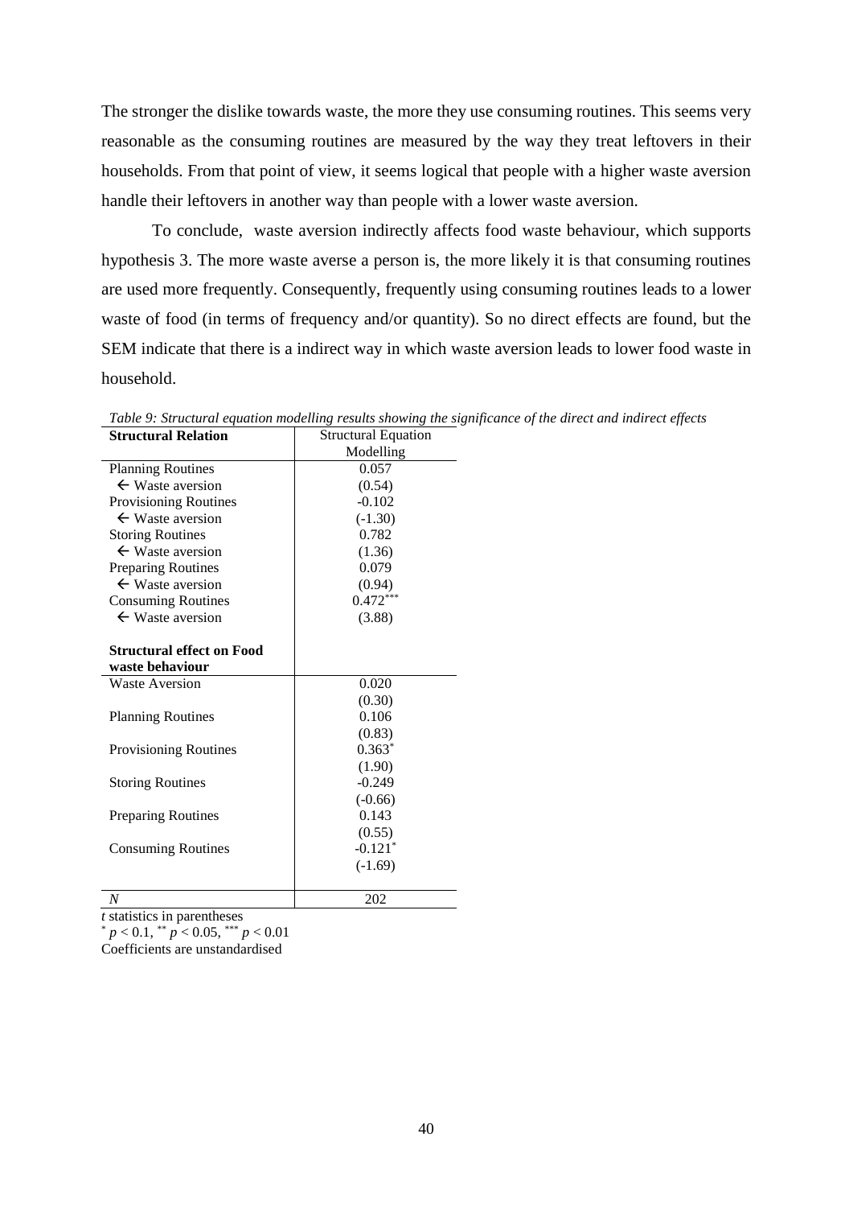The stronger the dislike towards waste, the more they use consuming routines. This seems very reasonable as the consuming routines are measured by the way they treat leftovers in their households. From that point of view, it seems logical that people with a higher waste aversion handle their leftovers in another way than people with a lower waste aversion.

To conclude,  waste aversion indirectly affects food waste behaviour, which supports hypothesis 3. The more waste averse a person is, the more likely it is that consuming routines are used more frequently. Consequently, frequently using consuming routines leads to a lower waste of food (in terms of frequency and/or quantity). So no direct effects are found, but the SEM indicate that there is a indirect way in which waste aversion leads to lower food waste in household.

*Table 9: Structural equation modelling results showing the significance of the direct and indirect effects*

| **Structural Relation** | Structural Equation Modelling |
|---|---|
| Planning Routines | 0.057 |
| ← Waste aversion | (0.54) |
| Provisioning Routines | -0.102 |
| ← Waste aversion | (-1.30) |
| Storing Routines | 0.782 |
| ← Waste aversion | (1.36) |
| Preparing Routines | 0.079 |
| ← Waste aversion | (0.94) |
| Consuming Routines | $0.472^{***}$ |
| ← Waste aversion | (3.88) |
| | |
| **Structural effect on Food waste behaviour** | |
| Waste Aversion | 0.020 |
| | (0.30) |
| Planning Routines | 0.106 |
| | (0.83) |
| Provisioning Routines | $0.363^{*}$ |
| | (1.90) |
| Storing Routines | -0.249 |
| | (-0.66) |
| Preparing Routines | 0.143 |
| | (0.55) |
| Consuming Routines | $-0.121^{*}$ |
| | (-1.69) |
| | |
| *N* | 202 |

*t* statistics in parentheses
$^{*}$ $p < 0.1$, $^{**}$ $p < 0.05$, $^{***}$ $p < 0.01$
Coefficients are unstandardised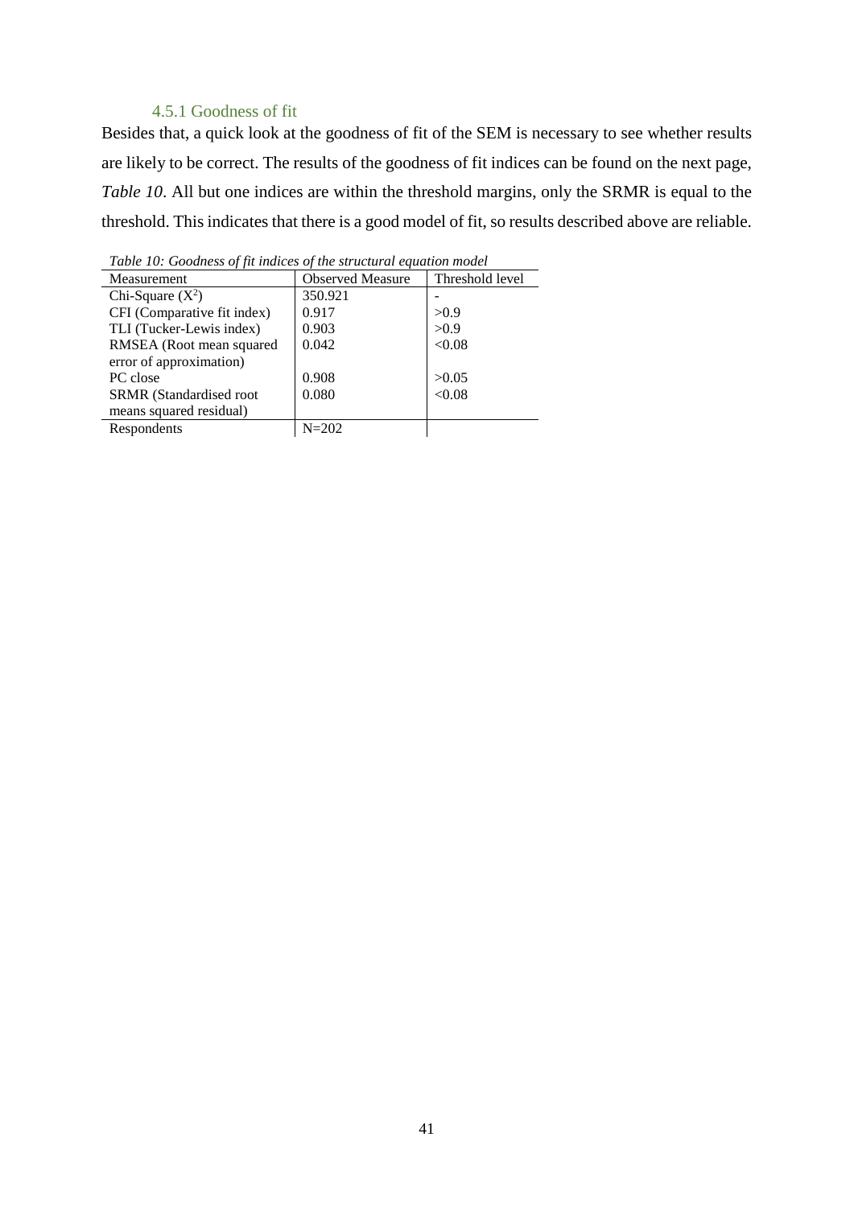### 4.5.1 Goodness of fit

Besides that, a quick look at the goodness of fit of the SEM is necessary to see whether results are likely to be correct. The results of the goodness of fit indices can be found on the next page, *Table 10*. All but one indices are within the threshold margins, only the SRMR is equal to the threshold. This indicates that there is a good model of fit, so results described above are reliable.

*Table 10: Goodness of fit indices of the structural equation model*

| Measurement | Observed Measure | Threshold level |
|---|---|---|
| Chi-Square ($X^2$) | 350.921 | - |
| CFI (Comparative fit index) | 0.917 | >0.9 |
| TLI (Tucker-Lewis index) | 0.903 | >0.9 |
| RMSEA (Root mean squared error of approximation) | 0.042 | <0.08 |
| PC close | 0.908 | >0.05 |
| SRMR (Standardised root means squared residual) | 0.080 | <0.08 |
| Respondents | N=202 | |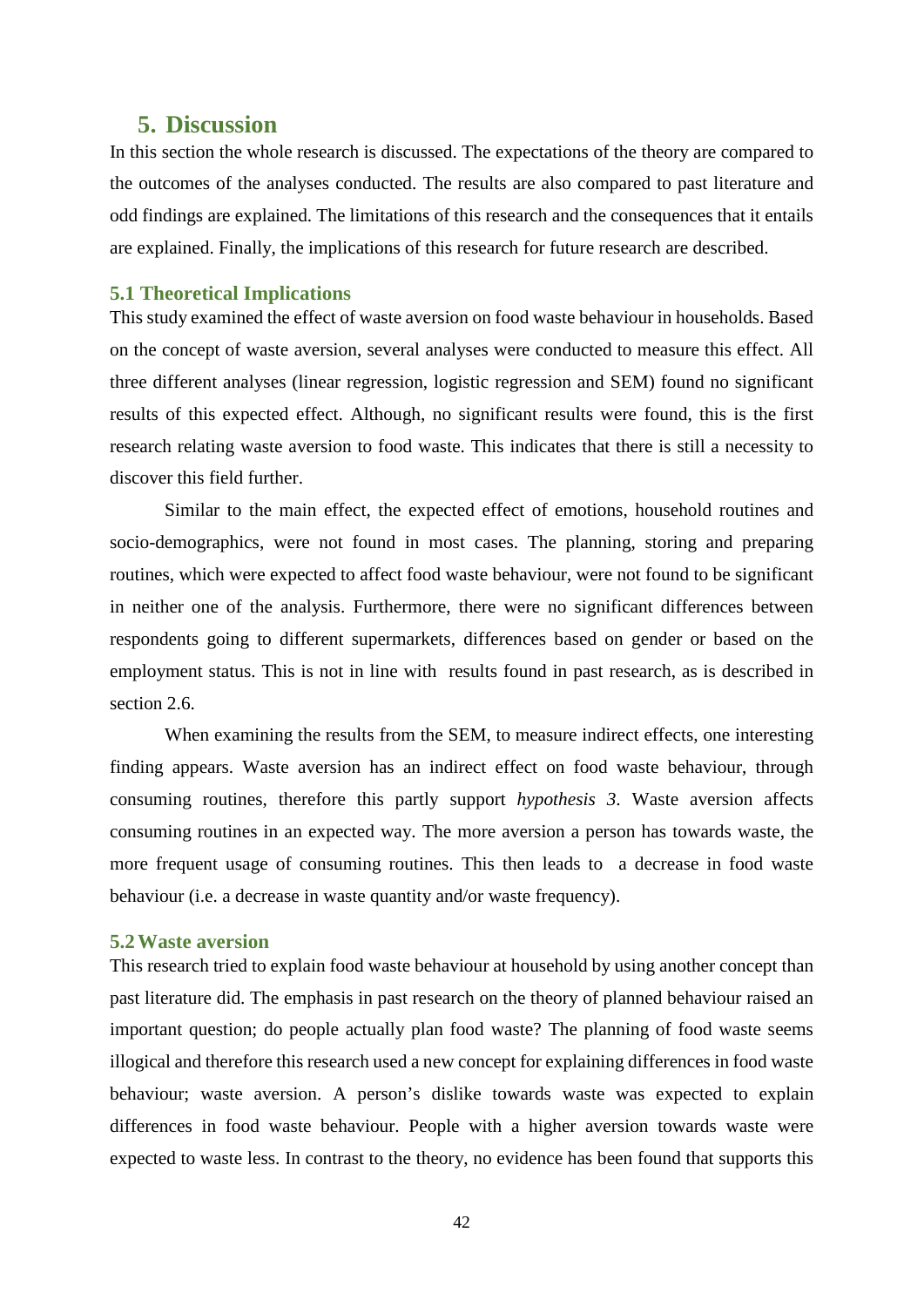# 5. Discussion

In this section the whole research is discussed. The expectations of the theory are compared to the outcomes of the analyses conducted. The results are also compared to past literature and odd findings are explained. The limitations of this research and the consequences that it entails are explained. Finally, the implications of this research for future research are described.

## 5.1 Theoretical Implications

This study examined the effect of waste aversion on food waste behaviour in households. Based on the concept of waste aversion, several analyses were conducted to measure this effect. All three different analyses (linear regression, logistic regression and SEM) found no significant results of this expected effect. Although, no significant results were found, this is the first research relating waste aversion to food waste. This indicates that there is still a necessity to discover this field further.

Similar to the main effect, the expected effect of emotions, household routines and socio-demographics, were not found in most cases. The planning, storing and preparing routines, which were expected to affect food waste behaviour, were not found to be significant in neither one of the analysis. Furthermore, there were no significant differences between respondents going to different supermarkets, differences based on gender or based on the employment status. This is not in line with results found in past research, as is described in section 2.6.

When examining the results from the SEM, to measure indirect effects, one interesting finding appears. Waste aversion has an indirect effect on food waste behaviour, through consuming routines, therefore this partly support *hypothesis 3*. Waste aversion affects consuming routines in an expected way. The more aversion a person has towards waste, the more frequent usage of consuming routines. This then leads to a decrease in food waste behaviour (i.e. a decrease in waste quantity and/or waste frequency).

## 5.2 Waste aversion

This research tried to explain food waste behaviour at household by using another concept than past literature did. The emphasis in past research on the theory of planned behaviour raised an important question; do people actually plan food waste? The planning of food waste seems illogical and therefore this research used a new concept for explaining differences in food waste behaviour; waste aversion. A person's dislike towards waste was expected to explain differences in food waste behaviour. People with a higher aversion towards waste were expected to waste less. In contrast to the theory, no evidence has been found that supports this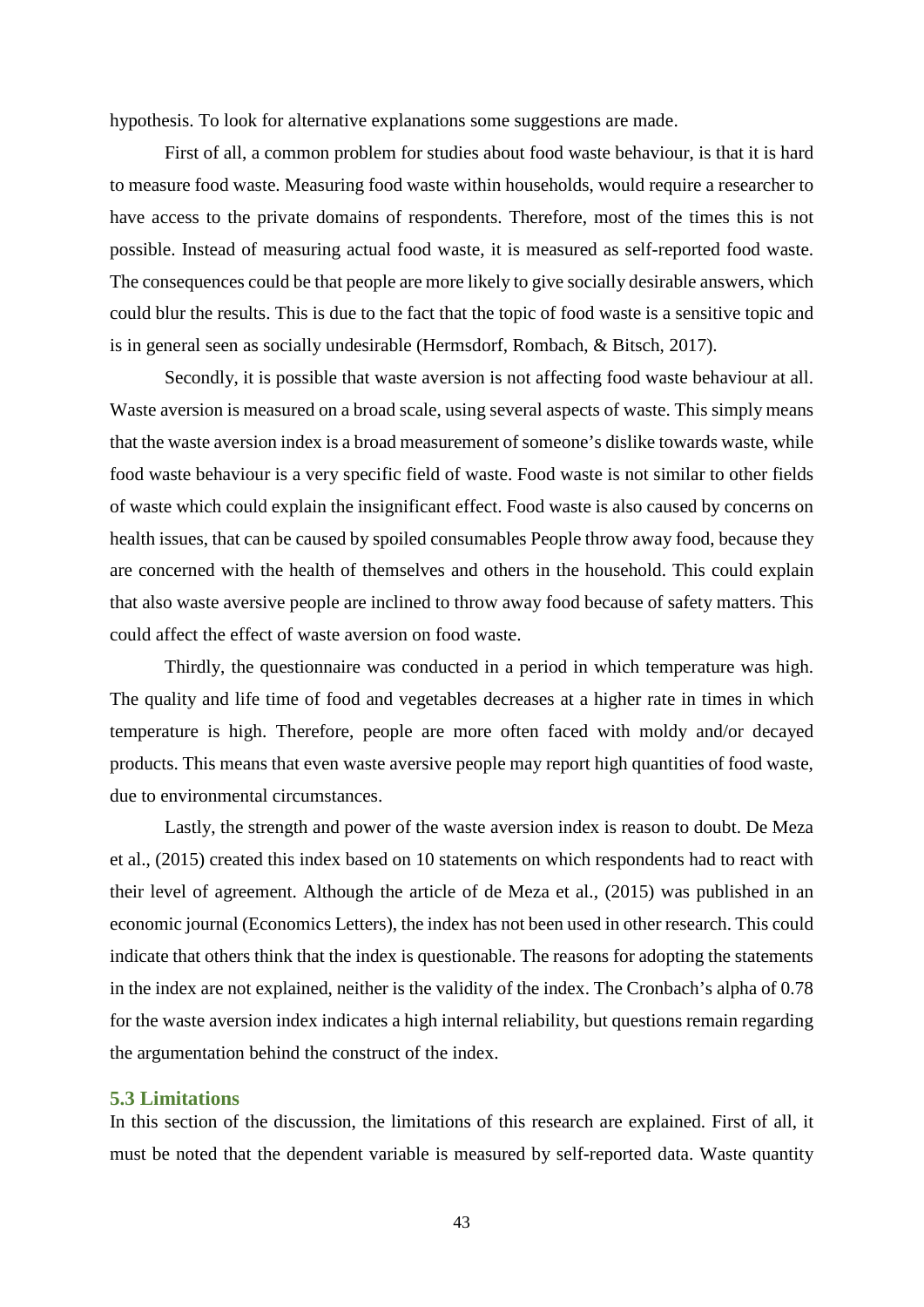hypothesis. To look for alternative explanations some suggestions are made.

First of all, a common problem for studies about food waste behaviour, is that it is hard to measure food waste. Measuring food waste within households, would require a researcher to have access to the private domains of respondents. Therefore, most of the times this is not possible. Instead of measuring actual food waste, it is measured as self-reported food waste. The consequences could be that people are more likely to give socially desirable answers, which could blur the results. This is due to the fact that the topic of food waste is a sensitive topic and is in general seen as socially undesirable (Hermsdorf, Rombach, & Bitsch, 2017).

Secondly, it is possible that waste aversion is not affecting food waste behaviour at all. Waste aversion is measured on a broad scale, using several aspects of waste. This simply means that the waste aversion index is a broad measurement of someone's dislike towards waste, while food waste behaviour is a very specific field of waste. Food waste is not similar to other fields of waste which could explain the insignificant effect. Food waste is also caused by concerns on health issues, that can be caused by spoiled consumables People throw away food, because they are concerned with the health of themselves and others in the household. This could explain that also waste aversive people are inclined to throw away food because of safety matters. This could affect the effect of waste aversion on food waste.

Thirdly, the questionnaire was conducted in a period in which temperature was high. The quality and life time of food and vegetables decreases at a higher rate in times in which temperature is high. Therefore, people are more often faced with moldy and/or decayed products. This means that even waste aversive people may report high quantities of food waste, due to environmental circumstances.

Lastly, the strength and power of the waste aversion index is reason to doubt. De Meza et al., (2015) created this index based on 10 statements on which respondents had to react with their level of agreement. Although the article of de Meza et al., (2015) was published in an economic journal (Economics Letters), the index has not been used in other research. This could indicate that others think that the index is questionable. The reasons for adopting the statements in the index are not explained, neither is the validity of the index. The Cronbach's alpha of 0.78 for the waste aversion index indicates a high internal reliability, but questions remain regarding the argumentation behind the construct of the index.

### 5.3 Limitations

In this section of the discussion, the limitations of this research are explained. First of all, it must be noted that the dependent variable is measured by self-reported data. Waste quantity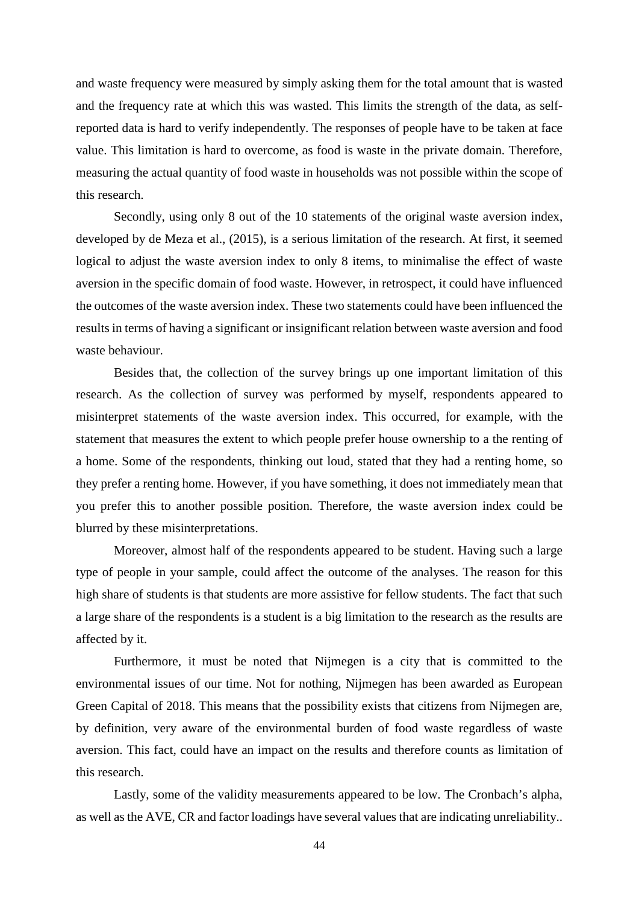and waste frequency were measured by simply asking them for the total amount that is wasted and the frequency rate at which this was wasted. This limits the strength of the data, as self-reported data is hard to verify independently. The responses of people have to be taken at face value. This limitation is hard to overcome, as food is waste in the private domain. Therefore, measuring the actual quantity of food waste in households was not possible within the scope of this research.

Secondly, using only 8 out of the 10 statements of the original waste aversion index, developed by de Meza et al., (2015), is a serious limitation of the research. At first, it seemed logical to adjust the waste aversion index to only 8 items, to minimalise the effect of waste aversion in the specific domain of food waste. However, in retrospect, it could have influenced the outcomes of the waste aversion index. These two statements could have been influenced the results in terms of having a significant or insignificant relation between waste aversion and food waste behaviour.

Besides that, the collection of the survey brings up one important limitation of this research. As the collection of survey was performed by myself, respondents appeared to misinterpret statements of the waste aversion index. This occurred, for example, with the statement that measures the extent to which people prefer house ownership to a the renting of a home. Some of the respondents, thinking out loud, stated that they had a renting home, so they prefer a renting home. However, if you have something, it does not immediately mean that you prefer this to another possible position. Therefore, the waste aversion index could be blurred by these misinterpretations.

Moreover, almost half of the respondents appeared to be student. Having such a large type of people in your sample, could affect the outcome of the analyses. The reason for this high share of students is that students are more assistive for fellow students. The fact that such a large share of the respondents is a student is a big limitation to the research as the results are affected by it.

Furthermore, it must be noted that Nijmegen is a city that is committed to the environmental issues of our time. Not for nothing, Nijmegen has been awarded as European Green Capital of 2018. This means that the possibility exists that citizens from Nijmegen are, by definition, very aware of the environmental burden of food waste regardless of waste aversion. This fact, could have an impact on the results and therefore counts as limitation of this research.

Lastly, some of the validity measurements appeared to be low. The Cronbach's alpha, as well as the AVE, CR and factor loadings have several values that are indicating unreliability..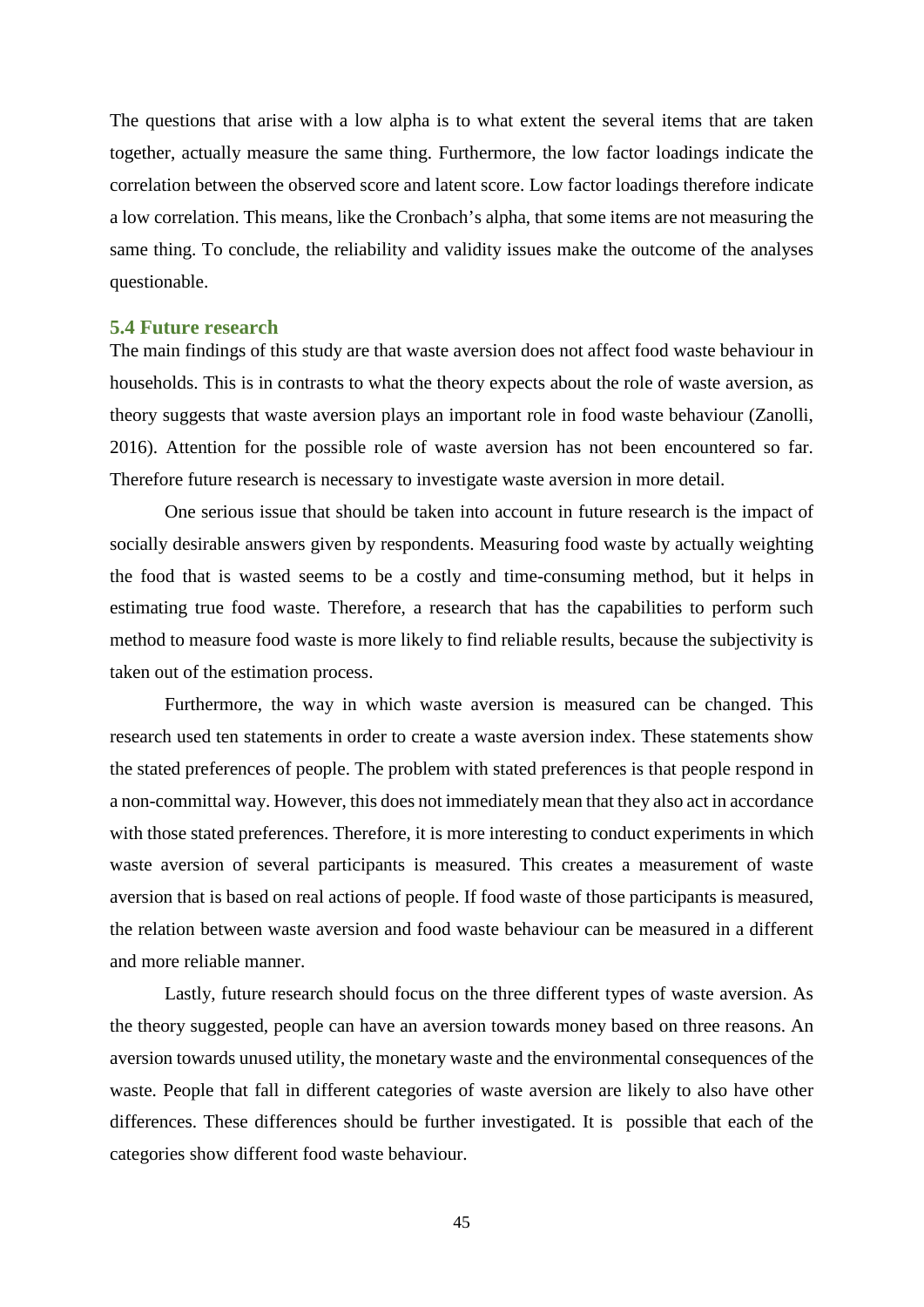The questions that arise with a low alpha is to what extent the several items that are taken together, actually measure the same thing. Furthermore, the low factor loadings indicate the correlation between the observed score and latent score. Low factor loadings therefore indicate a low correlation. This means, like the Cronbach's alpha, that some items are not measuring the same thing. To conclude, the reliability and validity issues make the outcome of the analyses questionable.

### 5.4 Future research

The main findings of this study are that waste aversion does not affect food waste behaviour in households. This is in contrasts to what the theory expects about the role of waste aversion, as theory suggests that waste aversion plays an important role in food waste behaviour (Zanolli, 2016). Attention for the possible role of waste aversion has not been encountered so far. Therefore future research is necessary to investigate waste aversion in more detail.

One serious issue that should be taken into account in future research is the impact of socially desirable answers given by respondents. Measuring food waste by actually weighting the food that is wasted seems to be a costly and time-consuming method, but it helps in estimating true food waste. Therefore, a research that has the capabilities to perform such method to measure food waste is more likely to find reliable results, because the subjectivity is taken out of the estimation process.

Furthermore, the way in which waste aversion is measured can be changed. This research used ten statements in order to create a waste aversion index. These statements show the stated preferences of people. The problem with stated preferences is that people respond in a non-committal way. However, this does not immediately mean that they also act in accordance with those stated preferences. Therefore, it is more interesting to conduct experiments in which waste aversion of several participants is measured. This creates a measurement of waste aversion that is based on real actions of people. If food waste of those participants is measured, the relation between waste aversion and food waste behaviour can be measured in a different and more reliable manner.

Lastly, future research should focus on the three different types of waste aversion. As the theory suggested, people can have an aversion towards money based on three reasons. An aversion towards unused utility, the monetary waste and the environmental consequences of the waste. People that fall in different categories of waste aversion are likely to also have other differences. These differences should be further investigated. It is possible that each of the categories show different food waste behaviour.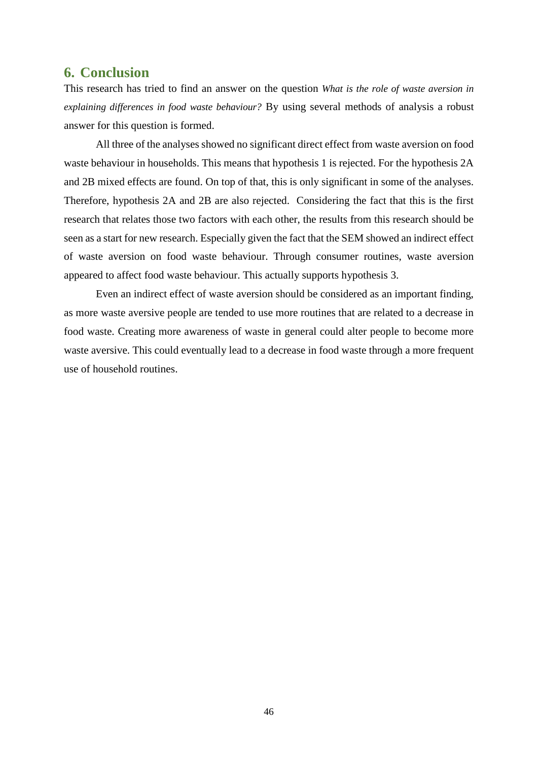# 6. Conclusion

This research has tried to find an answer on the question *What is the role of waste aversion in explaining differences in food waste behaviour?* By using several methods of analysis a robust answer for this question is formed.

All three of the analyses showed no significant direct effect from waste aversion on food waste behaviour in households. This means that hypothesis 1 is rejected. For the hypothesis 2A and 2B mixed effects are found. On top of that, this is only significant in some of the analyses. Therefore, hypothesis 2A and 2B are also rejected. Considering the fact that this is the first research that relates those two factors with each other, the results from this research should be seen as a start for new research. Especially given the fact that the SEM showed an indirect effect of waste aversion on food waste behaviour. Through consumer routines, waste aversion appeared to affect food waste behaviour. This actually supports hypothesis 3.

Even an indirect effect of waste aversion should be considered as an important finding, as more waste aversive people are tended to use more routines that are related to a decrease in food waste. Creating more awareness of waste in general could alter people to become more waste aversive. This could eventually lead to a decrease in food waste through a more frequent use of household routines.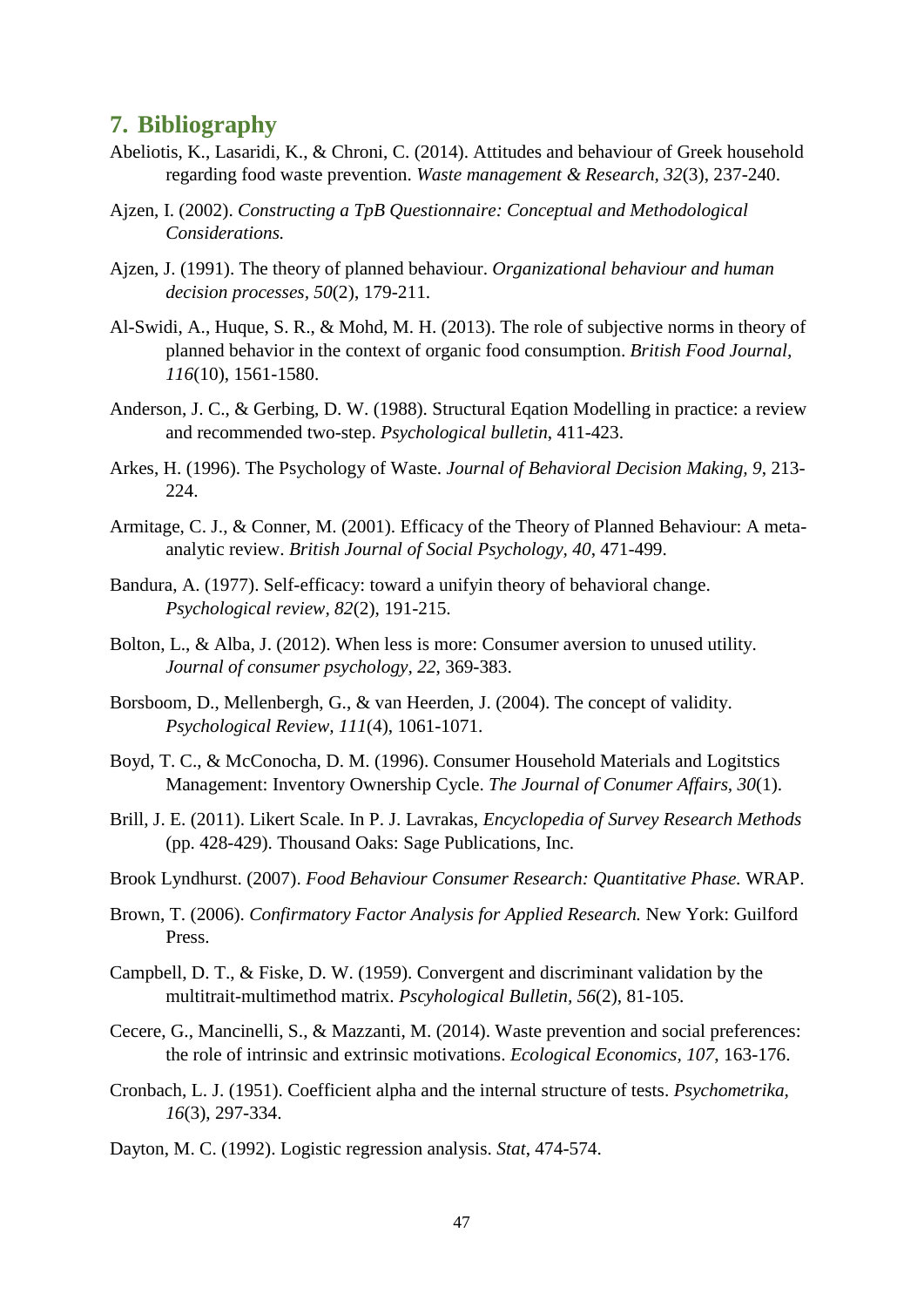## 7. Bibliography

Abeliotis, K., Lasaridi, K., & Chroni, C. (2014). Attitudes and behaviour of Greek household regarding food waste prevention. *Waste management & Research*, *32*(3), 237-240.

Ajzen, I. (2002). *Constructing a TpB Questionnaire: Conceptual and Methodological Considerations.*

Ajzen, J. (1991). The theory of planned behaviour. *Organizational behaviour and human decision processes*, *50*(2), 179-211.

Al-Swidi, A., Huque, S. R., & Mohd, M. H. (2013). The role of subjective norms in theory of planned behavior in the context of organic food consumption. *British Food Journal*, *116*(10), 1561-1580.

Anderson, J. C., & Gerbing, D. W. (1988). Structural Eqation Modelling in practice: a review and recommended two-step. *Psychological bulletin*, 411-423.

Arkes, H. (1996). The Psychology of Waste. *Journal of Behavioral Decision Making, 9*, 213-224.

Armitage, C. J., & Conner, M. (2001). Efficacy of the Theory of Planned Behaviour: A meta-analytic review. *British Journal of Social Psychology, 40*, 471-499.

Bandura, A. (1977). Self-efficacy: toward a unifyin theory of behavioral change. *Psychological review*, *82*(2), 191-215.

Bolton, L., & Alba, J. (2012). When less is more: Consumer aversion to unused utility. *Journal of consumer psychology, 22*, 369-383.

Borsboom, D., Mellenbergh, G., & van Heerden, J. (2004). The concept of validity. *Psychological Review, 111*(4), 1061-1071.

Boyd, T. C., & McConocha, D. M. (1996). Consumer Household Materials and Logitstics Management: Inventory Ownership Cycle. *The Journal of Conumer Affairs, 30*(1).

Brill, J. E. (2011). Likert Scale. In P. J. Lavrakas, *Encyclopedia of Survey Research Methods* (pp. 428-429). Thousand Oaks: Sage Publications, Inc.

Brook Lyndhurst. (2007). *Food Behaviour Consumer Research: Quantitative Phase.* WRAP.

Brown, T. (2006). *Confirmatory Factor Analysis for Applied Research.* New York: Guilford Press.

Campbell, D. T., & Fiske, D. W. (1959). Convergent and discriminant validation by the multitrait-multimethod matrix. *Pscyhological Bulletin*, *56*(2), 81-105.

Cecere, G., Mancinelli, S., & Mazzanti, M. (2014). Waste prevention and social preferences: the role of intrinsic and extrinsic motivations. *Ecological Economics, 107*, 163-176.

Cronbach, L. J. (1951). Coefficient alpha and the internal structure of tests. *Psychometrika, 16*(3), 297-334.

Dayton, M. C. (1992). Logistic regression analysis. *Stat*, 474-574.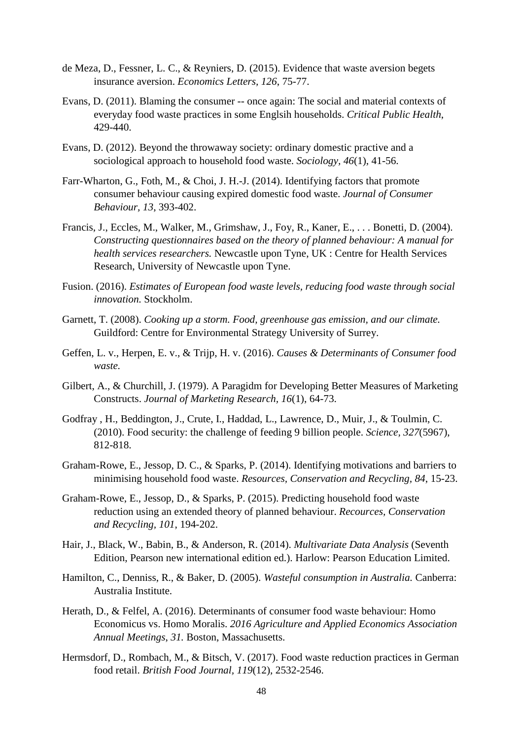de Meza, D., Fessner, L. C., & Reyniers, D. (2015). Evidence that waste aversion begets insurance aversion. *Economics Letters, 126*, 75-77.

Evans, D. (2011). Blaming the consumer -- once again: The social and material contexts of everyday food waste practices in some Englsih households. *Critical Public Health*, 429-440.

Evans, D. (2012). Beyond the throwaway society: ordinary domestic practive and a sociological approach to household food waste. *Sociology, 46*(1), 41-56.

Farr-Wharton, G., Foth, M., & Choi, J. H.-J. (2014). Identifying factors that promote consumer behaviour causing expired domestic food waste. *Journal of Consumer Behaviour, 13*, 393-402.

Francis, J., Eccles, M., Walker, M., Grimshaw, J., Foy, R., Kaner, E., . . . Bonetti, D. (2004). *Constructing questionnaires based on the theory of planned behaviour: A manual for health services researchers.* Newcastle upon Tyne, UK : Centre for Health Services Research, University of Newcastle upon Tyne.

Fusion. (2016). *Estimates of European food waste levels, reducing food waste through social innovation.* Stockholm.

Garnett, T. (2008). *Cooking up a storm. Food, greenhouse gas emission, and our climate.* Guildford: Centre for Environmental Strategy University of Surrey.

Geffen, L. v., Herpen, E. v., & Trijp, H. v. (2016). *Causes & Determinants of Consumer food waste.*

Gilbert, A., & Churchill, J. (1979). A Paragidm for Developing Better Measures of Marketing Constructs. *Journal of Marketing Research, 16*(1), 64-73.

Godfray , H., Beddington, J., Crute, I., Haddad, L., Lawrence, D., Muir, J., & Toulmin, C. (2010). Food security: the challenge of feeding 9 billion people. *Science, 327*(5967), 812-818.

Graham-Rowe, E., Jessop, D. C., & Sparks, P. (2014). Identifying motivations and barriers to minimising household food waste. *Resources, Conservation and Recycling, 84*, 15-23.

Graham-Rowe, E., Jessop, D., & Sparks, P. (2015). Predicting household food waste reduction using an extended theory of planned behaviour. *Recources, Conservation and Recycling, 101*, 194-202.

Hair, J., Black, W., Babin, B., & Anderson, R. (2014). *Multivariate Data Analysis* (Seventh Edition, Pearson new international edition ed.). Harlow: Pearson Education Limited.

Hamilton, C., Denniss, R., & Baker, D. (2005). *Wasteful consumption in Australia.* Canberra: Australia Institute.

Herath, D., & Felfel, A. (2016). Determinants of consumer food waste behaviour: Homo Economicus vs. Homo Moralis. *2016 Agriculture and Applied Economics Association Annual Meetings, 31.* Boston, Massachusetts.

Hermsdorf, D., Rombach, M., & Bitsch, V. (2017). Food waste reduction practices in German food retail. *British Food Journal, 119*(12), 2532-2546.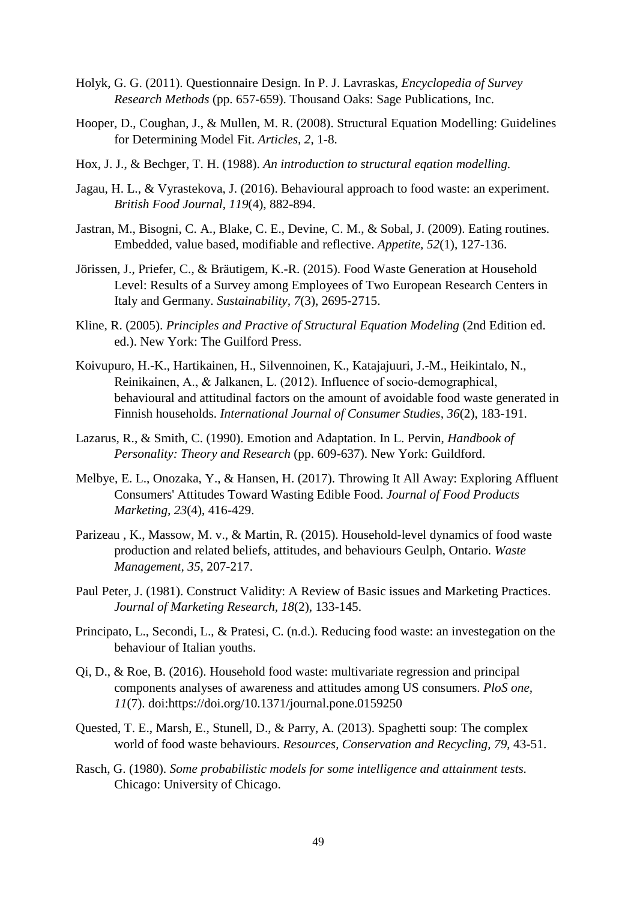Holyk, G. G. (2011). Questionnaire Design. In P. J. Lavraskas, *Encyclopedia of Survey Research Methods* (pp. 657-659). Thousand Oaks: Sage Publications, Inc.

Hooper, D., Coughan, J., & Mullen, M. R. (2008). Structural Equation Modelling: Guidelines for Determining Model Fit. *Articles, 2*, 1-8.

Hox, J. J., & Bechger, T. H. (1988). *An introduction to structural eqation modelling.*

Jagau, H. L., & Vyrastekova, J. (2016). Behavioural approach to food waste: an experiment. *British Food Journal, 119*(4), 882-894.

Jastran, M., Bisogni, C. A., Blake, C. E., Devine, C. M., & Sobal, J. (2009). Eating routines. Embedded, value based, modifiable and reflective. *Appetite, 52*(1), 127-136.

Jörissen, J., Priefer, C., & Bräutigem, K.-R. (2015). Food Waste Generation at Household Level: Results of a Survey among Employees of Two European Research Centers in Italy and Germany. *Sustainability, 7*(3), 2695-2715.

Kline, R. (2005). *Principles and Practive of Structural Equation Modeling* (2nd Edition ed. ed.). New York: The Guilford Press.

Koivupuro, H.-K., Hartikainen, H., Silvennoinen, K., Katajajuuri, J.-M., Heikintalo, N., Reinikainen, A., & Jalkanen, L. (2012). Influence of socio-demographical, behavioural and attitudinal factors on the amount of avoidable food waste generated in Finnish households. *International Journal of Consumer Studies, 36*(2), 183-191.

Lazarus, R., & Smith, C. (1990). Emotion and Adaptation. In L. Pervin, *Handbook of Personality: Theory and Research* (pp. 609-637). New York: Guildford.

Melbye, E. L., Onozaka, Y., & Hansen, H. (2017). Throwing It All Away: Exploring Affluent Consumers' Attitudes Toward Wasting Edible Food. *Journal of Food Products Marketing, 23*(4), 416-429.

Parizeau , K., Massow, M. v., & Martin, R. (2015). Household-level dynamics of food waste production and related beliefs, attitudes, and behaviours Geulph, Ontario. *Waste Management, 35*, 207-217.

Paul Peter, J. (1981). Construct Validity: A Review of Basic issues and Marketing Practices. *Journal of Marketing Research, 18*(2), 133-145.

Principato, L., Secondi, L., & Pratesi, C. (n.d.). Reducing food waste: an investegation on the behaviour of Italian youths.

Qi, D., & Roe, B. (2016). Household food waste: multivariate regression and principal components analyses of awareness and attitudes among US consumers. *PloS one, 11*(7). doi:https://doi.org/10.1371/journal.pone.0159250

Quested, T. E., Marsh, E., Stunell, D., & Parry, A. (2013). Spaghetti soup: The complex world of food waste behaviours. *Resources, Conservation and Recycling, 79*, 43-51.

Rasch, G. (1980). *Some probabilistic models for some intelligence and attainment tests.* Chicago: University of Chicago.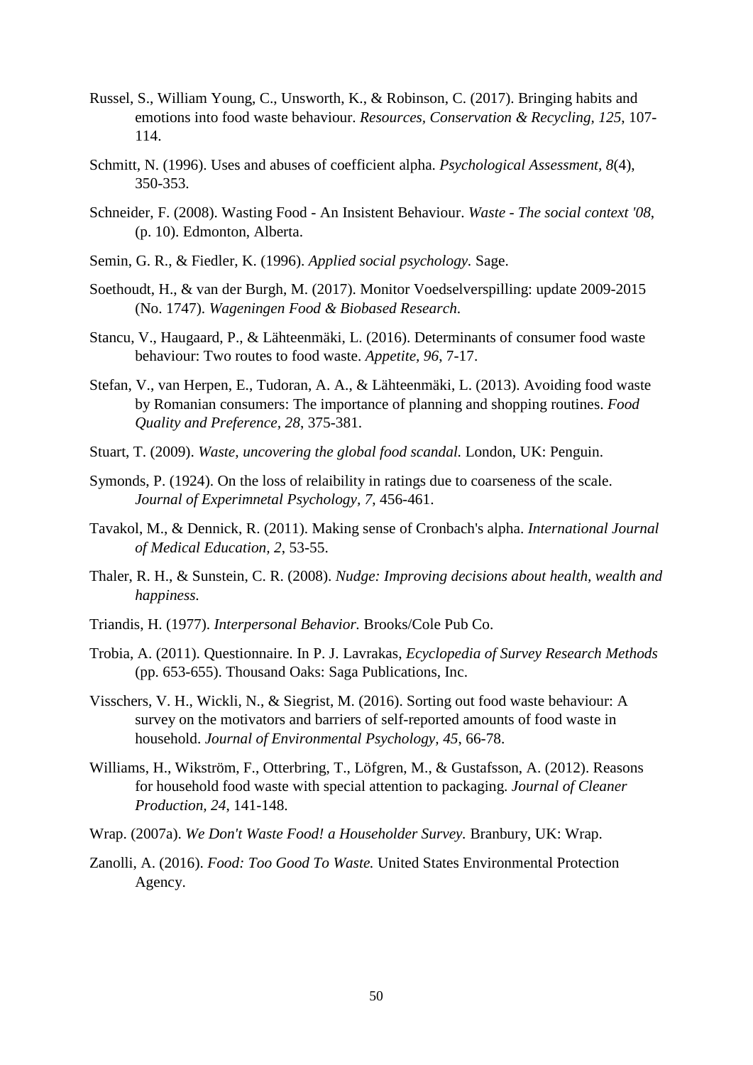Russel, S., William Young, C., Unsworth, K., & Robinson, C. (2017). Bringing habits and emotions into food waste behaviour. *Resources, Conservation & Recycling, 125*, 107-114.

Schmitt, N. (1996). Uses and abuses of coefficient alpha. *Psychological Assessment, 8*(4), 350-353.

Schneider, F. (2008). Wasting Food - An Insistent Behaviour. *Waste - The social context '08*, (p. 10). Edmonton, Alberta.

Semin, G. R., & Fiedler, K. (1996). *Applied social psychology.* Sage.

Soethoudt, H., & van der Burgh, M. (2017). Monitor Voedselverspilling: update 2009-2015 (No. 1747). *Wageningen Food & Biobased Research.*

Stancu, V., Haugaard, P., & Lähteenmäki, L. (2016). Determinants of consumer food waste behaviour: Two routes to food waste. *Appetite, 96*, 7-17.

Stefan, V., van Herpen, E., Tudoran, A. A., & Lähteenmäki, L. (2013). Avoiding food waste by Romanian consumers: The importance of planning and shopping routines. *Food Quality and Preference, 28*, 375-381.

Stuart, T. (2009). *Waste, uncovering the global food scandal.* London, UK: Penguin.

Symonds, P. (1924). On the loss of relaibility in ratings due to coarseness of the scale. *Journal of Experimnetal Psychology, 7*, 456-461.

Tavakol, M., & Dennick, R. (2011). Making sense of Cronbach's alpha. *International Journal of Medical Education, 2*, 53-55.

Thaler, R. H., & Sunstein, C. R. (2008). *Nudge: Improving decisions about health, wealth and happiness.*

Triandis, H. (1977). *Interpersonal Behavior.* Brooks/Cole Pub Co.

Trobia, A. (2011). Questionnaire. In P. J. Lavrakas, *Ecyclopedia of Survey Research Methods* (pp. 653-655). Thousand Oaks: Saga Publications, Inc.

Visschers, V. H., Wickli, N., & Siegrist, M. (2016). Sorting out food waste behaviour: A survey on the motivators and barriers of self-reported amounts of food waste in household. *Journal of Environmental Psychology, 45*, 66-78.

Williams, H., Wikström, F., Otterbring, T., Löfgren, M., & Gustafsson, A. (2012). Reasons for household food waste with special attention to packaging. *Journal of Cleaner Production, 24*, 141-148.

Wrap. (2007a). *We Don't Waste Food! a Householder Survey.* Branbury, UK: Wrap.

Zanolli, A. (2016). *Food: Too Good To Waste.* United States Environmental Protection Agency.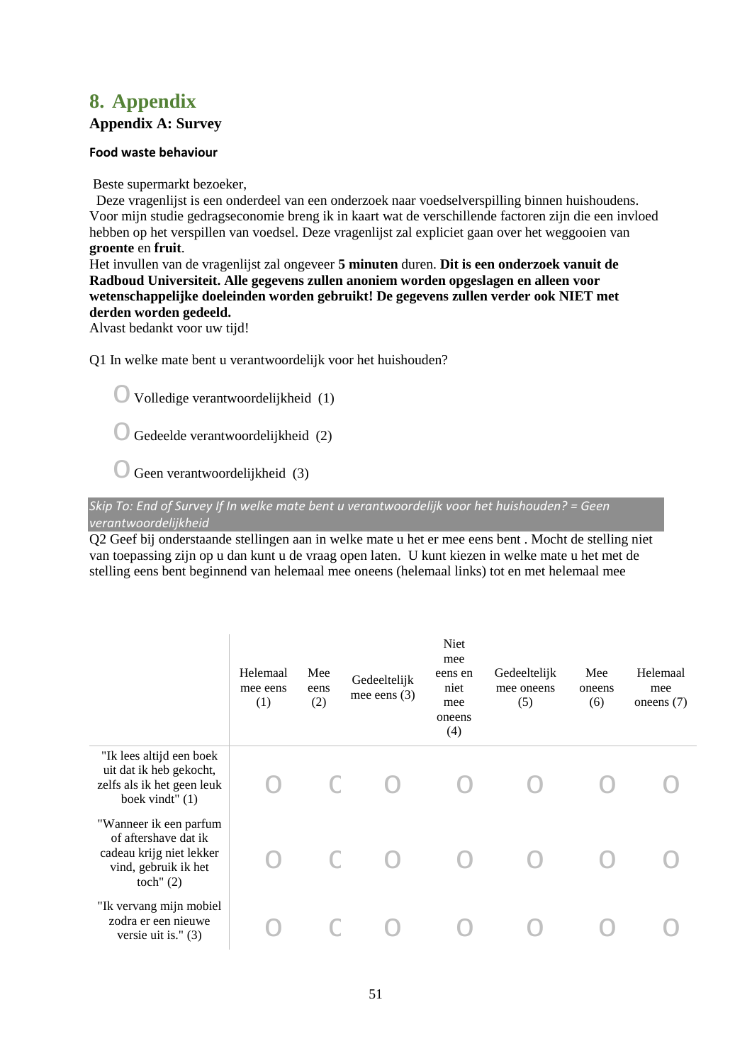# 8. Appendix

## Appendix A: Survey

#### Food waste behaviour

Beste supermarkt bezoeker,

Deze vragenlijst is een onderdeel van een onderzoek naar voedselverspilling binnen huishoudens. Voor mijn studie gedragseconomie breng ik in kaart wat de verschillende factoren zijn die een invloed hebben op het verspillen van voedsel. Deze vragenlijst zal expliciet gaan over het weggooien van **groente** en **fruit**.

Het invullen van de vragenlijst zal ongeveer **5 minuten** duren. **Dit is een onderzoek vanuit de Radboud Universiteit. Alle gegevens zullen anoniem worden opgeslagen en alleen voor wetenschappelijke doeleinden worden gebruikt! De gegevens zullen verder ook NIET met derden worden gedeeld.**

Alvast bedankt voor uw tijd!

Q1 In welke mate bent u verantwoordelijk voor het huishouden?

- O Volledige verantwoordelijkheid (1)
- O Gedeelde verantwoordelijkheid (2)
- O Geen verantwoordelijkheid (3)

*Skip To: End of Survey If In welke mate bent u verantwoordelijk voor het huishouden? = Geen verantwoordelijkheid*

Q2 Geef bij onderstaande stellingen aan in welke mate u het er mee eens bent . Mocht de stelling niet van toepassing zijn op u dan kunt u de vraag open laten. U kunt kiezen in welke mate u het met de stelling eens bent beginnend van helemaal mee oneens (helemaal links) tot en met helemaal mee

| | Helemaal mee eens (1) | Mee eens (2) | Gedeeltelijk mee eens (3) | Niet mee eens en niet mee oneens (4) | Gedeeltelijk mee oneens (5) | Mee oneens (6) | Helemaal mee oneens (7) |
|---|---|---|---|---|---|---|---|
| "Ik lees altijd een boek uit dat ik heb gekocht, zelfs als ik het geen leuk boek vindt" (1) | O | O | O | O | O | O | O |
| "Wanneer ik een parfum of aftershave dat ik cadeau krijg niet lekker vind, gebruik ik het toch" (2) | O | O | O | O | O | O | O |
| "Ik vervang mijn mobiel zodra er een nieuwe versie uit is." (3) | O | O | O | O | O | O | O |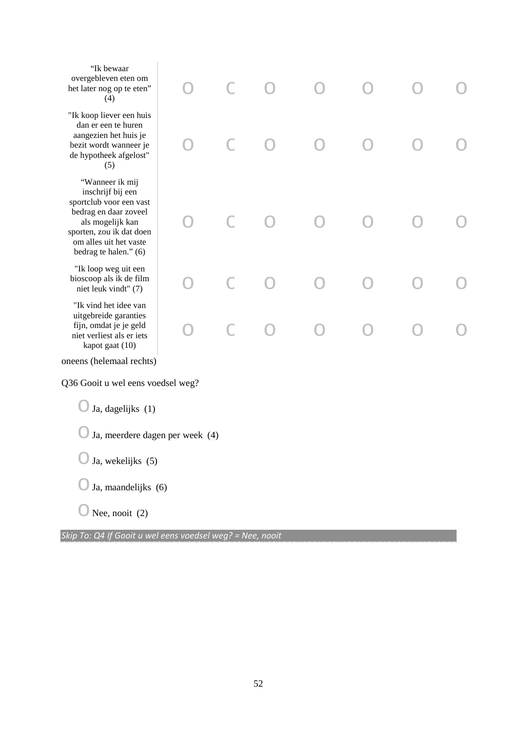| | | | | | | | |
|---|---|---|---|---|---|---|---|
| "Ik bewaar overgebleven eten om het later nog op te eten" (4) | o | o | o | o | o | o | o |
| "Ik koop liever een huis dan er een te huren aangezien het huis je bezit wordt wanneer je de hypotheek afgelost" (5) | o | o | o | o | o | o | o |
| "Wanneer ik mij inschrijf bij een sportclub voor een vast bedrag en daar zoveel als mogelijk kan sporten, zou ik dat doen om alles uit het vaste bedrag te halen." (6) | o | o | o | o | o | o | o |
| "Ik loop weg uit een bioscoop als ik de film niet leuk vindt" (7) | o | o | o | o | o | o | o |
| "Ik vind het idee van uitgebreide garanties fijn, omdat je je geld niet verliest als er iets kapot gaat (10) | o | o | o | o | o | o | o |

oneens (helemaal rechts)

Q36 Gooit u wel eens voedsel weg?

- o Ja, dagelijks (1)
- o Ja, meerdere dagen per week (4)
- o Ja, wekelijks (5)
- o Ja, maandelijks (6)
- o Nee, nooit (2)

*Skip To: Q4 If Gooit u wel eens voedsel weg? = Nee, nooit*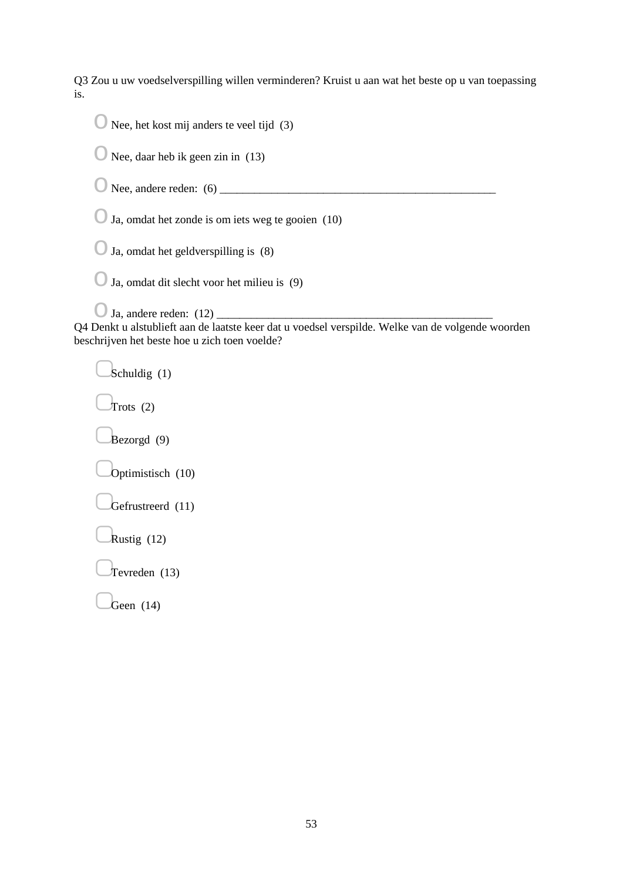Q3 Zou u uw voedselverspilling willen verminderen? Kruist u aan wat het beste op u van toepassing is.

- ○ Nee, het kost mij anders te veel tijd (3)
- ○ Nee, daar heb ik geen zin in (13)
- ○ Nee, andere reden: (6) ________________________________________________
- ○ Ja, omdat het zonde is om iets weg te gooien (10)
- ○ Ja, omdat het geldverspilling is (8)
- ○ Ja, omdat dit slecht voor het milieu is (9)
- ○ Ja, andere reden: (12) ________________________________________________

Q4 Denkt u alstublieft aan de laatste keer dat u voedsel verspilde. Welke van de volgende woorden beschrijven het beste hoe u zich toen voelde?

- ▢ Schuldig (1)
- ▢ Trots (2)
- ▢ Bezorgd (9)
- ▢ Optimistisch (10)
- ▢ Gefrustreerd (11)
- ▢ Rustig (12)
- ▢ Tevreden (13)
- ▢ Geen (14)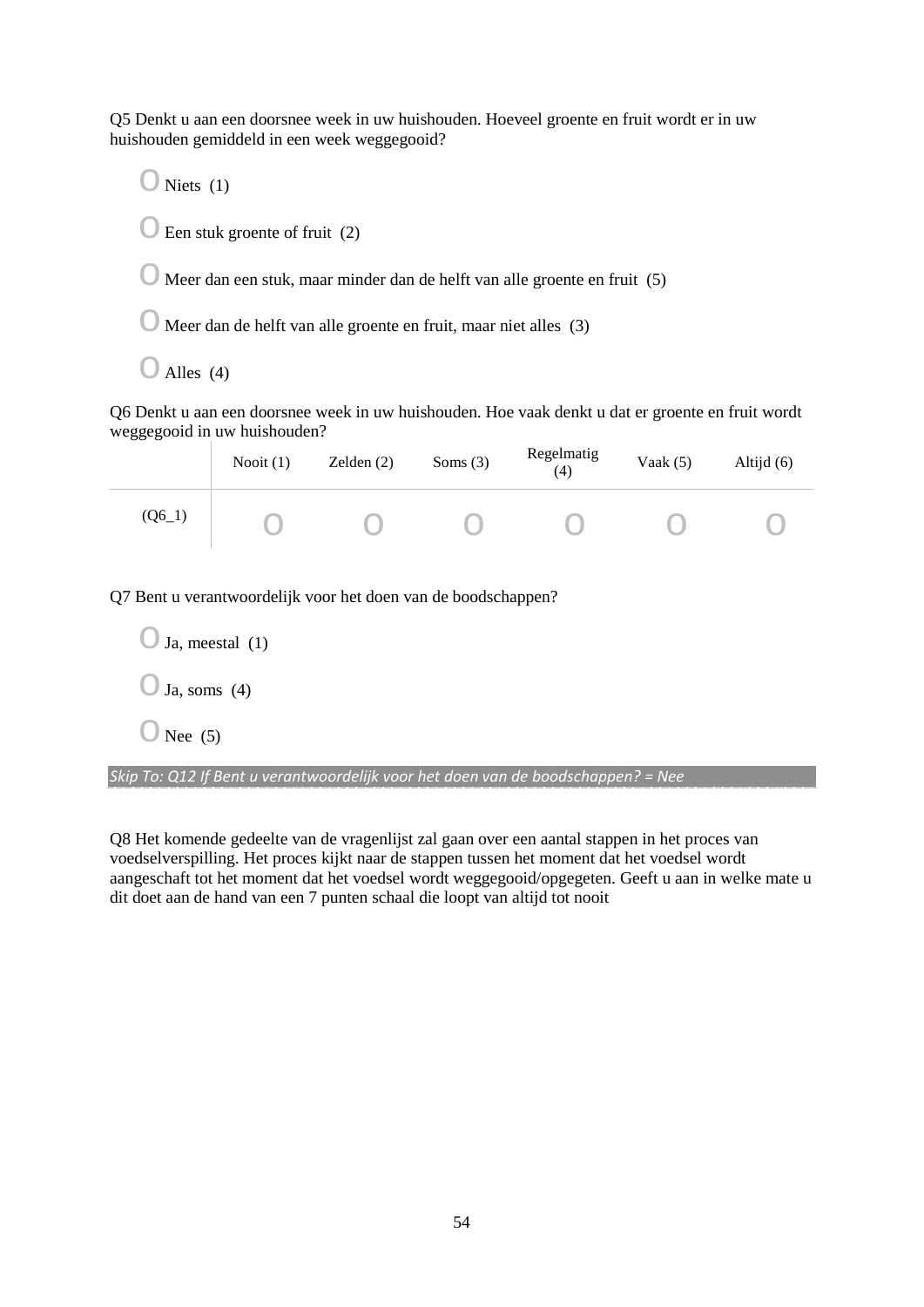Q5 Denkt u aan een doorsnee week in uw huishouden. Hoeveel groente en fruit wordt er in uw huishouden gemiddeld in een week weggegooid?

- O Niets (1)
- O Een stuk groente of fruit (2)
- O Meer dan een stuk, maar minder dan de helft van alle groente en fruit (5)
- O Meer dan de helft van alle groente en fruit, maar niet alles (3)
- O Alles (4)

Q6 Denkt u aan een doorsnee week in uw huishouden. Hoe vaak denkt u dat er groente en fruit wordt weggegooid in uw huishouden?

| | Nooit (1) | Zelden (2) | Soms (3) | Regelmatig (4) | Vaak (5) | Altijd (6) |
|---|---|---|---|---|---|---|
| (Q6_1) | O | O | O | O | O | O |

Q7 Bent u verantwoordelijk voor het doen van de boodschappen?

- O Ja, meestal (1)
- O Ja, soms (4)
- O Nee (5)

*Skip To: Q12 If Bent u verantwoordelijk voor het doen van de boodschappen? = Nee*

Q8 Het komende gedeelte van de vragenlijst zal gaan over een aantal stappen in het proces van voedselverspilling. Het proces kijkt naar de stappen tussen het moment dat het voedsel wordt aangeschaft tot het moment dat het voedsel wordt weggegooid/opgegeten. Geeft u aan in welke mate u dit doet aan de hand van een 7 punten schaal die loopt van altijd tot nooit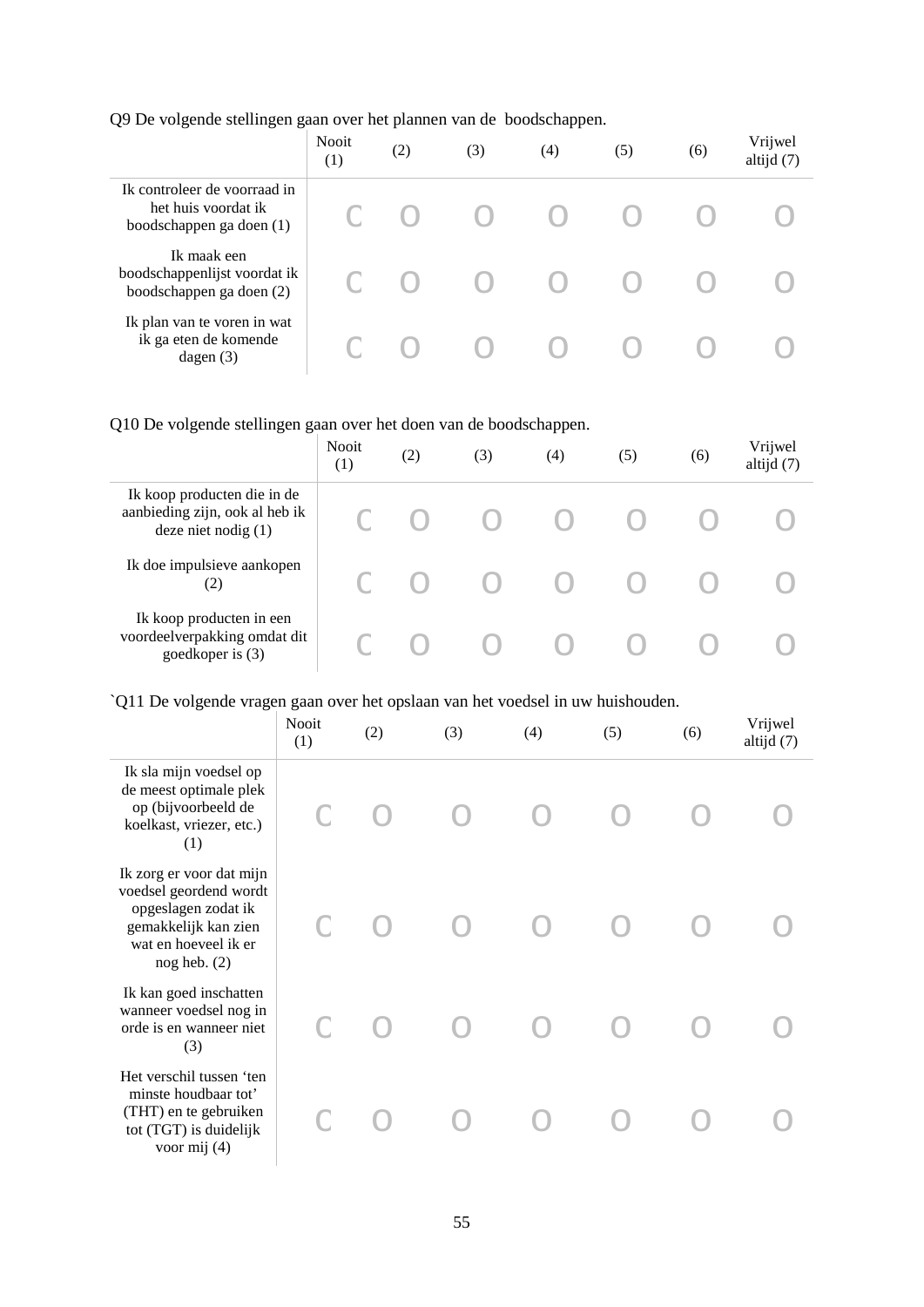Q9 De volgende stellingen gaan over het plannen van de  boodschappen.

| | Nooit (1) | (2) | (3) | (4) | (5) | (6) | Vrijwel altijd (7) |
|---|---|---|---|---|---|---|---|
| Ik controleer de voorraad in het huis voordat ik boodschappen ga doen (1) | O | O | O | O | O | O | O |
| Ik maak een boodschappenlijst voordat ik boodschappen ga doen (2) | O | O | O | O | O | O | O |
| Ik plan van te voren in wat ik ga eten de komende dagen (3) | O | O | O | O | O | O | O |

Q10 De volgende stellingen gaan over het doen van de boodschappen.

| | Nooit (1) | (2) | (3) | (4) | (5) | (6) | Vrijwel altijd (7) |
|---|---|---|---|---|---|---|---|
| Ik koop producten die in de aanbieding zijn, ook al heb ik deze niet nodig (1) | O | O | O | O | O | O | O |
| Ik doe impulsieve aankopen (2) | O | O | O | O | O | O | O |
| Ik koop producten in een voordeelverpakking omdat dit goedkoper is (3) | O | O | O | O | O | O | O |

`Q11 De volgende vragen gaan over het opslaan van het voedsel in uw huishouden.

| | Nooit (1) | (2) | (3) | (4) | (5) | (6) | Vrijwel altijd (7) |
|---|---|---|---|---|---|---|---|
| Ik sla mijn voedsel op de meest optimale plek op (bijvoorbeeld de koelkast, vriezer, etc.) (1) | O | O | O | O | O | O | O |
| Ik zorg er voor dat mijn voedsel geordend wordt opgeslagen zodat ik gemakkelijk kan zien wat en hoeveel ik er nog heb. (2) | O | O | O | O | O | O | O |
| Ik kan goed inschatten wanneer voedsel nog in orde is en wanneer niet (3) | O | O | O | O | O | O | O |
| Het verschil tussen 'ten minste houdbaar tot' (THT) en te gebruiken tot (TGT) is duidelijk voor mij (4) | O | O | O | O | O | O | O |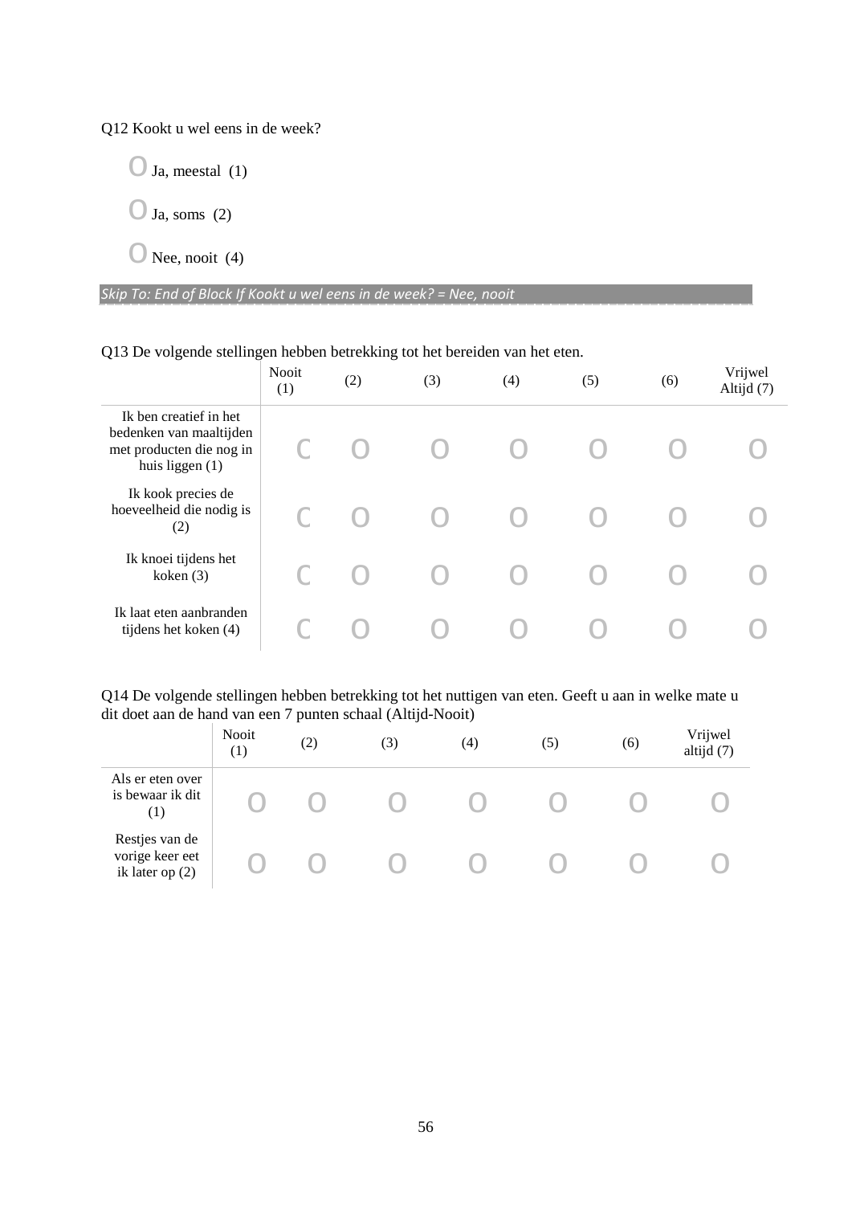Q12 Kookt u wel eens in de week?

- O Ja, meestal (1)
- O Ja, soms (2)
- O Nee, nooit (4)

*Skip To: End of Block If Kookt u wel eens in de week? = Nee, nooit*

Q13 De volgende stellingen hebben betrekking tot het bereiden van het eten.

| | Nooit (1) | (2) | (3) | (4) | (5) | (6) | Vrijwel Altijd (7) |
|---|---|---|---|---|---|---|---|
| Ik ben creatief in het bedenken van maaltijden met producten die nog in huis liggen (1) | O | O | O | O | O | O | O |
| Ik kook precies de hoeveelheid die nodig is (2) | O | O | O | O | O | O | O |
| Ik knoei tijdens het koken (3) | O | O | O | O | O | O | O |
| Ik laat eten aanbranden tijdens het koken (4) | O | O | O | O | O | O | O |

Q14 De volgende stellingen hebben betrekking tot het nuttigen van eten. Geeft u aan in welke mate u dit doet aan de hand van een 7 punten schaal (Altijd-Nooit)

| | Nooit (1) | (2) | (3) | (4) | (5) | (6) | Vrijwel altijd (7) |
|---|---|---|---|---|---|---|---|
| Als er eten over is bewaar ik dit (1) | O | O | O | O | O | O | O |
| Restjes van de vorige keer eet ik later op (2) | O | O | O | O | O | O | O |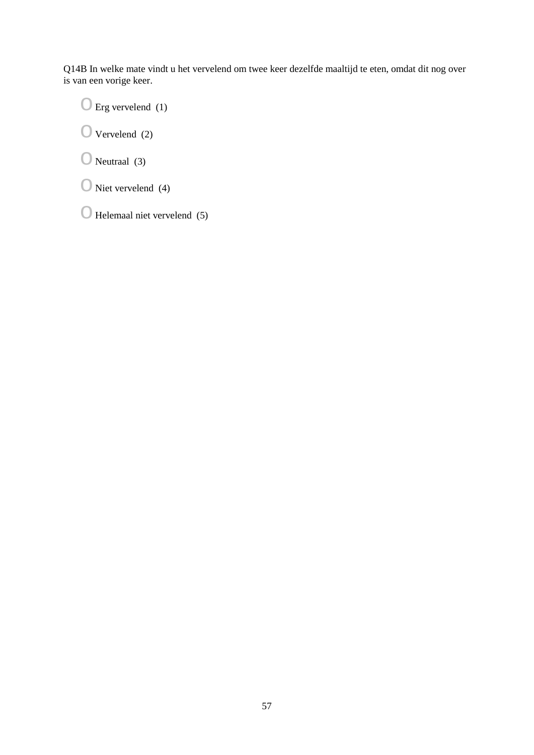Q14B In welke mate vindt u het vervelend om twee keer dezelfde maaltijd te eten, omdat dit nog over is van een vorige keer.

- Erg vervelend (1)
- Vervelend (2)
- Neutraal (3)
- Niet vervelend (4)
- Helemaal niet vervelend (5)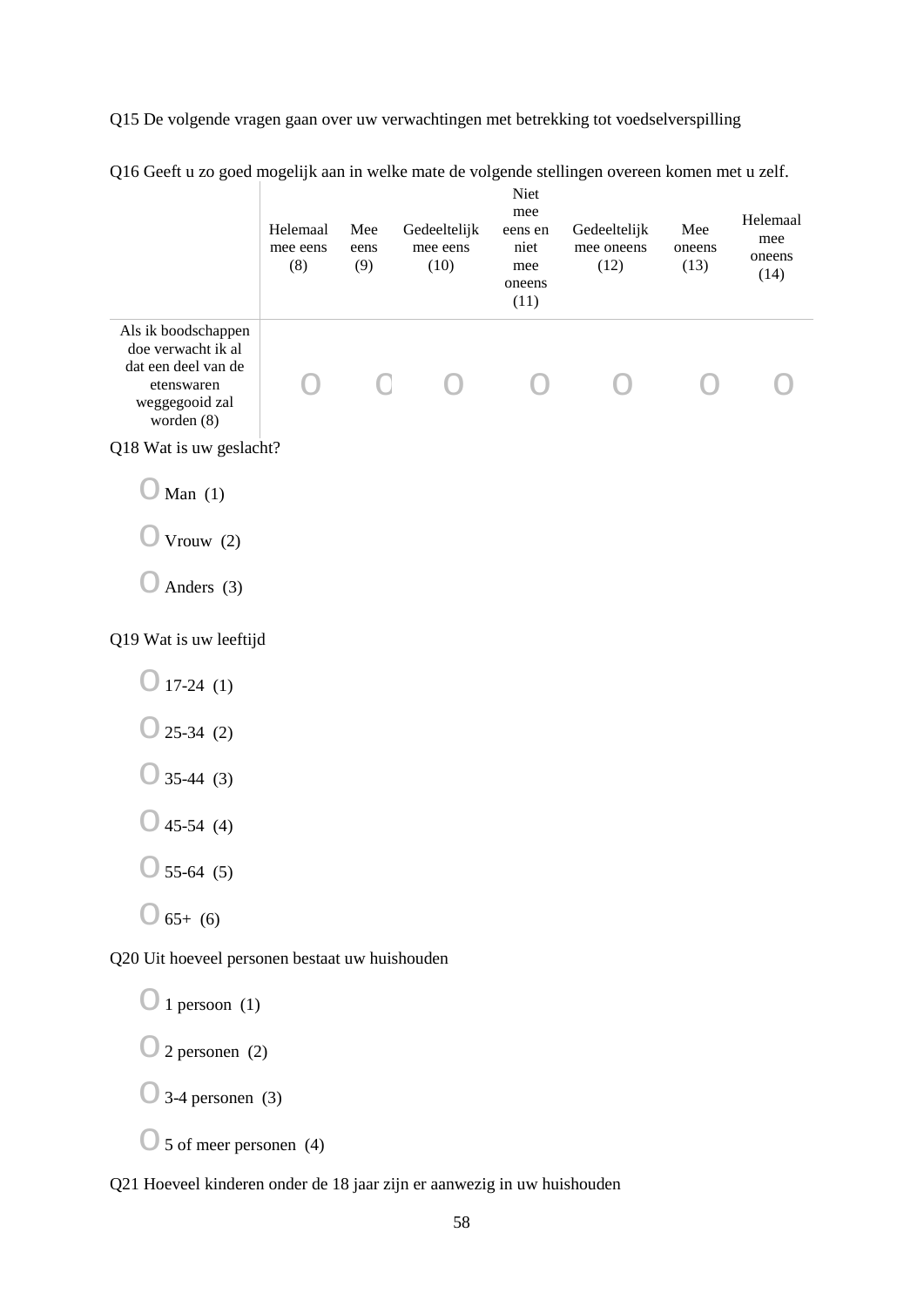Q15 De volgende vragen gaan over uw verwachtingen met betrekking tot voedselverspilling

Q16 Geeft u zo goed mogelijk aan in welke mate de volgende stellingen overeen komen met u zelf.

| | Helemaal mee eens (8) | Mee eens (9) | Gedeeltelijk mee eens (10) | Niet mee eens en niet mee oneens (11) | Gedeeltelijk mee oneens (12) | Mee oneens (13) | Helemaal mee oneens (14) |
|---|---|---|---|---|---|---|---|
| Als ik boodschappen doe verwacht ik al dat een deel van de etenswaren weggegooid zal worden (8) | o | o | o | o | o | o | o |

Q18 Wat is uw geslacht?

- Man (1)
- Vrouw (2)
- Anders (3)

Q19 Wat is uw leeftijd

- 17-24 (1)
- 25-34 (2)
- 35-44 (3)
- 45-54 (4)
- 55-64 (5)
- 65+ (6)

Q20 Uit hoeveel personen bestaat uw huishouden

- 1 persoon (1)
- 2 personen (2)
- 3-4 personen (3)
- 5 of meer personen (4)

Q21 Hoeveel kinderen onder de 18 jaar zijn er aanwezig in uw huishouden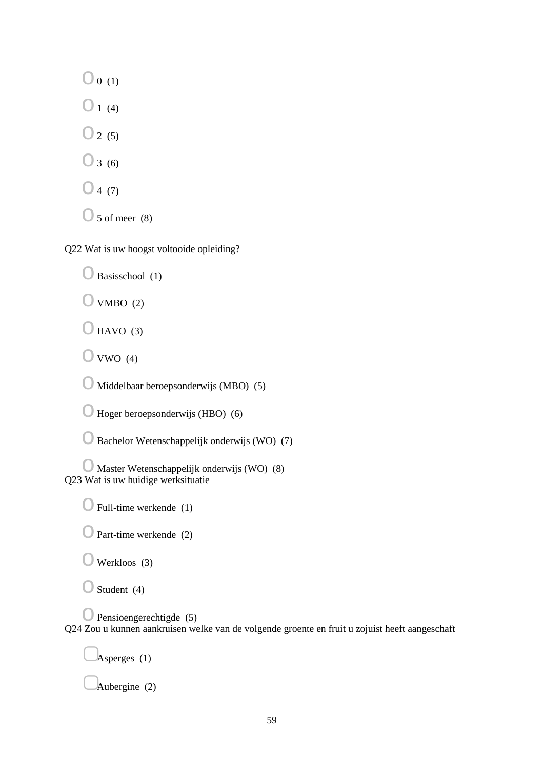- 0 (1)
- 1 (4)
- 2 (5)
- 3 (6)
- 4 (7)
- 5 of meer (8)

Q22 Wat is uw hoogst voltooide opleiding?

- Basisschool (1)
- VMBO (2)
- HAVO (3)
- VWO (4)
- Middelbaar beroepsonderwijs (MBO) (5)
- Hoger beroepsonderwijs (HBO) (6)
- Bachelor Wetenschappelijk onderwijs (WO) (7)
- Master Wetenschappelijk onderwijs (WO) (8)

Q23 Wat is uw huidige werksituatie

- Full-time werkende (1)
- Part-time werkende (2)
- Werkloos (3)
- Student (4)
- Pensioengerechtigde (5)

Q24 Zou u kunnen aankruisen welke van de volgende groente en fruit u zojuist heeft aangeschaft

- [ ] Asperges (1)
- [ ] Aubergine (2)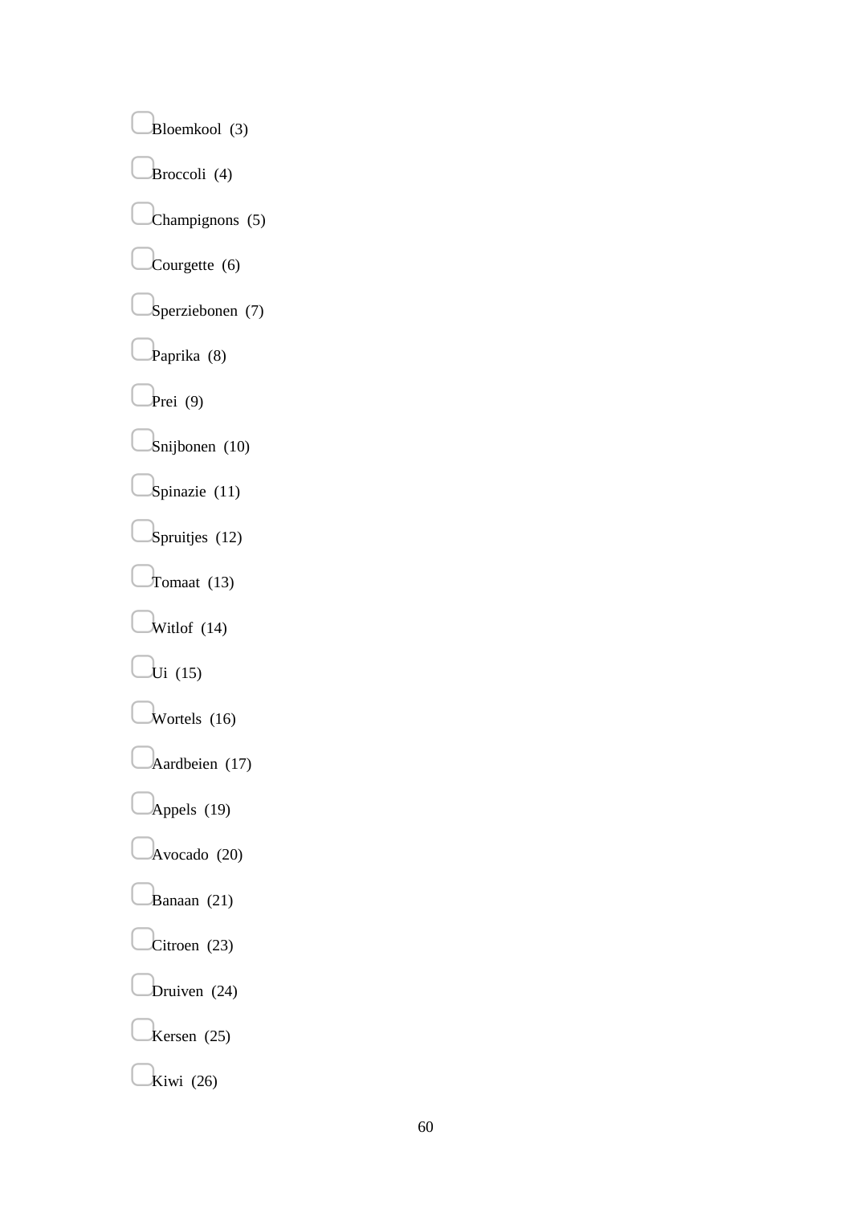- [ ] Bloemkool (3)
- [ ] Broccoli (4)
- [ ] Champignons (5)
- [ ] Courgette (6)
- [ ] Sperziebonen (7)
- [ ] Paprika (8)
- [ ] Prei (9)
- [ ] Snijbonen (10)
- [ ] Spinazie (11)
- [ ] Spruitjes (12)
- [ ] Tomaat (13)
- [ ] Witlof (14)
- [ ] Ui (15)
- [ ] Wortels (16)
- [ ] Aardbeien (17)
- [ ] Appels (19)
- [ ] Avocado (20)
- [ ] Banaan (21)
- [ ] Citroen (23)
- [ ] Druiven (24)
- [ ] Kersen (25)
- [ ] Kiwi (26)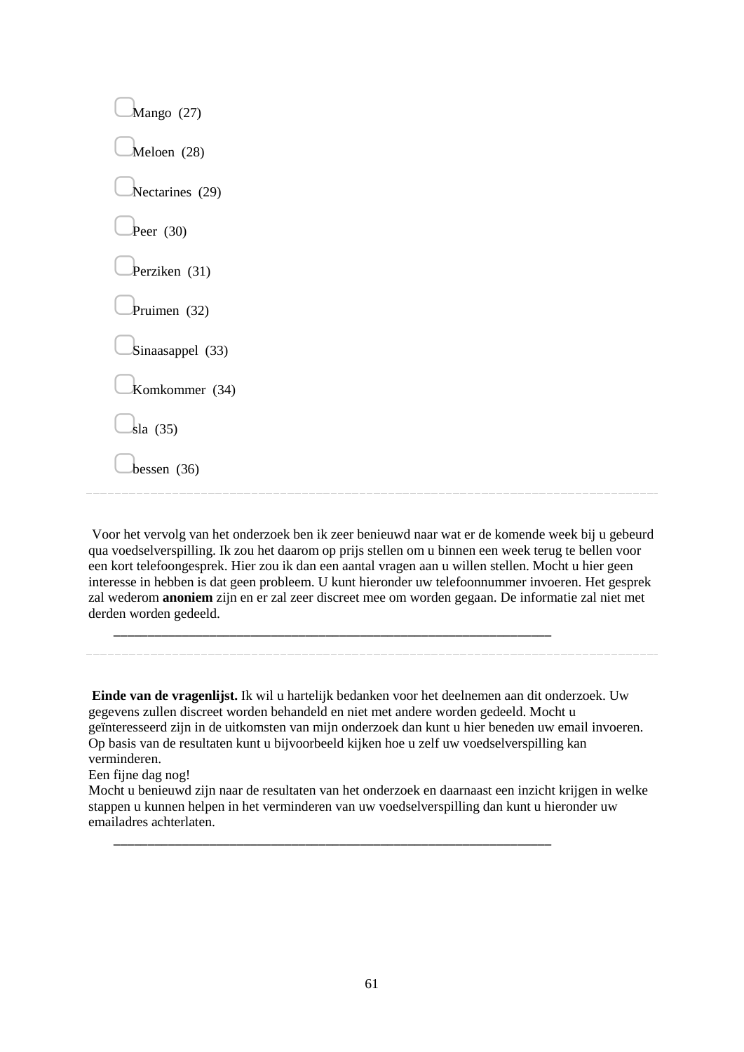- ☐ Mango (27)
- ☐ Meloen (28)
- ☐ Nectarines (29)
- ☐ Peer (30)
- ☐ Perziken (31)
- ☐ Pruimen (32)
- ☐ Sinaasappel (33)
- ☐ Komkommer (34)
- ☐ sla (35)
- ☐ bessen (36)

---

Voor het vervolg van het onderzoek ben ik zeer benieuwd naar wat er de komende week bij u gebeurd qua voedselverspilling. Ik zou het daarom op prijs stellen om u binnen een week terug te bellen voor een kort telefoongesprek. Hier zou ik dan een aantal vragen aan u willen stellen. Mocht u hier geen interesse in hebben is dat geen probleem. U kunt hieronder uw telefoonnummer invoeren. Het gesprek zal wederom **anoniem** zijn en er zal zeer discreet mee om worden gegaan. De informatie zal niet met derden worden gedeeld.

________________________________________________________________

---

**Einde van de vragenlijst.** Ik wil u hartelijk bedanken voor het deelnemen aan dit onderzoek. Uw gegevens zullen discreet worden behandeld en niet met andere worden gedeeld. Mocht u geïnteresseerd zijn in de uitkomsten van mijn onderzoek dan kunt u hier beneden uw email invoeren. Op basis van de resultaten kunt u bijvoorbeeld kijken hoe u zelf uw voedselverspilling kan verminderen.
Een fijne dag nog!
Mocht u benieuwd zijn naar de resultaten van het onderzoek en daarnaast een inzicht krijgen in welke stappen u kunnen helpen in het verminderen van uw voedselverspilling dan kunt u hieronder uw emailadres achterlaten.

________________________________________________________________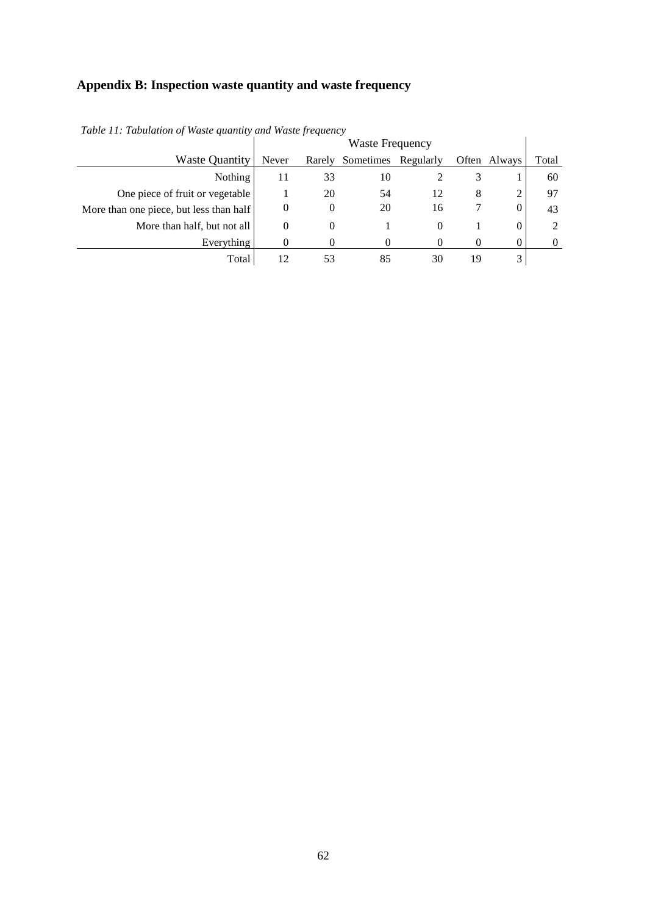# Appendix B: Inspection waste quantity and waste frequency

*Table 11: Tabulation of Waste quantity and Waste frequency*

| | Waste Frequency | | | | | | |
|---|---|---|---|---|---|---|---|
| Waste Quantity | Never | Rarely | Sometimes | Regularly | Often | Always | Total |
| Nothing | 11 | 33 | 10 | 2 | 3 | 1 | 60 |
| One piece of fruit or vegetable | 1 | 20 | 54 | 12 | 8 | 2 | 97 |
| More than one piece, but less than half | 0 | 0 | 20 | 16 | 7 | 0 | 43 |
| More than half, but not all | 0 | 0 | 1 | 0 | 1 | 0 | 2 |
| Everything | 0 | 0 | 0 | 0 | 0 | 0 | 0 |
| Total | 12 | 53 | 85 | 30 | 19 | 3 | |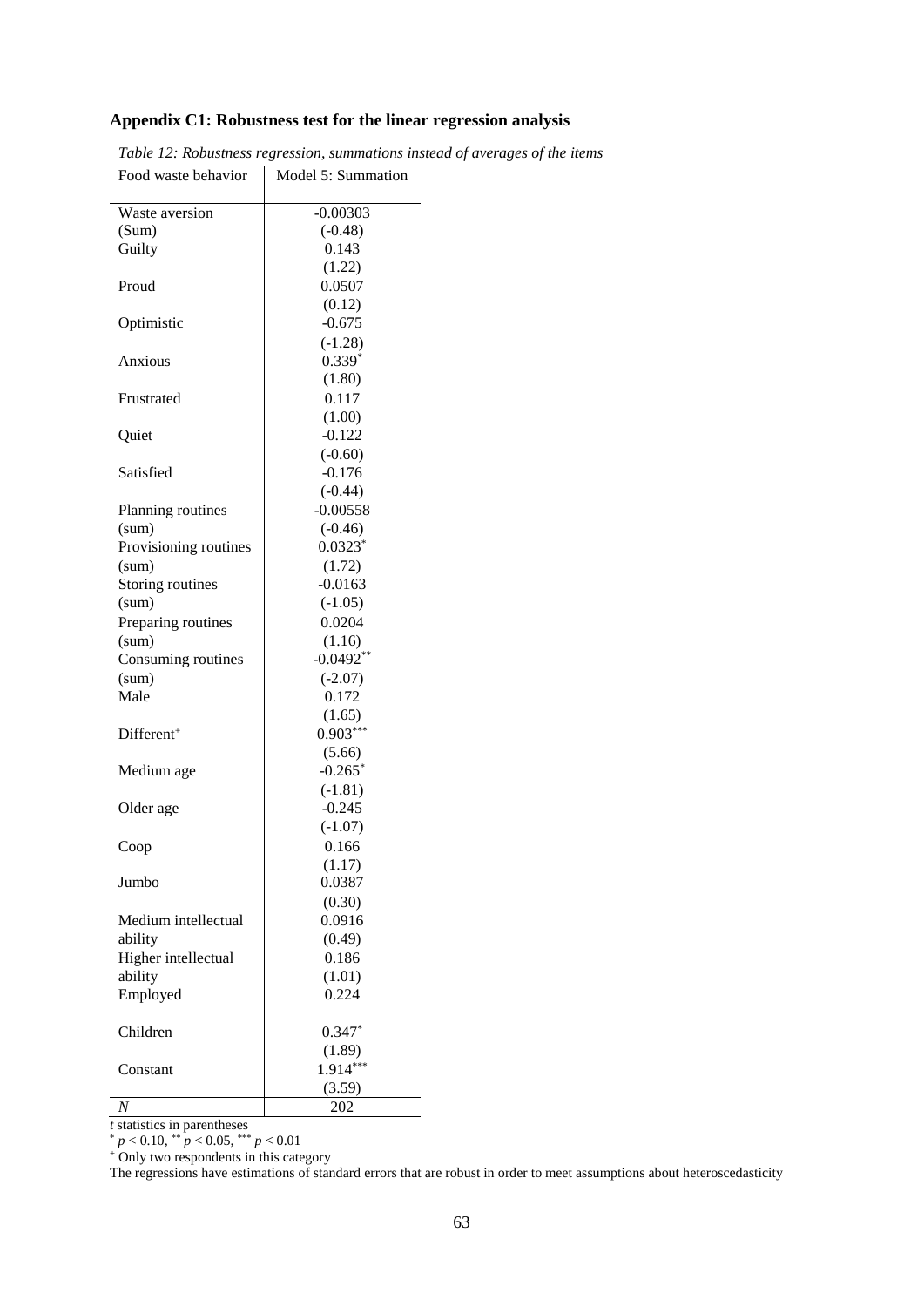## Appendix C1: Robustness test for the linear regression analysis

*Table 12: Robustness regression, summations instead of averages of the items*

| Food waste behavior | Model 5: Summation |
|---|---|
| Waste aversion (Sum) | -0.00303 |
| | (-0.48) |
| Guilty | 0.143 |
| | (1.22) |
| Proud | 0.0507 |
| | (0.12) |
| Optimistic | -0.675 |
| | (-1.28) |
| Anxious | $0.339^{*}$ |
| | (1.80) |
| Frustrated | 0.117 |
| | (1.00) |
| Quiet | -0.122 |
| | (-0.60) |
| Satisfied | -0.176 |
| | (-0.44) |
| Planning routines (sum) | -0.00558 |
| | (-0.46) |
| Provisioning routines (sum) | $0.0323^{*}$ |
| | (1.72) |
| Storing routines (sum) | -0.0163 |
| | (-1.05) |
| Preparing routines (sum) | 0.0204 |
| | (1.16) |
| Consuming routines (sum) | $-0.0492^{**}$ |
| | (-2.07) |
| Male | 0.172 |
| | (1.65) |
| Different$^{+}$ | $0.903^{***}$ |
| | (5.66) |
| Medium age | $-0.265^{*}$ |
| | (-1.81) |
| Older age | -0.245 |
| | (-1.07) |
| Coop | 0.166 |
| | (1.17) |
| Jumbo | 0.0387 |
| | (0.30) |
| Medium intellectual ability | 0.0916 |
| | (0.49) |
| Higher intellectual ability | 0.186 |
| | (1.01) |
| Employed | 0.224 |
| Children | $0.347^{*}$ |
| | (1.89) |
| Constant | $1.914^{***}$ |
| | (3.59) |
| *N* | 202 |

*t* statistics in parentheses

$^{*}$ $p < 0.10$, $^{**}$ $p < 0.05$, $^{***}$ $p < 0.01$

$^{+}$ Only two respondents in this category

The regressions have estimations of standard errors that are robust in order to meet assumptions about heteroscedasticity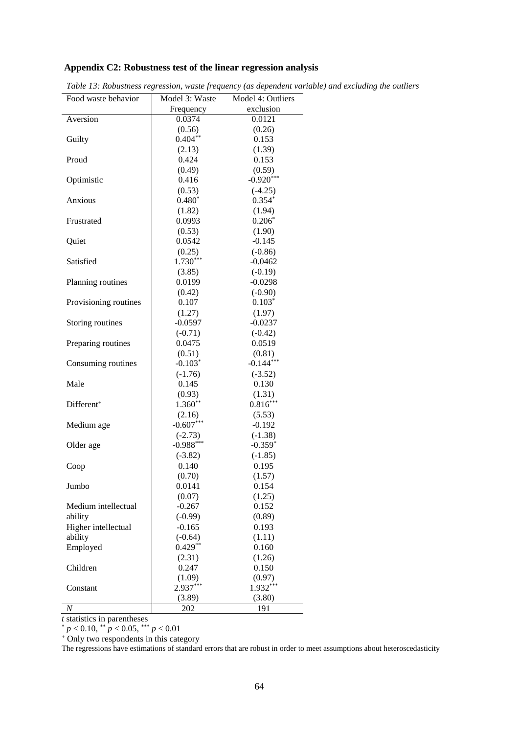## Appendix C2: Robustness test of the linear regression analysis

*Table 13: Robustness regression, waste frequency (as dependent variable) and excluding the outliers*

| Food waste behavior | Model 3: Waste Frequency | Model 4: Outliers exclusion |
|---|---|---|
| Aversion | 0.0374 | 0.0121 |
| | (0.56) | (0.26) |
| Guilty | $0.404^{**}$ | 0.153 |
| | (2.13) | (1.39) |
| Proud | 0.424 | 0.153 |
| | (0.49) | (0.59) |
| Optimistic | 0.416 | $-0.920^{***}$ |
| | (0.53) | (-4.25) |
| Anxious | $0.480^{*}$ | $0.354^{*}$ |
| | (1.82) | (1.94) |
| Frustrated | 0.0993 | $0.206^{*}$ |
| | (0.53) | (1.90) |
| Quiet | 0.0542 | -0.145 |
| | (0.25) | (-0.86) |
| Satisfied | $1.730^{***}$ | -0.0462 |
| | (3.85) | (-0.19) |
| Planning routines | 0.0199 | -0.0298 |
| | (0.42) | (-0.90) |
| Provisioning routines | 0.107 | $0.103^{*}$ |
| | (1.27) | (1.97) |
| Storing routines | -0.0597 | -0.0237 |
| | (-0.71) | (-0.42) |
| Preparing routines | 0.0475 | 0.0519 |
| | (0.51) | (0.81) |
| Consuming routines | $-0.103^{*}$ | $-0.144^{***}$ |
| | (-1.76) | (-3.52) |
| Male | 0.145 | 0.130 |
| | (0.93) | (1.31) |
| Different[+] | $1.360^{**}$ | $0.816^{***}$ |
| | (2.16) | (5.53) |
| Medium age | $-0.607^{***}$ | -0.192 |
| | (-2.73) | (-1.38) |
| Older age | $-0.988^{***}$ | $-0.359^{*}$ |
| | (-3.82) | (-1.85) |
| Coop | 0.140 | 0.195 |
| | (0.70) | (1.57) |
| Jumbo | 0.0141 | 0.154 |
| | (0.07) | (1.25) |
| Medium intellectual ability | -0.267 | 0.152 |
| | (-0.99) | (0.89) |
| Higher intellectual ability | -0.165 | 0.193 |
| | (-0.64) | (1.11) |
| Employed | $0.429^{**}$ | 0.160 |
| | (2.31) | (1.26) |
| Children | 0.247 | 0.150 |
| | (1.09) | (0.97) |
| Constant | $2.937^{***}$ | $1.932^{***}$ |
| | (3.89) | (3.80) |
| *N* | 202 | 191 |

*t* statistics in parentheses

$^{*}$ $p < 0.10$, $^{**}$ $p < 0.05$, $^{***}$ $p < 0.01$

[+] Only two respondents in this category

The regressions have estimations of standard errors that are robust in order to meet assumptions about heteroscedasticity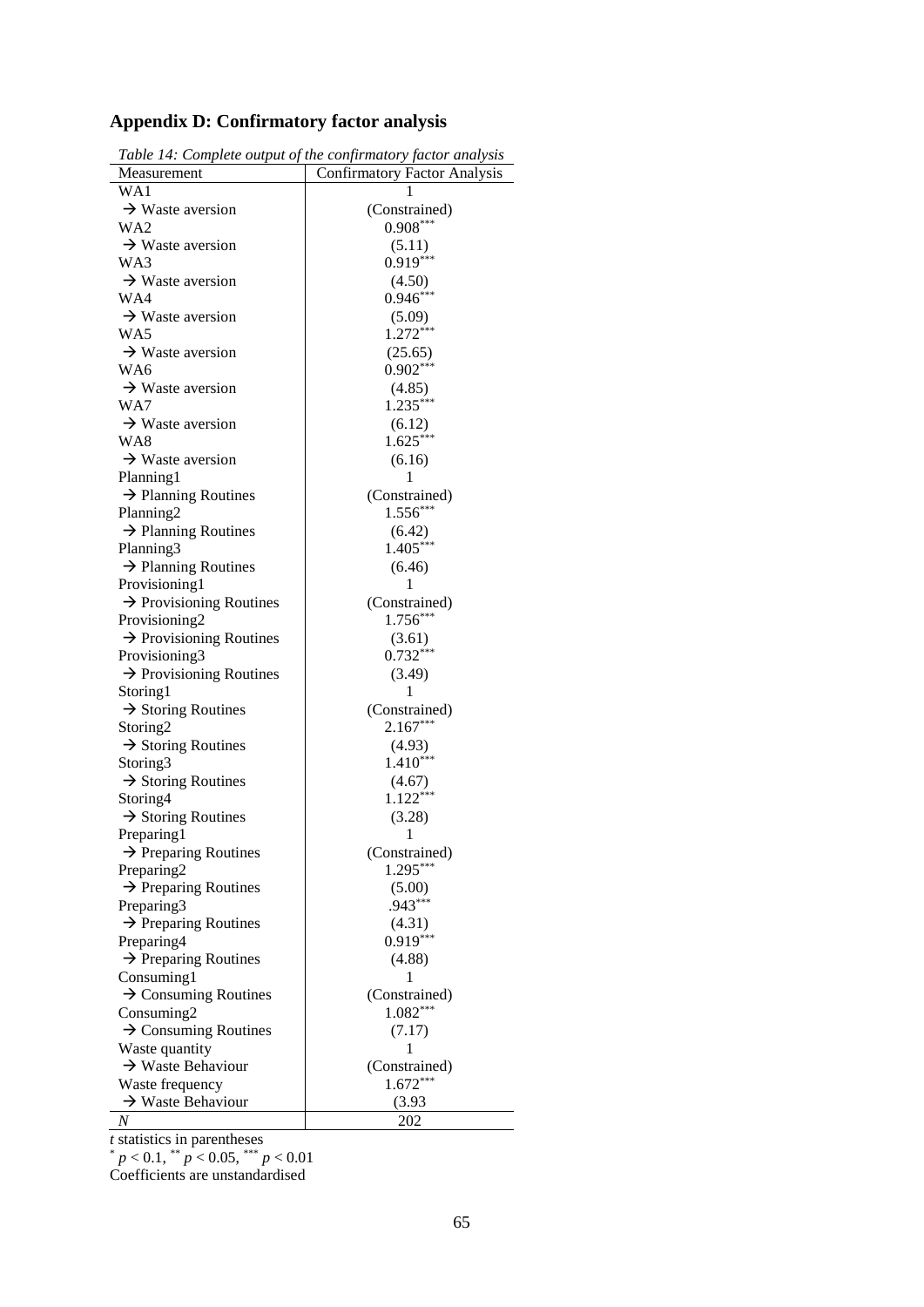## Appendix D: Confirmatory factor analysis

*Table 14: Complete output of the confirmatory factor analysis*

| Measurement | Confirmatory Factor Analysis |
|---|---|
| WA1 | 1 |
| → Waste aversion | (Constrained) |
| WA2 | $0.908^{***}$ |
| → Waste aversion | (5.11) |
| WA3 | $0.919^{***}$ |
| → Waste aversion | (4.50) |
| WA4 | $0.946^{***}$ |
| → Waste aversion | (5.09) |
| WA5 | $1.272^{***}$ |
| → Waste aversion | (25.65) |
| WA6 | $0.902^{***}$ |
| → Waste aversion | (4.85) |
| WA7 | $1.235^{***}$ |
| → Waste aversion | (6.12) |
| WA8 | $1.625^{***}$ |
| → Waste aversion | (6.16) |
| Planning1 | 1 |
| → Planning Routines | (Constrained) |
| Planning2 | $1.556^{***}$ |
| → Planning Routines | (6.42) |
| Planning3 | $1.405^{***}$ |
| → Planning Routines | (6.46) |
| Provisioning1 | 1 |
| → Provisioning Routines | (Constrained) |
| Provisioning2 | $1.756^{***}$ |
| → Provisioning Routines | (3.61) |
| Provisioning3 | $0.732^{***}$ |
| → Provisioning Routines | (3.49) |
| Storing1 | 1 |
| → Storing Routines | (Constrained) |
| Storing2 | $2.167^{***}$ |
| → Storing Routines | (4.93) |
| Storing3 | $1.410^{***}$ |
| → Storing Routines | (4.67) |
| Storing4 | $1.122^{***}$ |
| → Storing Routines | (3.28) |
| Preparing1 | 1 |
| → Preparing Routines | (Constrained) |
| Preparing2 | $1.295^{***}$ |
| → Preparing Routines | (5.00) |
| Preparing3 | $.943^{***}$ |
| → Preparing Routines | (4.31) |
| Preparing4 | $0.919^{***}$ |
| → Preparing Routines | (4.88) |
| Consuming1 | 1 |
| → Consuming Routines | (Constrained) |
| Consuming2 | $1.082^{***}$ |
| → Consuming Routines | (7.17) |
| Waste quantity | 1 |
| → Waste Behaviour | (Constrained) |
| Waste frequency | $1.672^{***}$ |
| → Waste Behaviour | (3.93 |
| *N* | 202 |

*t* statistics in parentheses

$^{*}$ $p < 0.1$, $^{**}$ $p < 0.05$, $^{***}$ $p < 0.01$

Coefficients are unstandardised